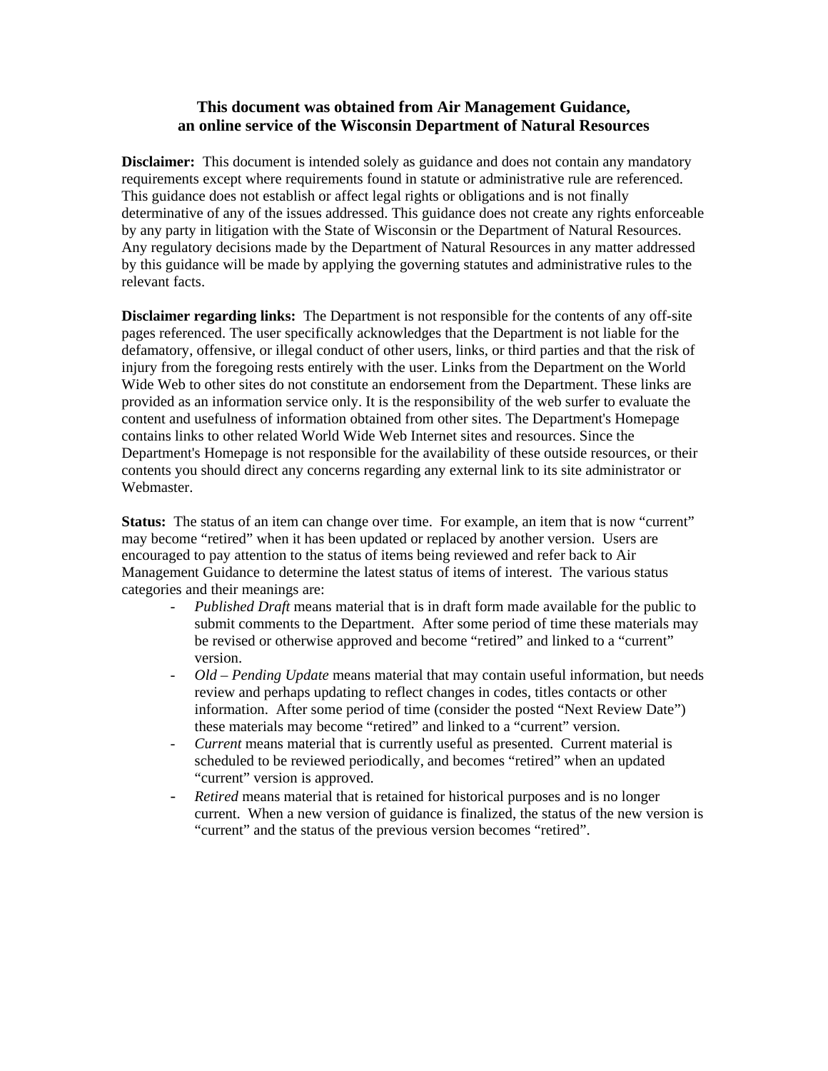**This document was obtained from Air Management Guidance, an online service of the Wisconsin Department of Natural Resources**

**Disclaimer:** This document is intended solely as guidance and does not contain any mandatory requirements except where requirements found in statute or administrative rule are referenced. This guidance does not establish or affect legal rights or obligations and is not finally determinative of any of the issues addressed. This guidance does not create any rights enforceable by any party in litigation with the State of Wisconsin or the Department of Natural Resources. Any regulatory decisions made by the Department of Natural Resources in any matter addressed by this guidance will be made by applying the governing statutes and administrative rules to the relevant facts.

**Disclaimer regarding links:** The Department is not responsible for the contents of any off-site pages referenced. The user specifically acknowledges that the Department is not liable for the defamatory, offensive, or illegal conduct of other users, links, or third parties and that the risk of injury from the foregoing rests entirely with the user. Links from the Department on the World Wide Web to other sites do not constitute an endorsement from the Department. These links are provided as an information service only. It is the responsibility of the web surfer to evaluate the content and usefulness of information obtained from other sites. The Department's Homepage contains links to other related World Wide Web Internet sites and resources. Since the Department's Homepage is not responsible for the availability of these outside resources, or their contents you should direct any concerns regarding any external link to its site administrator or Webmaster.

**Status:** The status of an item can change over time. For example, an item that is now "current" may become "retired" when it has been updated or replaced by another version. Users are encouraged to pay attention to the status of items being reviewed and refer back to Air Management Guidance to determine the latest status of items of interest. The various status categories and their meanings are:

- *Published Draft* means material that is in draft form made available for the public to submit comments to the Department. After some period of time these materials may be revised or otherwise approved and become "retired" and linked to a "current" version.
- *Old – Pending Update* means material that may contain useful information, but needs review and perhaps updating to reflect changes in codes, titles contacts or other information. After some period of time (consider the posted "Next Review Date") these materials may become "retired" and linked to a "current" version.
- *Current* means material that is currently useful as presented. Current material is scheduled to be reviewed periodically, and becomes "retired" when an updated "current" version is approved.
- *Retired* means material that is retained for historical purposes and is no longer current. When a new version of guidance is finalized, the status of the new version is "current" and the status of the previous version becomes "retired".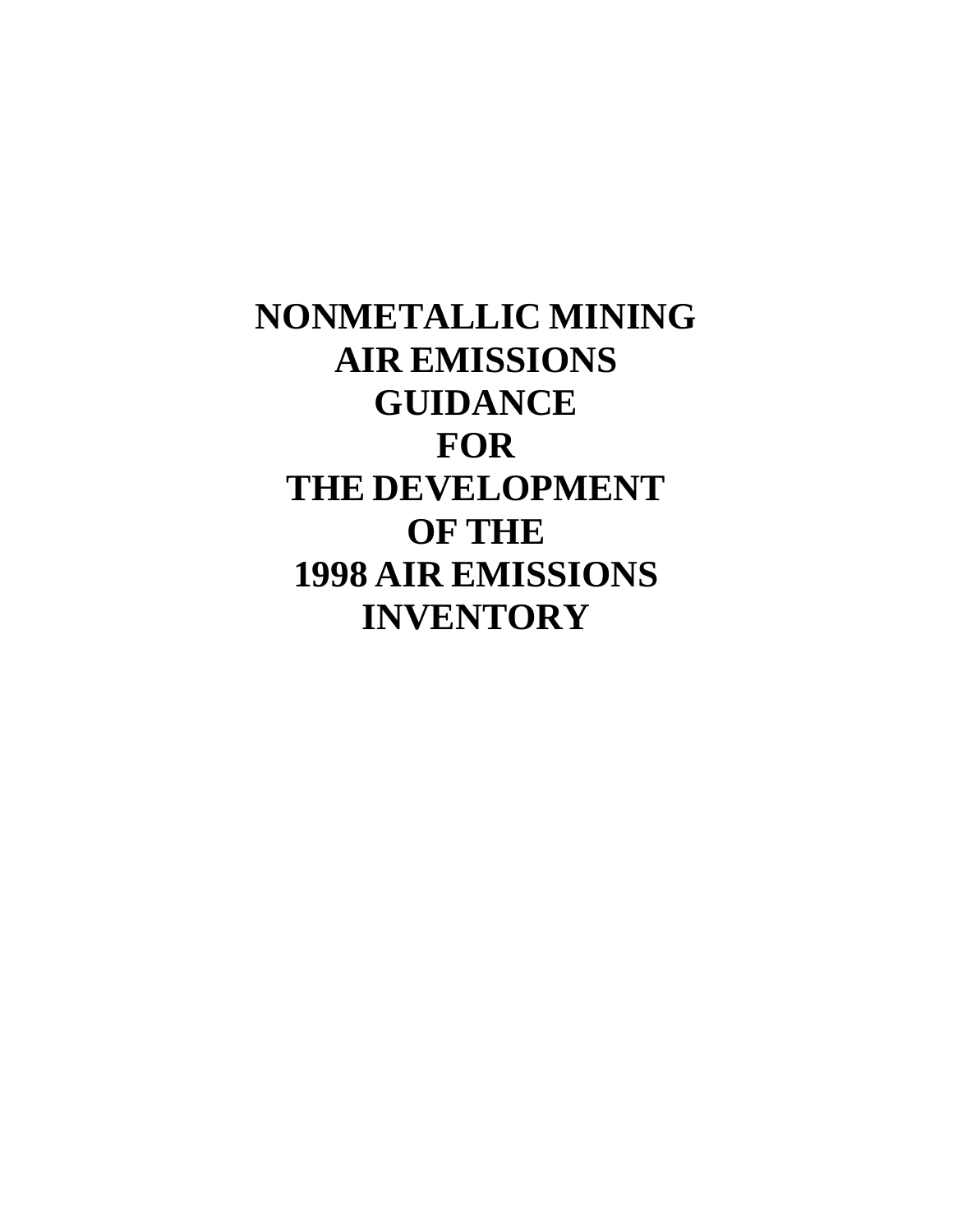# NONMETALLIC MINING AIR EMISSIONS GUIDANCE FOR THE DEVELOPMENT OF THE 1998 AIR EMISSIONS INVENTORY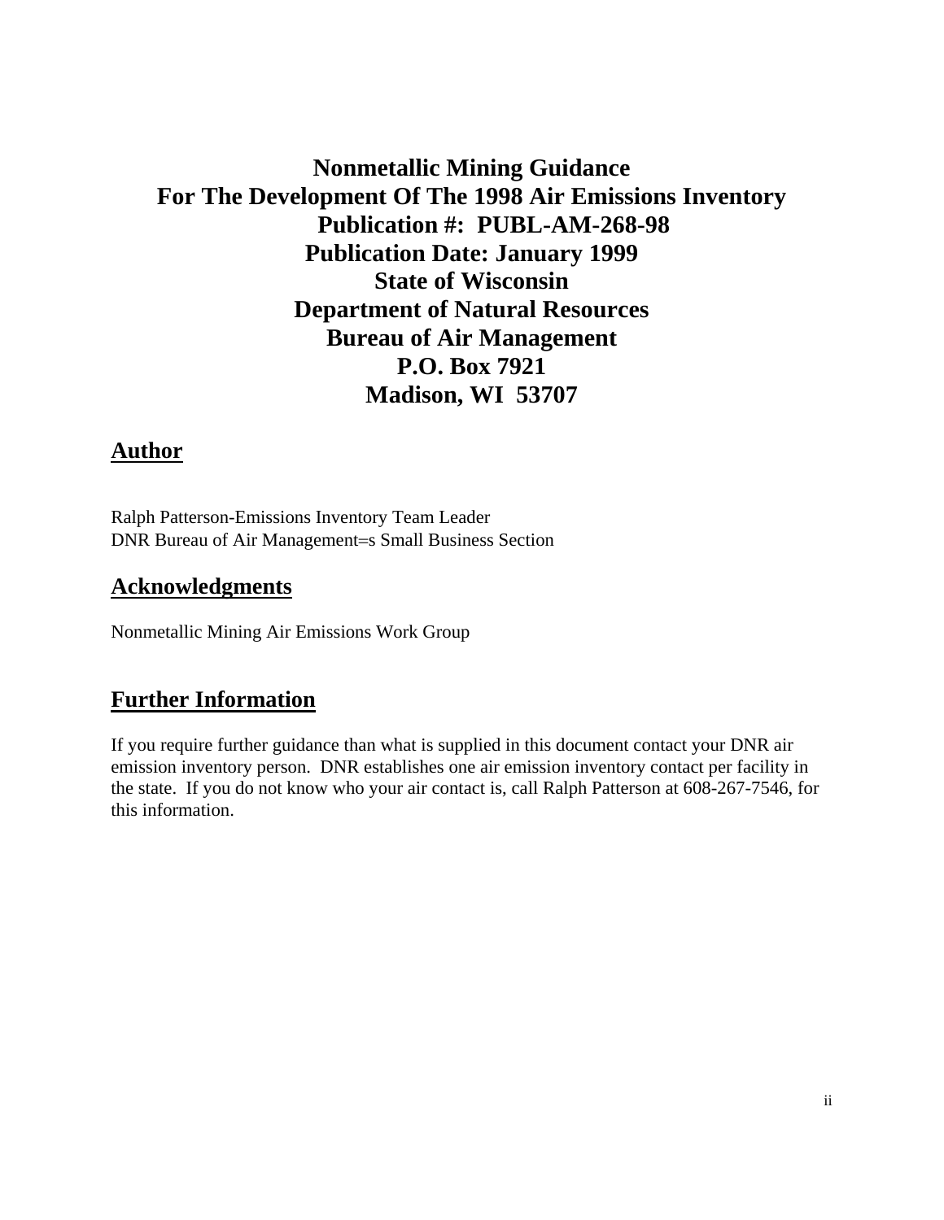# Nonmetallic Mining Guidance
# For The Development Of The 1998 Air Emissions Inventory

**Publication #: PUBL-AM-268-98**
**Publication Date: January 1999**
**State of Wisconsin**
**Department of Natural Resources**
**Bureau of Air Management**
**P.O. Box 7921**
**Madison, WI 53707**

## Author

Ralph Patterson-Emissions Inventory Team Leader
DNR Bureau of Air Management=s Small Business Section

## Acknowledgments

Nonmetallic Mining Air Emissions Work Group

## Further Information

If you require further guidance than what is supplied in this document contact your DNR air emission inventory person. DNR establishes one air emission inventory contact per facility in the state. If you do not know who your air contact is, call Ralph Patterson at 608-267-7546, for this information.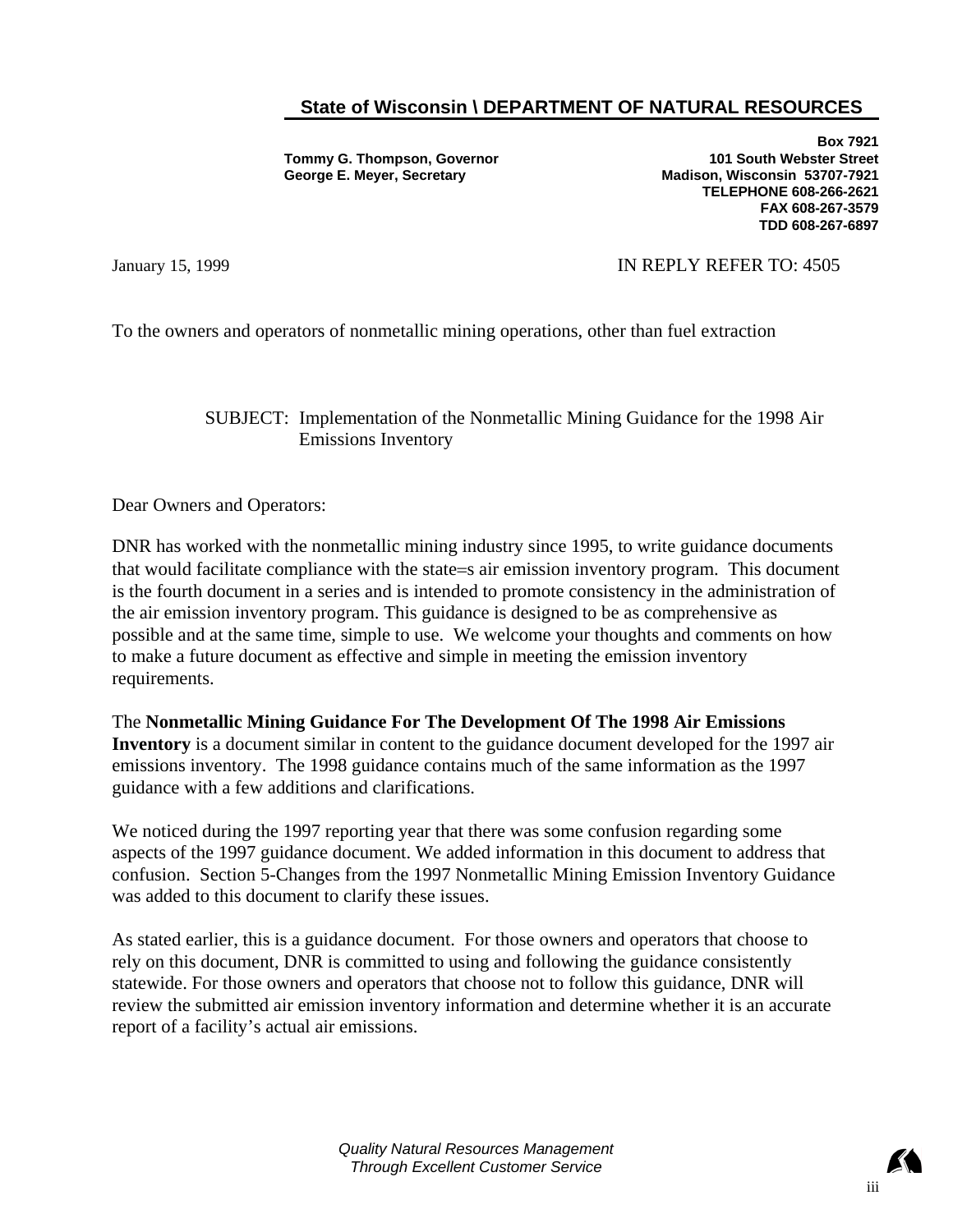## State of Wisconsin \ DEPARTMENT OF NATURAL RESOURCES

**Tommy G. Thompson, Governor**
**George E. Meyer, Secretary**

**Box 7921**
**101 South Webster Street**
**Madison, Wisconsin 53707-7921**
**TELEPHONE 608-266-2621**
**FAX 608-267-3579**
**TDD 608-267-6897**

January 15, 1999

IN REPLY REFER TO: 4505

To the owners and operators of nonmetallic mining operations, other than fuel extraction

SUBJECT: Implementation of the Nonmetallic Mining Guidance for the 1998 Air Emissions Inventory

Dear Owners and Operators:

DNR has worked with the nonmetallic mining industry since 1995, to write guidance documents that would facilitate compliance with the state=s air emission inventory program. This document is the fourth document in a series and is intended to promote consistency in the administration of the air emission inventory program. This guidance is designed to be as comprehensive as possible and at the same time, simple to use. We welcome your thoughts and comments on how to make a future document as effective and simple in meeting the emission inventory requirements.

The **Nonmetallic Mining Guidance For The Development Of The 1998 Air Emissions Inventory** is a document similar in content to the guidance document developed for the 1997 air emissions inventory. The 1998 guidance contains much of the same information as the 1997 guidance with a few additions and clarifications.

We noticed during the 1997 reporting year that there was some confusion regarding some aspects of the 1997 guidance document. We added information in this document to address that confusion. Section 5-Changes from the 1997 Nonmetallic Mining Emission Inventory Guidance was added to this document to clarify these issues.

As stated earlier, this is a guidance document. For those owners and operators that choose to rely on this document, DNR is committed to using and following the guidance consistently statewide. For those owners and operators that choose not to follow this guidance, DNR will review the submitted air emission inventory information and determine whether it is an accurate report of a facility's actual air emissions.

*Quality Natural Resources Management*
*Through Excellent Customer Service*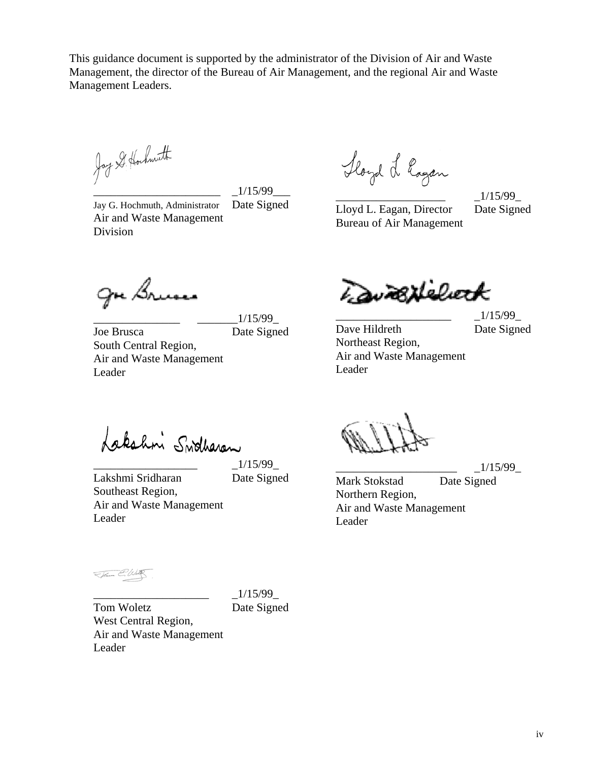This guidance document is supported by the administrator of the Division of Air and Waste Management, the director of the Bureau of Air Management, and the regional Air and Waste Management Leaders.

| | |
|---|---|
| _____________________ _1/15/99___<br>Jay G. Hochmuth, Administrator Date Signed<br>Air and Waste Management Division | ___________________ _1/15/99_<br>Lloyd L. Eagan, Director Date Signed<br>Bureau of Air Management |
| _______________ _______1/15/99_<br>Joe Brusca Date Signed<br>South Central Region, Air and Waste Management Leader | ___________________ _1/15/99_<br>Dave Hildreth Date Signed<br>Northeast Region, Air and Waste Management Leader |
| _________________ _1/15/99_<br>Lakshmi Sridharan Date Signed<br>Southeast Region, Air and Waste Management Leader | ____________________ _1/15/99_<br>Mark Stokstad Date Signed<br>Northern Region, Air and Waste Management Leader |
| ____________________ _1/15/99_<br>Tom Woletz Date Signed<br>West Central Region, Air and Waste Management Leader | |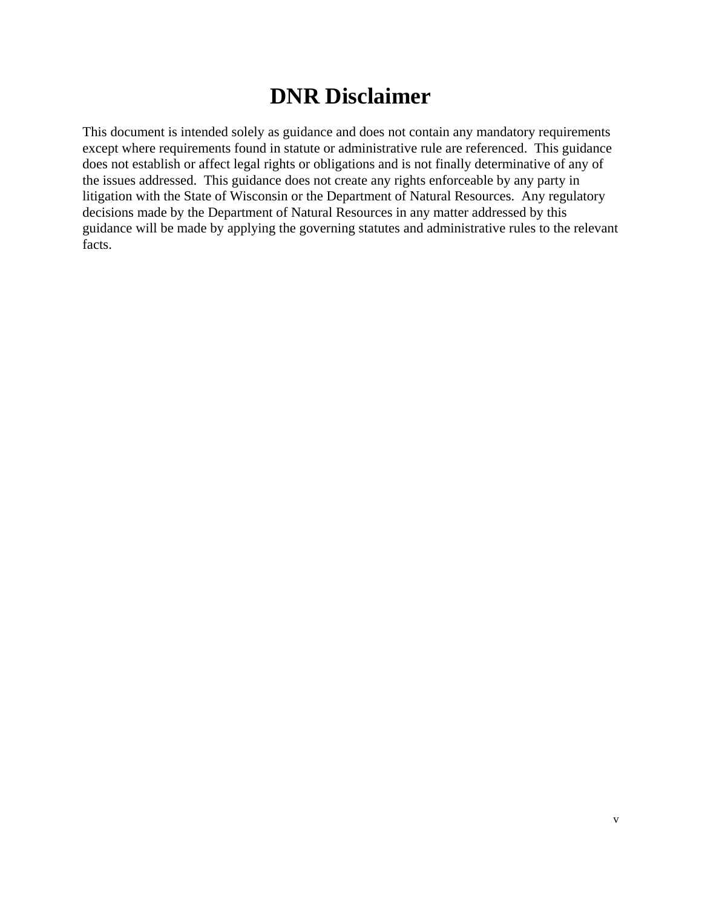# DNR Disclaimer

This document is intended solely as guidance and does not contain any mandatory requirements except where requirements found in statute or administrative rule are referenced. This guidance does not establish or affect legal rights or obligations and is not finally determinative of any of the issues addressed. This guidance does not create any rights enforceable by any party in litigation with the State of Wisconsin or the Department of Natural Resources. Any regulatory decisions made by the Department of Natural Resources in any matter addressed by this guidance will be made by applying the governing statutes and administrative rules to the relevant facts.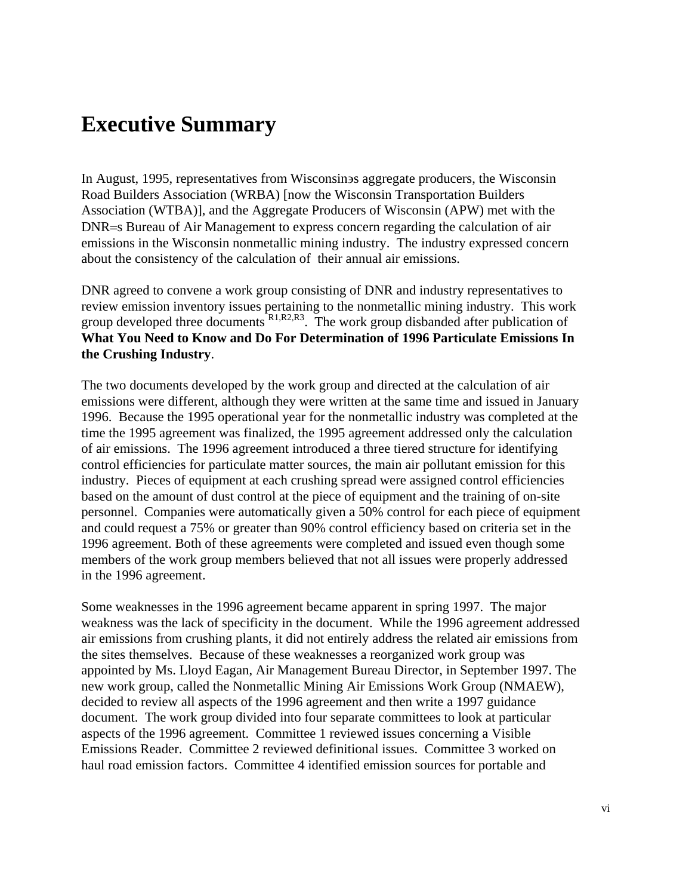# Executive Summary

In August, 1995, representatives from Wisconsinɜs aggregate producers, the Wisconsin Road Builders Association (WRBA) [now the Wisconsin Transportation Builders Association (WTBA)], and the Aggregate Producers of Wisconsin (APW) met with the DNR=s Bureau of Air Management to express concern regarding the calculation of air emissions in the Wisconsin nonmetallic mining industry. The industry expressed concern about the consistency of the calculation of their annual air emissions.

DNR agreed to convene a work group consisting of DNR and industry representatives to review emission inventory issues pertaining to the nonmetallic mining industry. This work group developed three documents [R1,R2,R3]. The work group disbanded after publication of **What You Need to Know and Do For Determination of 1996 Particulate Emissions In the Crushing Industry**.

The two documents developed by the work group and directed at the calculation of air emissions were different, although they were written at the same time and issued in January 1996. Because the 1995 operational year for the nonmetallic industry was completed at the time the 1995 agreement was finalized, the 1995 agreement addressed only the calculation of air emissions. The 1996 agreement introduced a three tiered structure for identifying control efficiencies for particulate matter sources, the main air pollutant emission for this industry. Pieces of equipment at each crushing spread were assigned control efficiencies based on the amount of dust control at the piece of equipment and the training of on-site personnel. Companies were automatically given a 50% control for each piece of equipment and could request a 75% or greater than 90% control efficiency based on criteria set in the 1996 agreement. Both of these agreements were completed and issued even though some members of the work group members believed that not all issues were properly addressed in the 1996 agreement.

Some weaknesses in the 1996 agreement became apparent in spring 1997. The major weakness was the lack of specificity in the document. While the 1996 agreement addressed air emissions from crushing plants, it did not entirely address the related air emissions from the sites themselves. Because of these weaknesses a reorganized work group was appointed by Ms. Lloyd Eagan, Air Management Bureau Director, in September 1997. The new work group, called the Nonmetallic Mining Air Emissions Work Group (NMAEW), decided to review all aspects of the 1996 agreement and then write a 1997 guidance document. The work group divided into four separate committees to look at particular aspects of the 1996 agreement. Committee 1 reviewed issues concerning a Visible Emissions Reader. Committee 2 reviewed definitional issues. Committee 3 worked on haul road emission factors. Committee 4 identified emission sources for portable and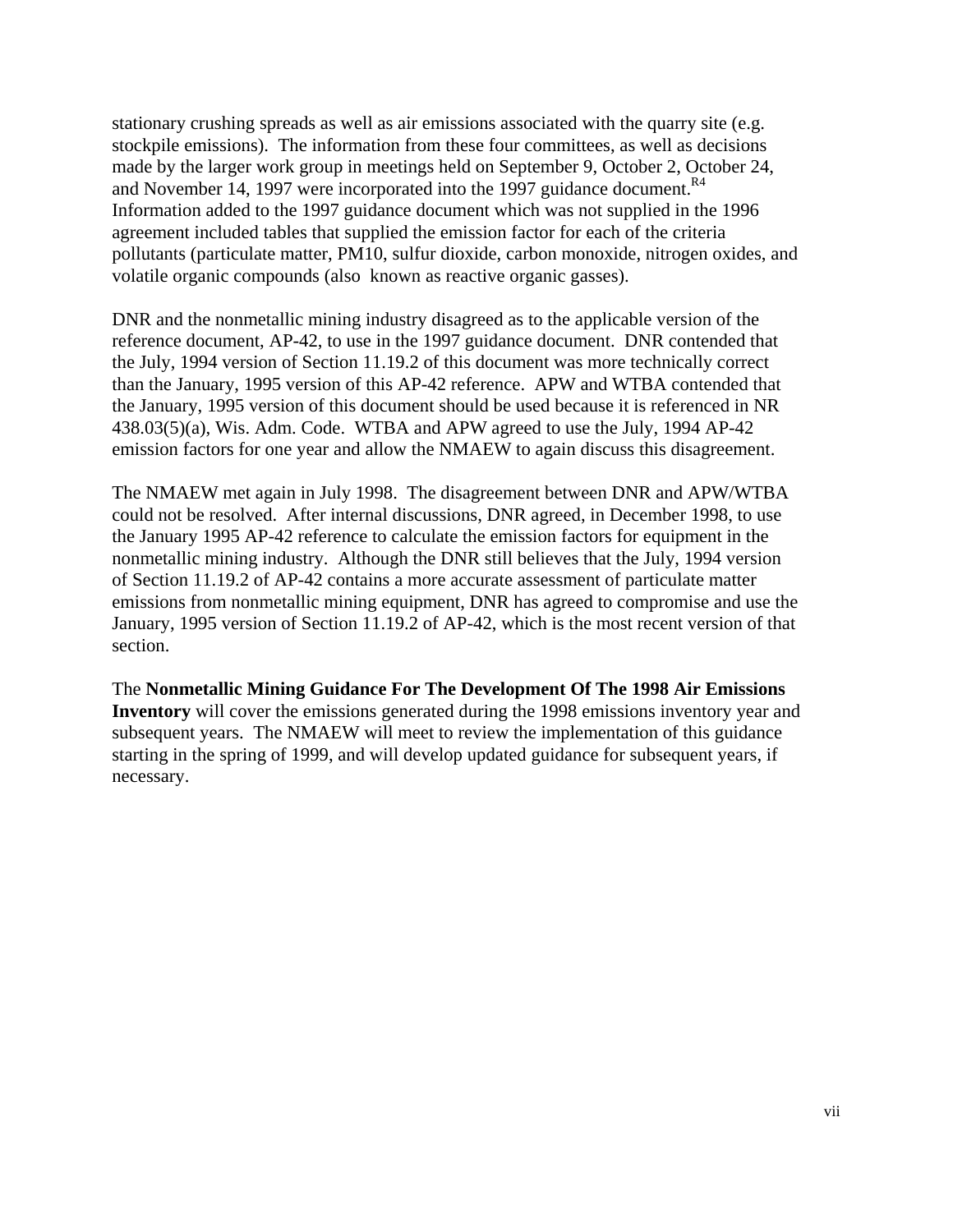stationary crushing spreads as well as air emissions associated with the quarry site (e.g. stockpile emissions). The information from these four committees, as well as decisions made by the larger work group in meetings held on September 9, October 2, October 24, and November 14, 1997 were incorporated into the 1997 guidance document.[R4] Information added to the 1997 guidance document which was not supplied in the 1996 agreement included tables that supplied the emission factor for each of the criteria pollutants (particulate matter, PM10, sulfur dioxide, carbon monoxide, nitrogen oxides, and volatile organic compounds (also known as reactive organic gasses).

DNR and the nonmetallic mining industry disagreed as to the applicable version of the reference document, AP-42, to use in the 1997 guidance document. DNR contended that the July, 1994 version of Section 11.19.2 of this document was more technically correct than the January, 1995 version of this AP-42 reference. APW and WTBA contended that the January, 1995 version of this document should be used because it is referenced in NR 438.03(5)(a), Wis. Adm. Code. WTBA and APW agreed to use the July, 1994 AP-42 emission factors for one year and allow the NMAEW to again discuss this disagreement.

The NMAEW met again in July 1998. The disagreement between DNR and APW/WTBA could not be resolved. After internal discussions, DNR agreed, in December 1998, to use the January 1995 AP-42 reference to calculate the emission factors for equipment in the nonmetallic mining industry. Although the DNR still believes that the July, 1994 version of Section 11.19.2 of AP-42 contains a more accurate assessment of particulate matter emissions from nonmetallic mining equipment, DNR has agreed to compromise and use the January, 1995 version of Section 11.19.2 of AP-42, which is the most recent version of that section.

The **Nonmetallic Mining Guidance For The Development Of The 1998 Air Emissions Inventory** will cover the emissions generated during the 1998 emissions inventory year and subsequent years. The NMAEW will meet to review the implementation of this guidance starting in the spring of 1999, and will develop updated guidance for subsequent years, if necessary.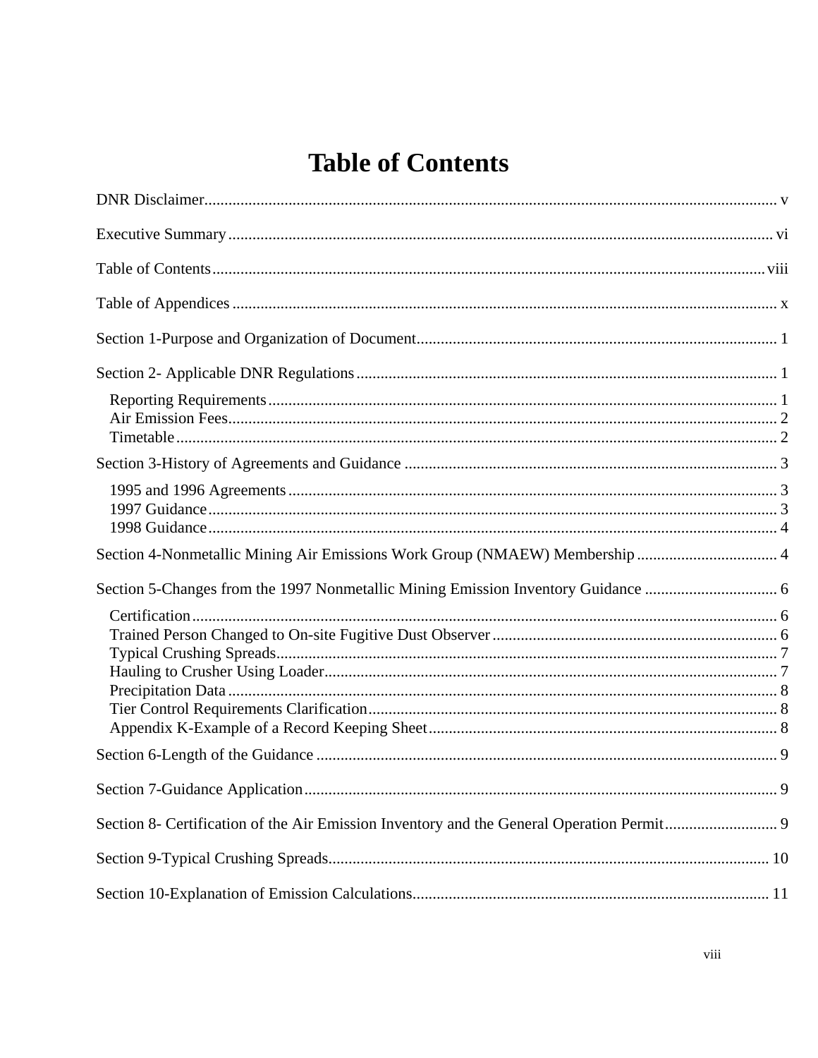# Table of Contents

DNR Disclaimer ..... v

Executive Summary ..... vi

Table of Contents ..... viii

Table of Appendices ..... x

Section 1-Purpose and Organization of Document ..... 1

Section 2- Applicable DNR Regulations ..... 1

- Reporting Requirements ..... 1
- Air Emission Fees ..... 2
- Timetable ..... 2

Section 3-History of Agreements and Guidance ..... 3

- 1995 and 1996 Agreements ..... 3
- 1997 Guidance ..... 3
- 1998 Guidance ..... 4

Section 4-Nonmetallic Mining Air Emissions Work Group (NMAEW) Membership ..... 4

Section 5-Changes from the 1997 Nonmetallic Mining Emission Inventory Guidance ..... 6

- Certification ..... 6
- Trained Person Changed to On-site Fugitive Dust Observer ..... 6
- Typical Crushing Spreads ..... 7
- Hauling to Crusher Using Loader ..... 7
- Precipitation Data ..... 8
- Tier Control Requirements Clarification ..... 8
- Appendix K-Example of a Record Keeping Sheet ..... 8

Section 6-Length of the Guidance ..... 9

Section 7-Guidance Application ..... 9

Section 8- Certification of the Air Emission Inventory and the General Operation Permit ..... 9

Section 9-Typical Crushing Spreads ..... 10

Section 10-Explanation of Emission Calculations ..... 11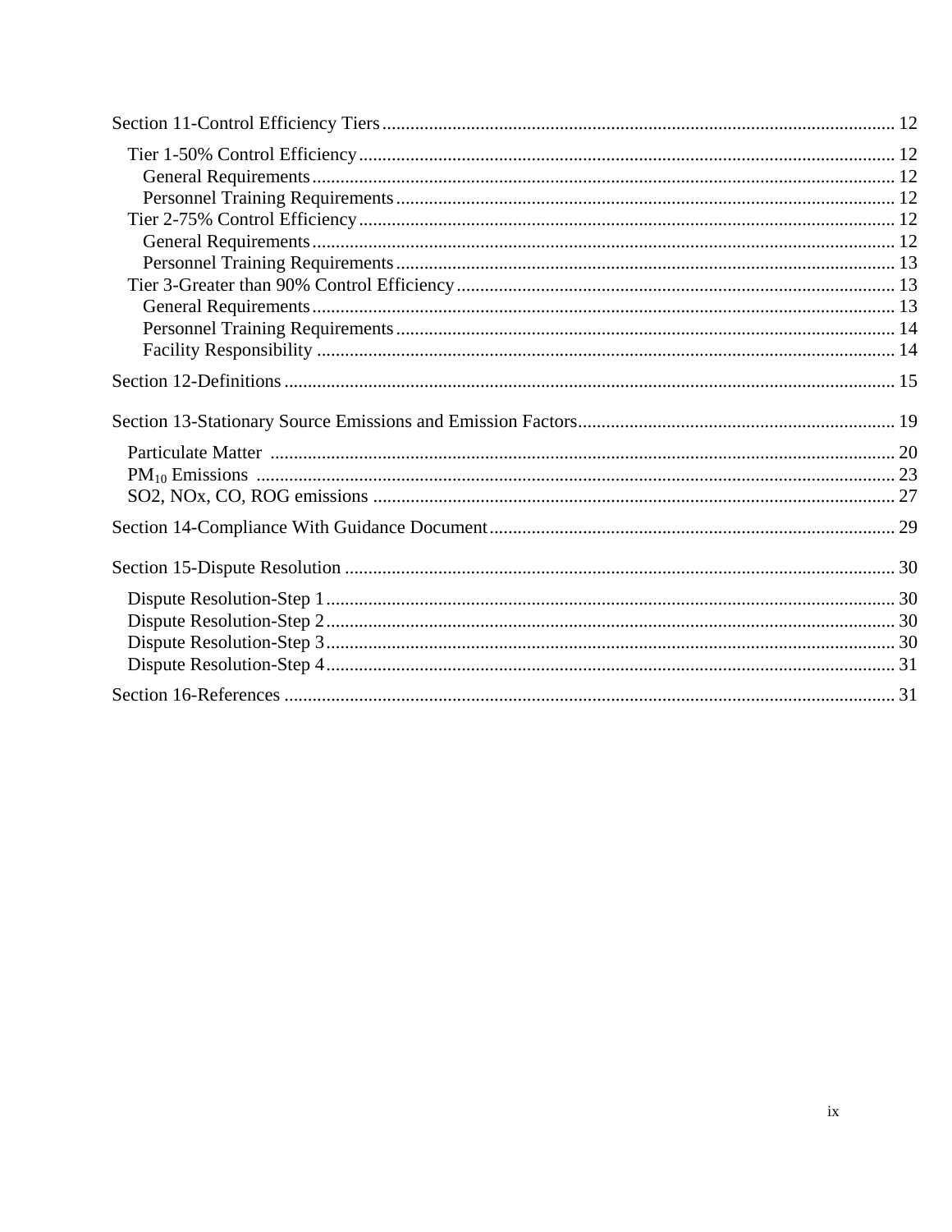Section 11-Control Efficiency Tiers ..... 12

- Tier 1-50% Control Efficiency ..... 12
  - General Requirements ..... 12
  - Personnel Training Requirements ..... 12
- Tier 2-75% Control Efficiency ..... 12
  - General Requirements ..... 12
  - Personnel Training Requirements ..... 13
- Tier 3-Greater than 90% Control Efficiency ..... 13
  - General Requirements ..... 13
  - Personnel Training Requirements ..... 14
  - Facility Responsibility ..... 14

Section 12-Definitions ..... 15

Section 13-Stationary Source Emissions and Emission Factors ..... 19

- Particulate Matter ..... 20
- $PM_{10}$ Emissions ..... 23
- SO2, NOx, CO, ROG emissions ..... 27

Section 14-Compliance With Guidance Document ..... 29

Section 15-Dispute Resolution ..... 30

- Dispute Resolution-Step 1 ..... 30
- Dispute Resolution-Step 2 ..... 30
- Dispute Resolution-Step 3 ..... 30
- Dispute Resolution-Step 4 ..... 31

Section 16-References ..... 31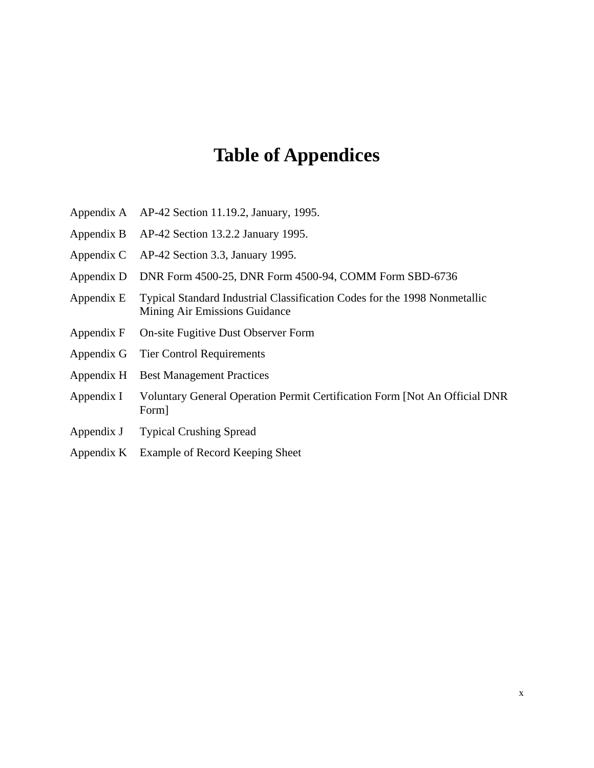# Table of Appendices

| | |
|---|---|
| Appendix A | AP-42 Section 11.19.2, January, 1995. |
| Appendix B | AP-42 Section 13.2.2 January 1995. |
| Appendix C | AP-42 Section 3.3, January 1995. |
| Appendix D | DNR Form 4500-25, DNR Form 4500-94, COMM Form SBD-6736 |
| Appendix E | Typical Standard Industrial Classification Codes for the 1998 Nonmetallic Mining Air Emissions Guidance |
| Appendix F | On-site Fugitive Dust Observer Form |
| Appendix G | Tier Control Requirements |
| Appendix H | Best Management Practices |
| Appendix I | Voluntary General Operation Permit Certification Form [Not An Official DNR Form] |
| Appendix J | Typical Crushing Spread |
| Appendix K | Example of Record Keeping Sheet |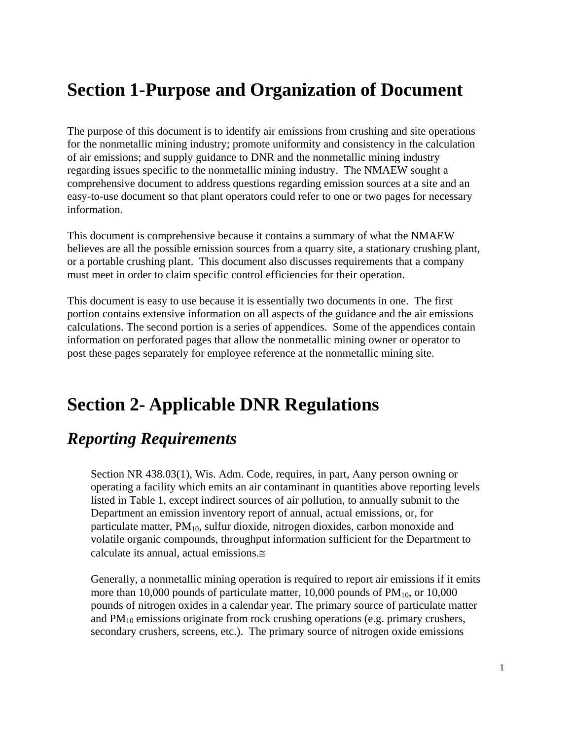# Section 1-Purpose and Organization of Document

The purpose of this document is to identify air emissions from crushing and site operations for the nonmetallic mining industry; promote uniformity and consistency in the calculation of air emissions; and supply guidance to DNR and the nonmetallic mining industry regarding issues specific to the nonmetallic mining industry. The NMAEW sought a comprehensive document to address questions regarding emission sources at a site and an easy-to-use document so that plant operators could refer to one or two pages for necessary information.

This document is comprehensive because it contains a summary of what the NMAEW believes are all the possible emission sources from a quarry site, a stationary crushing plant, or a portable crushing plant. This document also discusses requirements that a company must meet in order to claim specific control efficiencies for their operation.

This document is easy to use because it is essentially two documents in one. The first portion contains extensive information on all aspects of the guidance and the air emissions calculations. The second portion is a series of appendices. Some of the appendices contain information on perforated pages that allow the nonmetallic mining owner or operator to post these pages separately for employee reference at the nonmetallic mining site.

# Section 2- Applicable DNR Regulations

## *Reporting Requirements*

Section NR 438.03(1), Wis. Adm. Code, requires, in part, Aany person owning or operating a facility which emits an air contaminant in quantities above reporting levels listed in Table 1, except indirect sources of air pollution, to annually submit to the Department an emission inventory report of annual, actual emissions, or, for particulate matter, $PM_{10}$, sulfur dioxide, nitrogen dioxides, carbon monoxide and volatile organic compounds, throughput information sufficient for the Department to calculate its annual, actual emissions.≅

Generally, a nonmetallic mining operation is required to report air emissions if it emits more than 10,000 pounds of particulate matter, 10,000 pounds of $PM_{10}$, or 10,000 pounds of nitrogen oxides in a calendar year. The primary source of particulate matter and $PM_{10}$ emissions originate from rock crushing operations (e.g. primary crushers, secondary crushers, screens, etc.). The primary source of nitrogen oxide emissions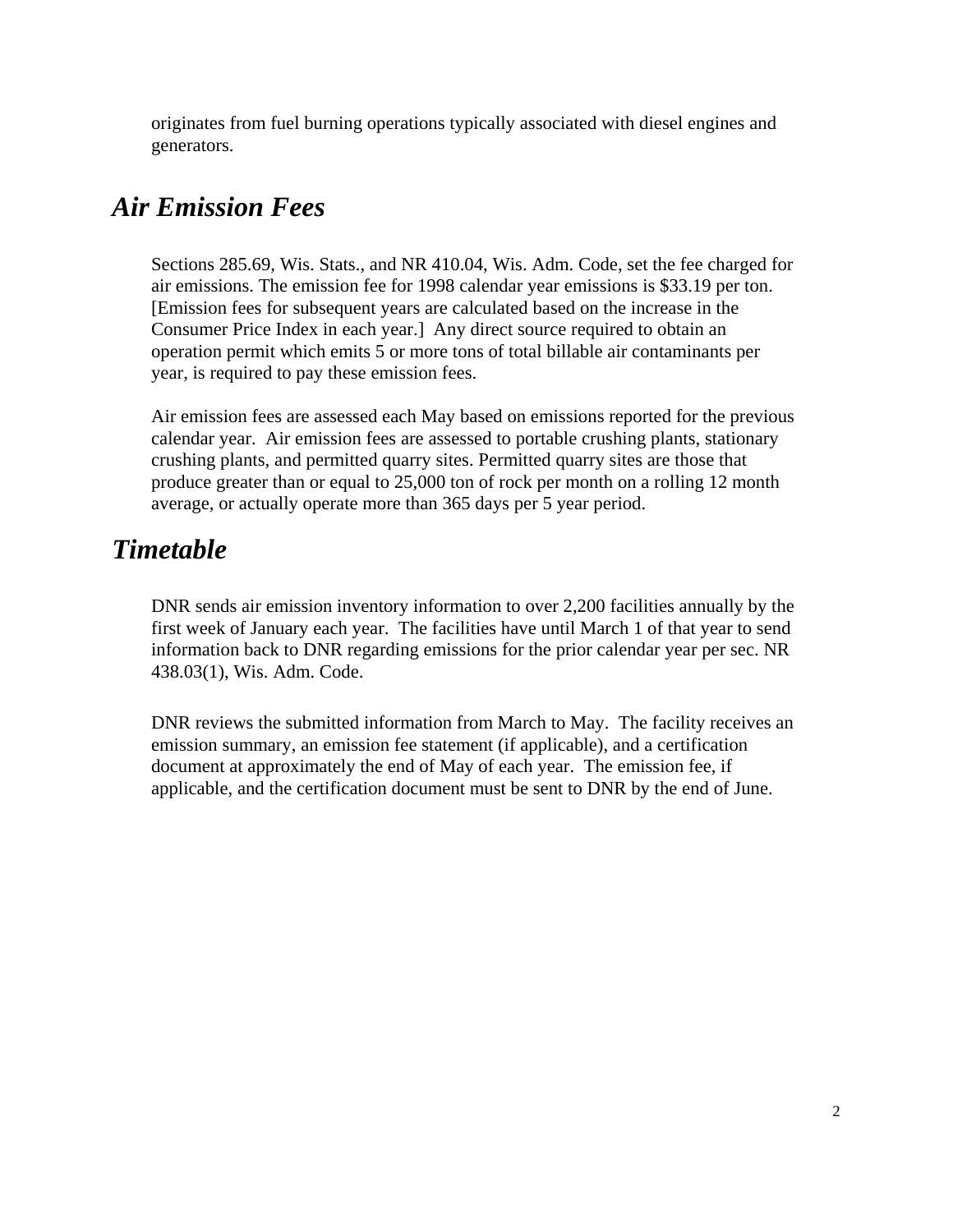originates from fuel burning operations typically associated with diesel engines and generators.

## *Air Emission Fees*

Sections 285.69, Wis. Stats., and NR 410.04, Wis. Adm. Code, set the fee charged for air emissions. The emission fee for 1998 calendar year emissions is $33.19 per ton. [Emission fees for subsequent years are calculated based on the increase in the Consumer Price Index in each year.] Any direct source required to obtain an operation permit which emits 5 or more tons of total billable air contaminants per year, is required to pay these emission fees.

Air emission fees are assessed each May based on emissions reported for the previous calendar year. Air emission fees are assessed to portable crushing plants, stationary crushing plants, and permitted quarry sites. Permitted quarry sites are those that produce greater than or equal to 25,000 ton of rock per month on a rolling 12 month average, or actually operate more than 365 days per 5 year period.

## *Timetable*

DNR sends air emission inventory information to over 2,200 facilities annually by the first week of January each year. The facilities have until March 1 of that year to send information back to DNR regarding emissions for the prior calendar year per sec. NR 438.03(1), Wis. Adm. Code.

DNR reviews the submitted information from March to May. The facility receives an emission summary, an emission fee statement (if applicable), and a certification document at approximately the end of May of each year. The emission fee, if applicable, and the certification document must be sent to DNR by the end of June.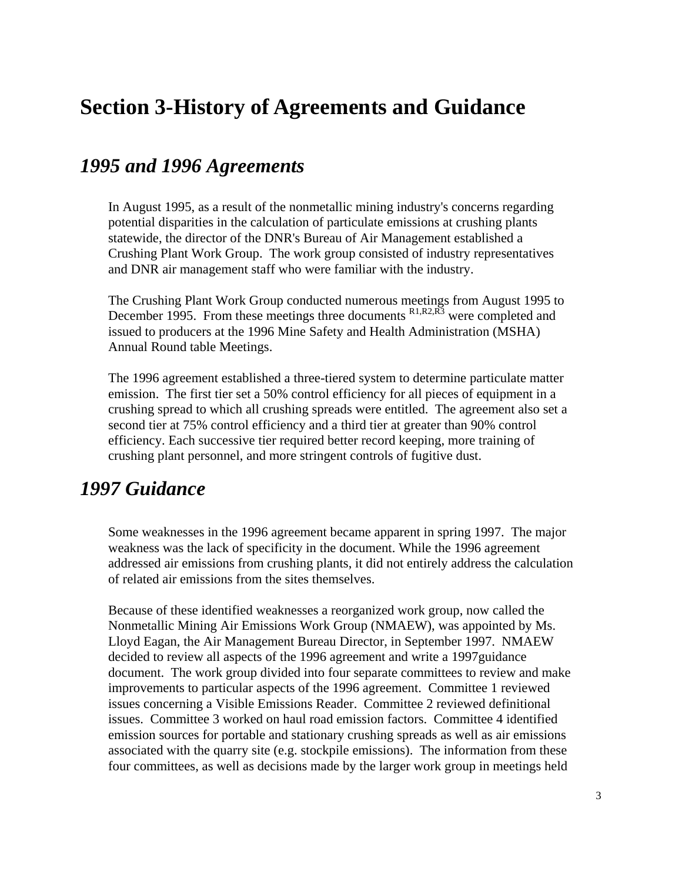# Section 3-History of Agreements and Guidance

## *1995 and 1996 Agreements*

In August 1995, as a result of the nonmetallic mining industry's concerns regarding potential disparities in the calculation of particulate emissions at crushing plants statewide, the director of the DNR's Bureau of Air Management established a Crushing Plant Work Group. The work group consisted of industry representatives and DNR air management staff who were familiar with the industry.

The Crushing Plant Work Group conducted numerous meetings from August 1995 to December 1995. From these meetings three documents [R1,R2,R3] were completed and issued to producers at the 1996 Mine Safety and Health Administration (MSHA) Annual Round table Meetings.

The 1996 agreement established a three-tiered system to determine particulate matter emission. The first tier set a 50% control efficiency for all pieces of equipment in a crushing spread to which all crushing spreads were entitled. The agreement also set a second tier at 75% control efficiency and a third tier at greater than 90% control efficiency. Each successive tier required better record keeping, more training of crushing plant personnel, and more stringent controls of fugitive dust.

## *1997 Guidance*

Some weaknesses in the 1996 agreement became apparent in spring 1997. The major weakness was the lack of specificity in the document. While the 1996 agreement addressed air emissions from crushing plants, it did not entirely address the calculation of related air emissions from the sites themselves.

Because of these identified weaknesses a reorganized work group, now called the Nonmetallic Mining Air Emissions Work Group (NMAEW), was appointed by Ms. Lloyd Eagan, the Air Management Bureau Director, in September 1997. NMAEW decided to review all aspects of the 1996 agreement and write a 1997guidance document. The work group divided into four separate committees to review and make improvements to particular aspects of the 1996 agreement. Committee 1 reviewed issues concerning a Visible Emissions Reader. Committee 2 reviewed definitional issues. Committee 3 worked on haul road emission factors. Committee 4 identified emission sources for portable and stationary crushing spreads as well as air emissions associated with the quarry site (e.g. stockpile emissions). The information from these four committees, as well as decisions made by the larger work group in meetings held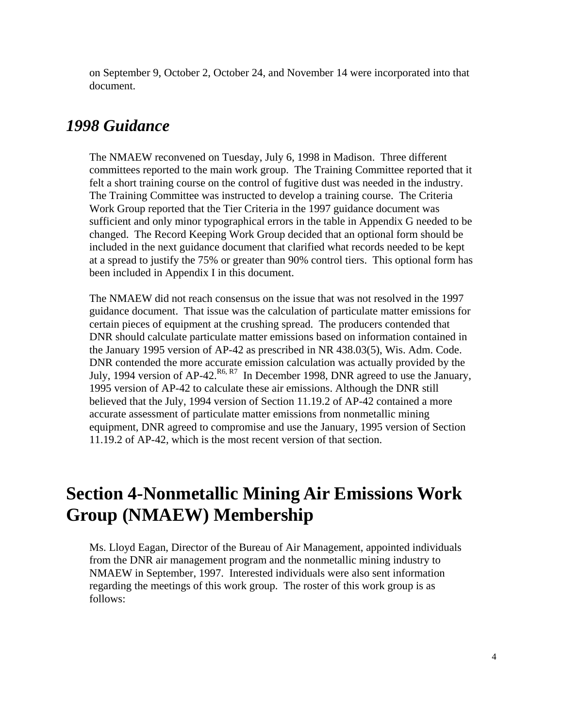on September 9, October 2, October 24, and November 14 were incorporated into that document.

## *1998 Guidance*

The NMAEW reconvened on Tuesday, July 6, 1998 in Madison. Three different committees reported to the main work group. The Training Committee reported that it felt a short training course on the control of fugitive dust was needed in the industry. The Training Committee was instructed to develop a training course. The Criteria Work Group reported that the Tier Criteria in the 1997 guidance document was sufficient and only minor typographical errors in the table in Appendix G needed to be changed. The Record Keeping Work Group decided that an optional form should be included in the next guidance document that clarified what records needed to be kept at a spread to justify the 75% or greater than 90% control tiers. This optional form has been included in Appendix I in this document.

The NMAEW did not reach consensus on the issue that was not resolved in the 1997 guidance document. That issue was the calculation of particulate matter emissions for certain pieces of equipment at the crushing spread. The producers contended that DNR should calculate particulate matter emissions based on information contained in the January 1995 version of AP-42 as prescribed in NR 438.03(5), Wis. Adm. Code. DNR contended the more accurate emission calculation was actually provided by the July, 1994 version of AP-42.[R6, R7] In December 1998, DNR agreed to use the January, 1995 version of AP-42 to calculate these air emissions. Although the DNR still believed that the July, 1994 version of Section 11.19.2 of AP-42 contained a more accurate assessment of particulate matter emissions from nonmetallic mining equipment, DNR agreed to compromise and use the January, 1995 version of Section 11.19.2 of AP-42, which is the most recent version of that section.

# Section 4-Nonmetallic Mining Air Emissions Work Group (NMAEW) Membership

Ms. Lloyd Eagan, Director of the Bureau of Air Management, appointed individuals from the DNR air management program and the nonmetallic mining industry to NMAEW in September, 1997. Interested individuals were also sent information regarding the meetings of this work group. The roster of this work group is as follows: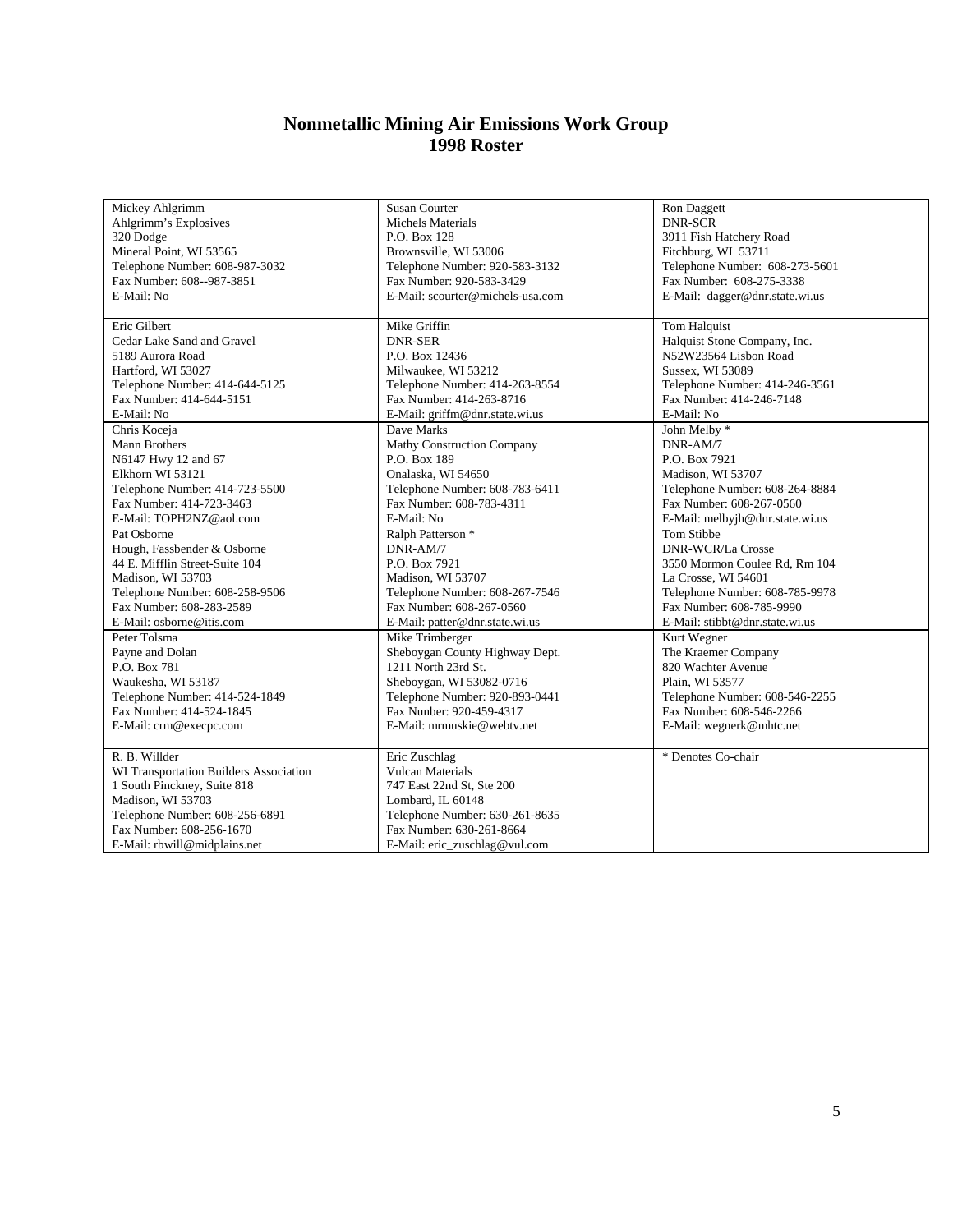# Nonmetallic Mining Air Emissions Work Group
# 1998 Roster

| | | |
|---|---|---|
| Mickey Ahlgrimm<br>Ahlgrimm's Explosives<br>320 Dodge<br>Mineral Point, WI 53565<br>Telephone Number: 608-987-3032<br>Fax Number: 608--987-3851<br>E-Mail: No | Susan Courter<br>Michels Materials<br>P.O. Box 128<br>Brownsville, WI 53006<br>Telephone Number: 920-583-3132<br>Fax Number: 920-583-3429<br>E-Mail: scourter@michels-usa.com | Ron Daggett<br>DNR-SCR<br>3911 Fish Hatchery Road<br>Fitchburg, WI 53711<br>Telephone Number: 608-273-5601<br>Fax Number: 608-275-3338<br>E-Mail: dagger@dnr.state.wi.us |
| Eric Gilbert<br>Cedar Lake Sand and Gravel<br>5189 Aurora Road<br>Hartford, WI 53027<br>Telephone Number: 414-644-5125<br>Fax Number: 414-644-5151<br>E-Mail: No | Mike Griffin<br>DNR-SER<br>P.O. Box 12436<br>Milwaukee, WI 53212<br>Telephone Number: 414-263-8554<br>Fax Number: 414-263-8716<br>E-Mail: griffm@dnr.state.wi.us | Tom Halquist<br>Halquist Stone Company, Inc.<br>N52W23564 Lisbon Road<br>Sussex, WI 53089<br>Telephone Number: 414-246-3561<br>Fax Number: 414-246-7148<br>E-Mail: No |
| Chris Koceja<br>Mann Brothers<br>N6147 Hwy 12 and 67<br>Elkhorn WI 53121<br>Telephone Number: 414-723-5500<br>Fax Number: 414-723-3463<br>E-Mail: TOPH2NZ@aol.com | Dave Marks<br>Mathy Construction Company<br>P.O. Box 189<br>Onalaska, WI 54650<br>Telephone Number: 608-783-6411<br>Fax Number: 608-783-4311<br>E-Mail: No | John Melby *<br>DNR-AM/7<br>P.O. Box 7921<br>Madison, WI 53707<br>Telephone Number: 608-264-8884<br>Fax Number: 608-267-0560<br>E-Mail: melbyjh@dnr.state.wi.us |
| Pat Osborne<br>Hough, Fassbender & Osborne<br>44 E. Mifflin Street-Suite 104<br>Madison, WI 53703<br>Telephone Number: 608-258-9506<br>Fax Number: 608-283-2589<br>E-Mail: osborne@itis.com | Ralph Patterson *<br>DNR-AM/7<br>P.O. Box 7921<br>Madison, WI 53707<br>Telephone Number: 608-267-7546<br>Fax Number: 608-267-0560<br>E-Mail: patter@dnr.state.wi.us | Tom Stibbe<br>DNR-WCR/La Crosse<br>3550 Mormon Coulee Rd, Rm 104<br>La Crosse, WI 54601<br>Telephone Number: 608-785-9978<br>Fax Number: 608-785-9990<br>E-Mail: stibbt@dnr.state.wi.us |
| Peter Tolsma<br>Payne and Dolan<br>P.O. Box 781<br>Waukesha, WI 53187<br>Telephone Number: 414-524-1849<br>Fax Number: 414-524-1845<br>E-Mail: crm@execpc.com | Mike Trimberger<br>Sheboygan County Highway Dept.<br>1211 North 23rd St.<br>Sheboygan, WI 53082-0716<br>Telephone Number: 920-893-0441<br>Fax Nunber: 920-459-4317<br>E-Mail: mrmuskie@webtv.net | Kurt Wegner<br>The Kraemer Company<br>820 Wachter Avenue<br>Plain, WI 53577<br>Telephone Number: 608-546-2255<br>Fax Number: 608-546-2266<br>E-Mail: wegnerk@mhtc.net |
| R. B. Willder<br>WI Transportation Builders Association<br>1 South Pinckney, Suite 818<br>Madison, WI 53703<br>Telephone Number: 608-256-6891<br>Fax Number: 608-256-1670<br>E-Mail: rbwill@midplains.net | Eric Zuschlag<br>Vulcan Materials<br>747 East 22nd St, Ste 200<br>Lombard, IL 60148<br>Telephone Number: 630-261-8635<br>Fax Number: 630-261-8664<br>E-Mail: eric_zuschlag@vul.com | * Denotes Co-chair |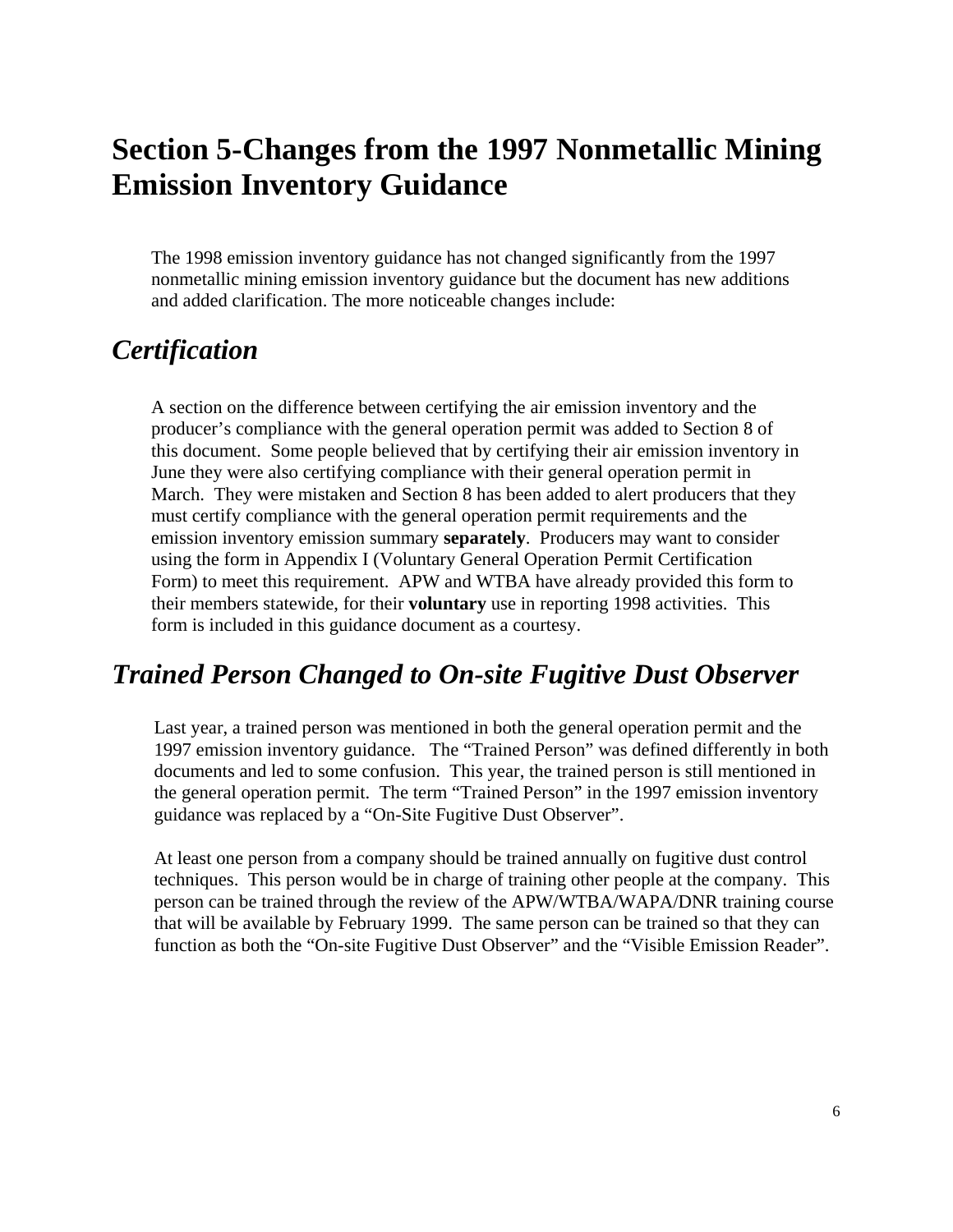# Section 5-Changes from the 1997 Nonmetallic Mining Emission Inventory Guidance

The 1998 emission inventory guidance has not changed significantly from the 1997 nonmetallic mining emission inventory guidance but the document has new additions and added clarification. The more noticeable changes include:

## *Certification*

A section on the difference between certifying the air emission inventory and the producer's compliance with the general operation permit was added to Section 8 of this document. Some people believed that by certifying their air emission inventory in June they were also certifying compliance with their general operation permit in March. They were mistaken and Section 8 has been added to alert producers that they must certify compliance with the general operation permit requirements and the emission inventory emission summary **separately**. Producers may want to consider using the form in Appendix I (Voluntary General Operation Permit Certification Form) to meet this requirement. APW and WTBA have already provided this form to their members statewide, for their **voluntary** use in reporting 1998 activities. This form is included in this guidance document as a courtesy.

## *Trained Person Changed to On-site Fugitive Dust Observer*

Last year, a trained person was mentioned in both the general operation permit and the 1997 emission inventory guidance. The "Trained Person" was defined differently in both documents and led to some confusion. This year, the trained person is still mentioned in the general operation permit. The term "Trained Person" in the 1997 emission inventory guidance was replaced by a "On-Site Fugitive Dust Observer".

At least one person from a company should be trained annually on fugitive dust control techniques. This person would be in charge of training other people at the company. This person can be trained through the review of the APW/WTBA/WAPA/DNR training course that will be available by February 1999. The same person can be trained so that they can function as both the "On-site Fugitive Dust Observer" and the "Visible Emission Reader".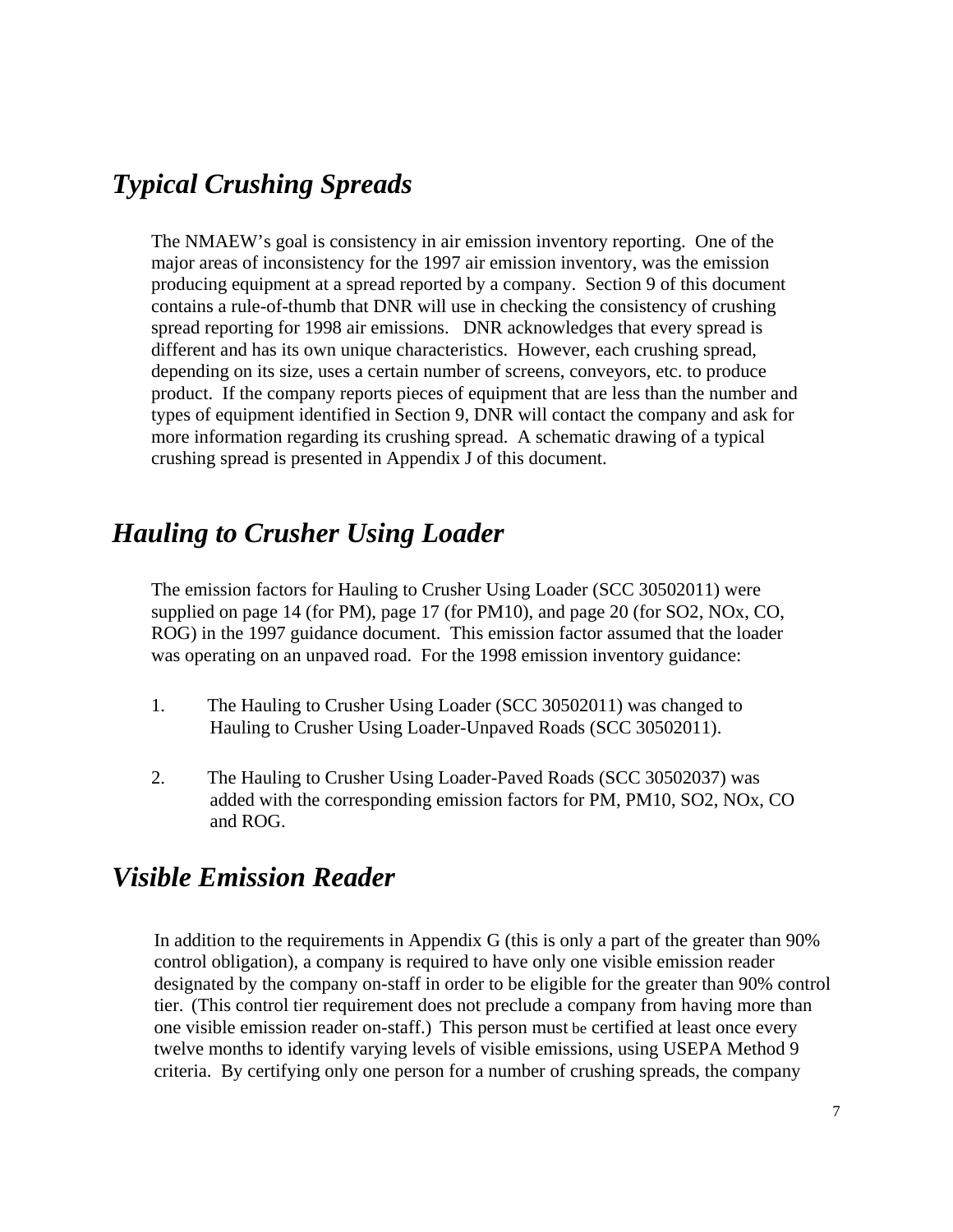## *Typical Crushing Spreads*

The NMAEW's goal is consistency in air emission inventory reporting. One of the major areas of inconsistency for the 1997 air emission inventory, was the emission producing equipment at a spread reported by a company. Section 9 of this document contains a rule-of-thumb that DNR will use in checking the consistency of crushing spread reporting for 1998 air emissions. DNR acknowledges that every spread is different and has its own unique characteristics. However, each crushing spread, depending on its size, uses a certain number of screens, conveyors, etc. to produce product. If the company reports pieces of equipment that are less than the number and types of equipment identified in Section 9, DNR will contact the company and ask for more information regarding its crushing spread. A schematic drawing of a typical crushing spread is presented in Appendix J of this document.

## *Hauling to Crusher Using Loader*

The emission factors for Hauling to Crusher Using Loader (SCC 30502011) were supplied on page 14 (for PM), page 17 (for PM10), and page 20 (for SO2, NOx, CO, ROG) in the 1997 guidance document. This emission factor assumed that the loader was operating on an unpaved road. For the 1998 emission inventory guidance:

1. The Hauling to Crusher Using Loader (SCC 30502011) was changed to Hauling to Crusher Using Loader-Unpaved Roads (SCC 30502011).

2. The Hauling to Crusher Using Loader-Paved Roads (SCC 30502037) was added with the corresponding emission factors for PM, PM10, SO2, NOx, CO and ROG.

## *Visible Emission Reader*

In addition to the requirements in Appendix G (this is only a part of the greater than 90% control obligation), a company is required to have only one visible emission reader designated by the company on-staff in order to be eligible for the greater than 90% control tier. (This control tier requirement does not preclude a company from having more than one visible emission reader on-staff.) This person must be certified at least once every twelve months to identify varying levels of visible emissions, using USEPA Method 9 criteria. By certifying only one person for a number of crushing spreads, the company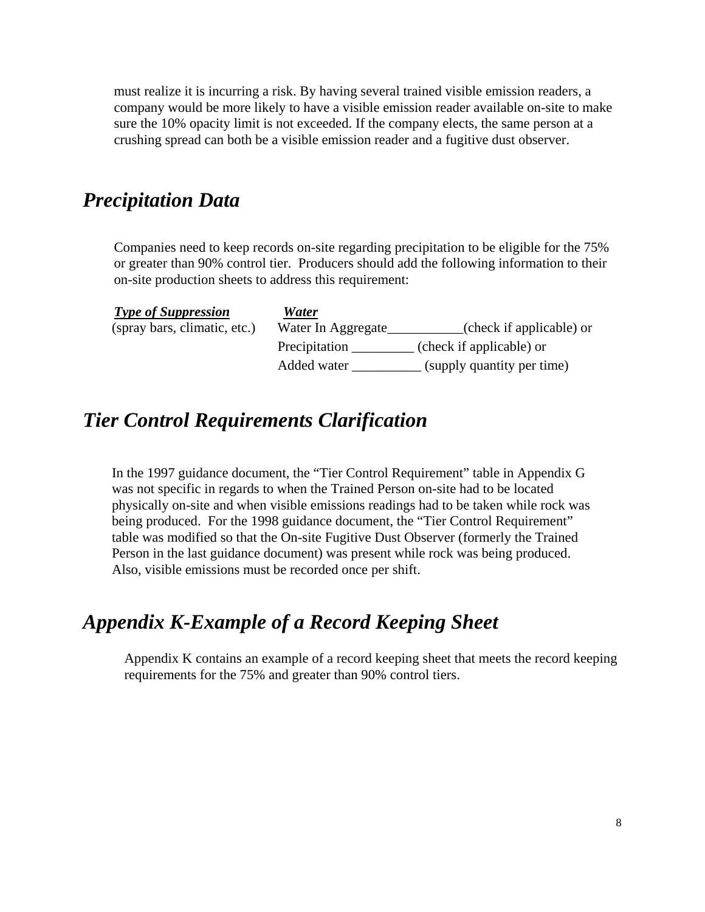must realize it is incurring a risk. By having several trained visible emission readers, a company would be more likely to have a visible emission reader available on-site to make sure the 10% opacity limit is not exceeded. If the company elects, the same person at a crushing spread can both be a visible emission reader and a fugitive dust observer.

## *Precipitation Data*

Companies need to keep records on-site regarding precipitation to be eligible for the 75% or greater than 90% control tier. Producers should add the following information to their on-site production sheets to address this requirement:

| ***Type of Suppression*** | ***Water*** |
|---|---|
| (spray bars, climatic, etc.) | Water In Aggregate___________(check if applicable) or |
| | Precipitation _________ (check if applicable) or |
| | Added water __________ (supply quantity per time) |

## *Tier Control Requirements Clarification*

In the 1997 guidance document, the "Tier Control Requirement" table in Appendix G was not specific in regards to when the Trained Person on-site had to be located physically on-site and when visible emissions readings had to be taken while rock was being produced. For the 1998 guidance document, the "Tier Control Requirement" table was modified so that the On-site Fugitive Dust Observer (formerly the Trained Person in the last guidance document) was present while rock was being produced. Also, visible emissions must be recorded once per shift.

## *Appendix K-Example of a Record Keeping Sheet*

Appendix K contains an example of a record keeping sheet that meets the record keeping requirements for the 75% and greater than 90% control tiers.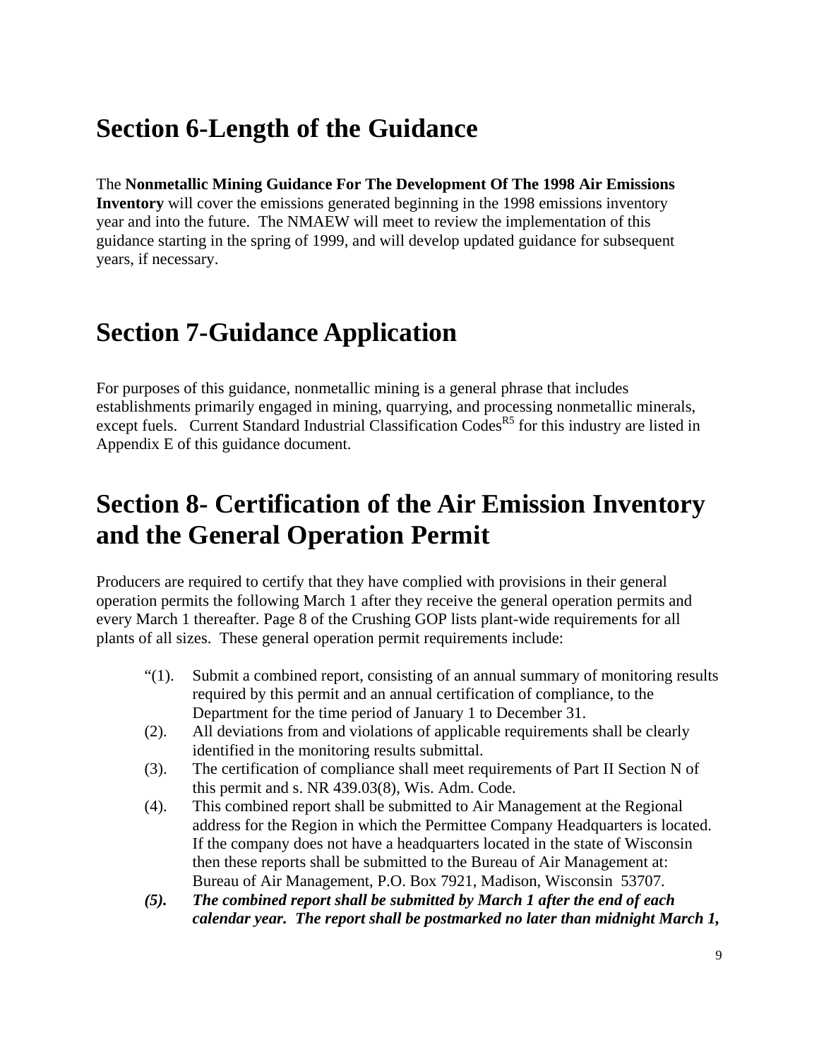# Section 6-Length of the Guidance

The **Nonmetallic Mining Guidance For The Development Of The 1998 Air Emissions Inventory** will cover the emissions generated beginning in the 1998 emissions inventory year and into the future. The NMAEW will meet to review the implementation of this guidance starting in the spring of 1999, and will develop updated guidance for subsequent years, if necessary.

# Section 7-Guidance Application

For purposes of this guidance, nonmetallic mining is a general phrase that includes establishments primarily engaged in mining, quarrying, and processing nonmetallic minerals, except fuels. Current Standard Industrial Classification Codes[R5] for this industry are listed in Appendix E of this guidance document.

# Section 8- Certification of the Air Emission Inventory and the General Operation Permit

Producers are required to certify that they have complied with provisions in their general operation permits the following March 1 after they receive the general operation permits and every March 1 thereafter. Page 8 of the Crushing GOP lists plant-wide requirements for all plants of all sizes. These general operation permit requirements include:

“(1). Submit a combined report, consisting of an annual summary of monitoring results required by this permit and an annual certification of compliance, to the Department for the time period of January 1 to December 31.

(2). All deviations from and violations of applicable requirements shall be clearly identified in the monitoring results submittal.

(3). The certification of compliance shall meet requirements of Part II Section N of this permit and s. NR 439.03(8), Wis. Adm. Code.

(4). This combined report shall be submitted to Air Management at the Regional address for the Region in which the Permittee Company Headquarters is located. If the company does not have a headquarters located in the state of Wisconsin then these reports shall be submitted to the Bureau of Air Management at: Bureau of Air Management, P.O. Box 7921, Madison, Wisconsin 53707.

***(5). The combined report shall be submitted by March 1 after the end of each calendar year. The report shall be postmarked no later than midnight March 1,***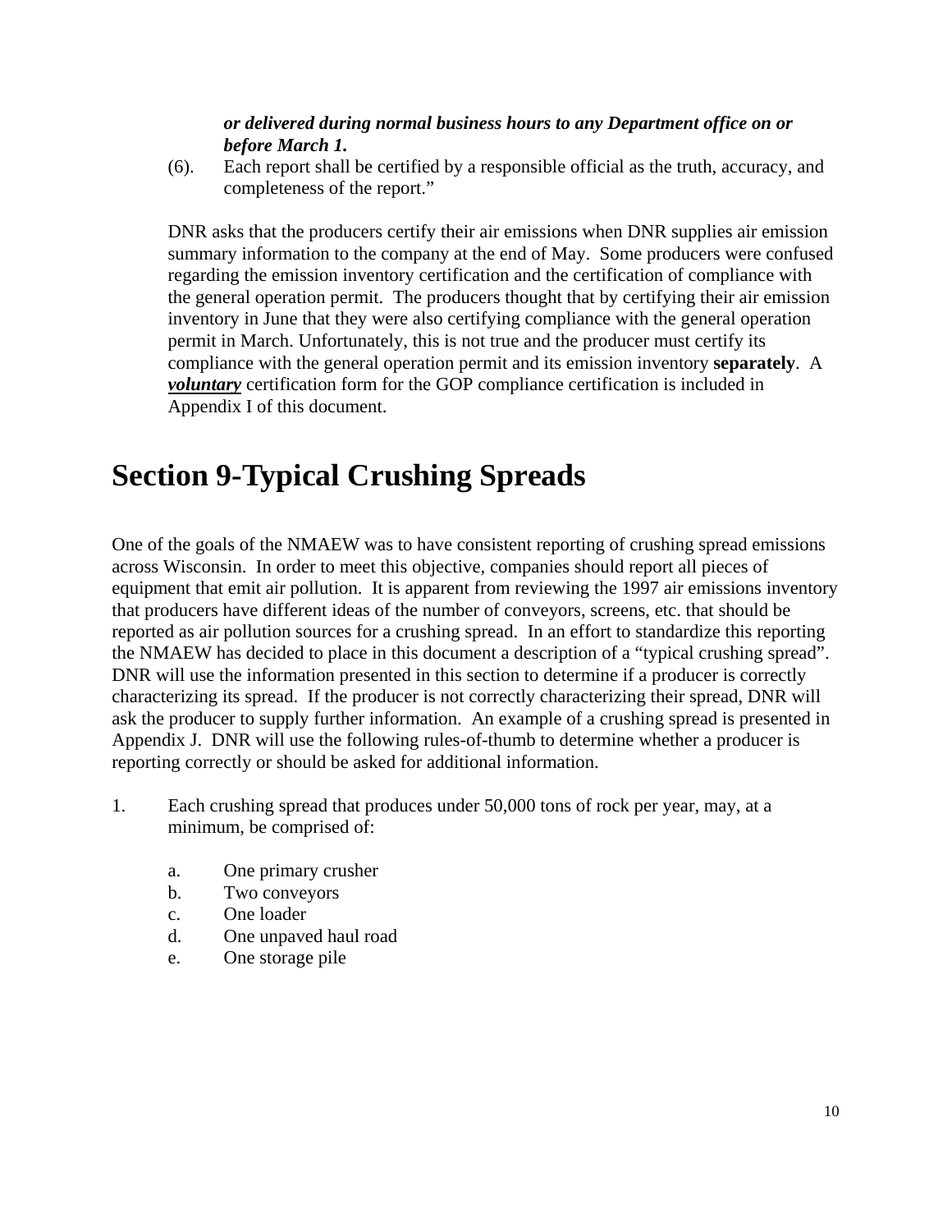***or delivered during normal business hours to any Department office on or before March 1.***

(6). Each report shall be certified by a responsible official as the truth, accuracy, and completeness of the report."

DNR asks that the producers certify their air emissions when DNR supplies air emission summary information to the company at the end of May. Some producers were confused regarding the emission inventory certification and the certification of compliance with the general operation permit. The producers thought that by certifying their air emission inventory in June that they were also certifying compliance with the general operation permit in March. Unfortunately, this is not true and the producer must certify its compliance with the general operation permit and its emission inventory **separately**. A ***voluntary*** certification form for the GOP compliance certification is included in Appendix I of this document.

# Section 9-Typical Crushing Spreads

One of the goals of the NMAEW was to have consistent reporting of crushing spread emissions across Wisconsin. In order to meet this objective, companies should report all pieces of equipment that emit air pollution. It is apparent from reviewing the 1997 air emissions inventory that producers have different ideas of the number of conveyors, screens, etc. that should be reported as air pollution sources for a crushing spread. In an effort to standardize this reporting the NMAEW has decided to place in this document a description of a "typical crushing spread". DNR will use the information presented in this section to determine if a producer is correctly characterizing its spread. If the producer is not correctly characterizing their spread, DNR will ask the producer to supply further information. An example of a crushing spread is presented in Appendix J. DNR will use the following rules-of-thumb to determine whether a producer is reporting correctly or should be asked for additional information.

1. Each crushing spread that produces under 50,000 tons of rock per year, may, at a minimum, be comprised of:

   a. One primary crusher
   b. Two conveyors
   c. One loader
   d. One unpaved haul road
   e. One storage pile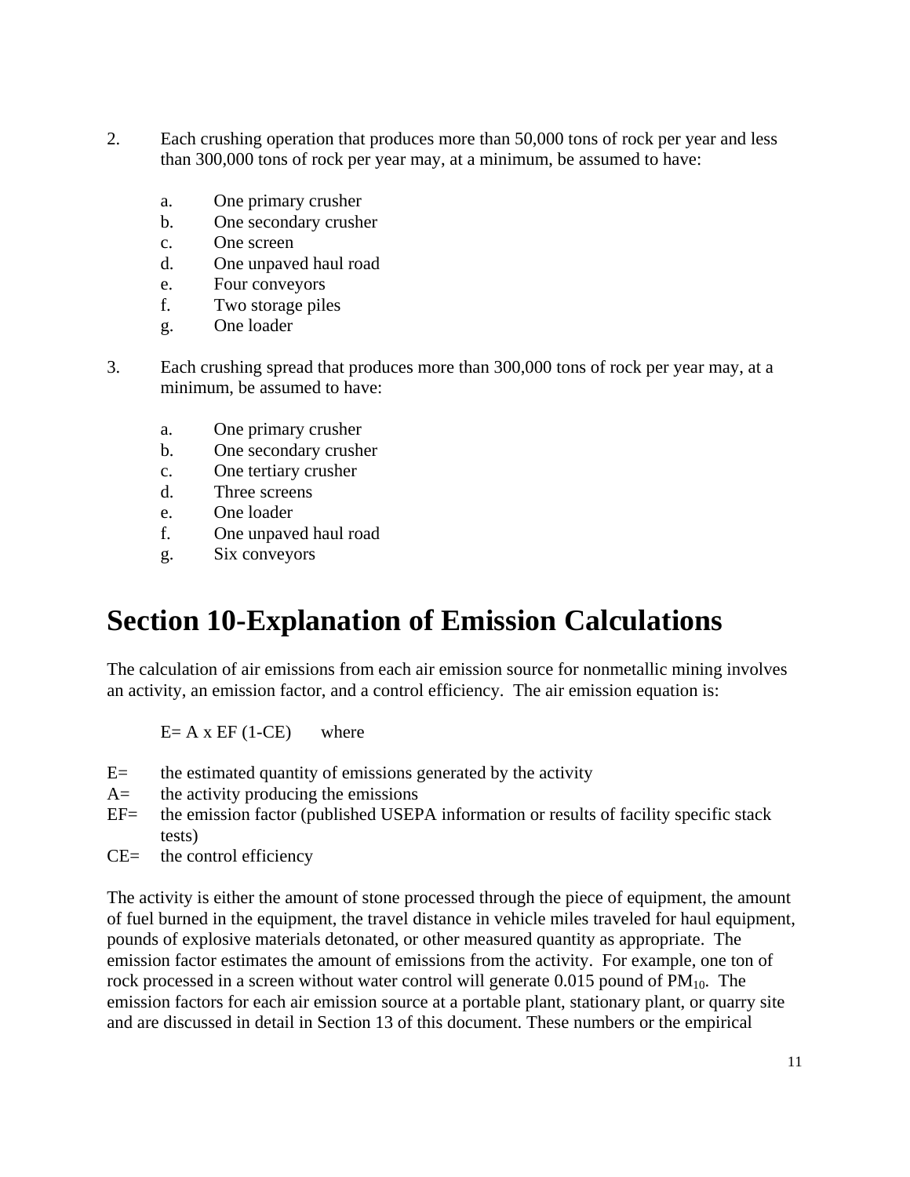2. Each crushing operation that produces more than 50,000 tons of rock per year and less than 300,000 tons of rock per year may, at a minimum, be assumed to have:

   a. One primary crusher
   b. One secondary crusher
   c. One screen
   d. One unpaved haul road
   e. Four conveyors
   f. Two storage piles
   g. One loader

3. Each crushing spread that produces more than 300,000 tons of rock per year may, at a minimum, be assumed to have:

   a. One primary crusher
   b. One secondary crusher
   c. One tertiary crusher
   d. Three screens
   e. One loader
   f. One unpaved haul road
   g. Six conveyors

# Section 10-Explanation of Emission Calculations

The calculation of air emissions from each air emission source for nonmetallic mining involves an activity, an emission factor, and a control efficiency. The air emission equation is:

$$E = A \times EF (1 - CE)$$ where

E= the estimated quantity of emissions generated by the activity
A= the activity producing the emissions
EF= the emission factor (published USEPA information or results of facility specific stack tests)
CE= the control efficiency

The activity is either the amount of stone processed through the piece of equipment, the amount of fuel burned in the equipment, the travel distance in vehicle miles traveled for haul equipment, pounds of explosive materials detonated, or other measured quantity as appropriate. The emission factor estimates the amount of emissions from the activity. For example, one ton of rock processed in a screen without water control will generate 0.015 pound of $PM_{10}$. The emission factors for each air emission source at a portable plant, stationary plant, or quarry site and are discussed in detail in Section 13 of this document. These numbers or the empirical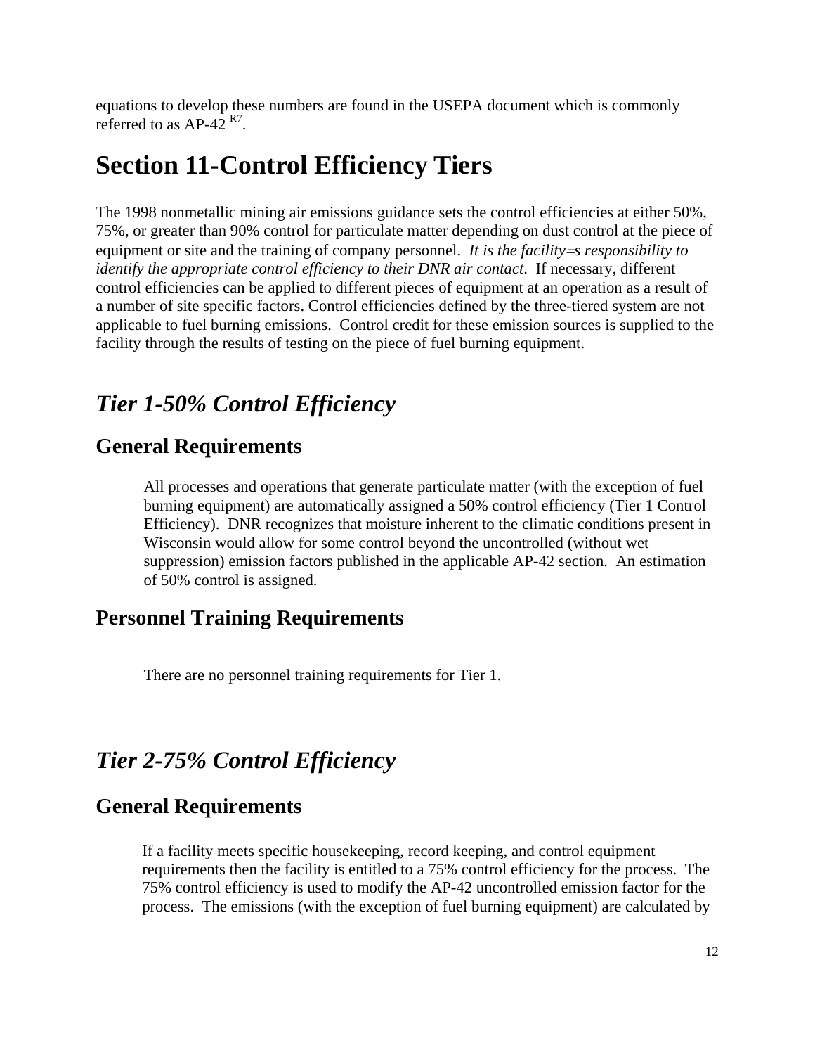equations to develop these numbers are found in the USEPA document which is commonly referred to as AP-42 [R7].

# Section 11-Control Efficiency Tiers

The 1998 nonmetallic mining air emissions guidance sets the control efficiencies at either 50%, 75%, or greater than 90% control for particulate matter depending on dust control at the piece of equipment or site and the training of company personnel. *It is the facility=s responsibility to identify the appropriate control efficiency to their DNR air contact.* If necessary, different control efficiencies can be applied to different pieces of equipment at an operation as a result of a number of site specific factors. Control efficiencies defined by the three-tiered system are not applicable to fuel burning emissions. Control credit for these emission sources is supplied to the facility through the results of testing on the piece of fuel burning equipment.

## *Tier 1-50% Control Efficiency*

### General Requirements

All processes and operations that generate particulate matter (with the exception of fuel burning equipment) are automatically assigned a 50% control efficiency (Tier 1 Control Efficiency). DNR recognizes that moisture inherent to the climatic conditions present in Wisconsin would allow for some control beyond the uncontrolled (without wet suppression) emission factors published in the applicable AP-42 section. An estimation of 50% control is assigned.

### Personnel Training Requirements

There are no personnel training requirements for Tier 1.

## *Tier 2-75% Control Efficiency*

### General Requirements

If a facility meets specific housekeeping, record keeping, and control equipment requirements then the facility is entitled to a 75% control efficiency for the process. The 75% control efficiency is used to modify the AP-42 uncontrolled emission factor for the process. The emissions (with the exception of fuel burning equipment) are calculated by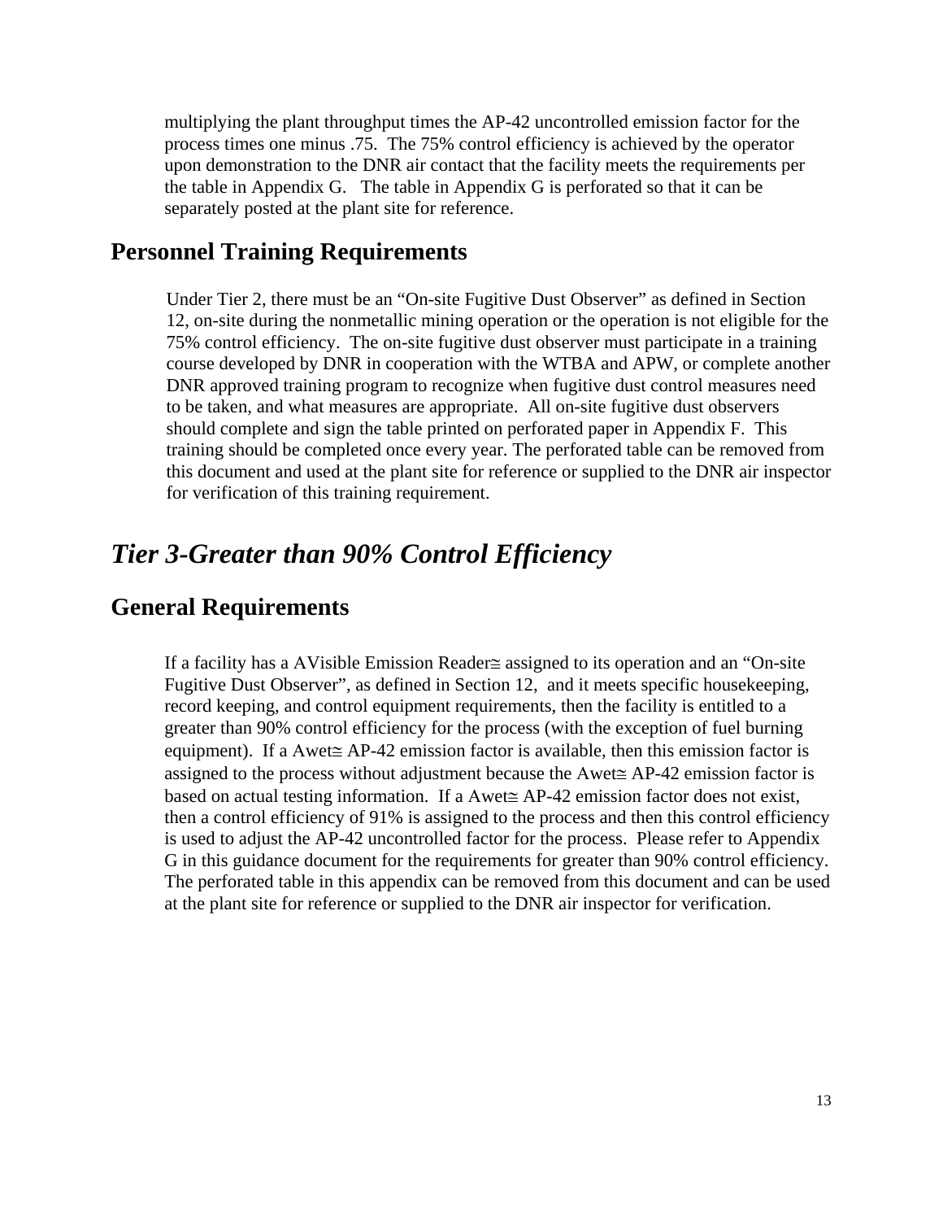multiplying the plant throughput times the AP-42 uncontrolled emission factor for the process times one minus .75. The 75% control efficiency is achieved by the operator upon demonstration to the DNR air contact that the facility meets the requirements per the table in Appendix G. The table in Appendix G is perforated so that it can be separately posted at the plant site for reference.

## Personnel Training Requirements

Under Tier 2, there must be an "On-site Fugitive Dust Observer" as defined in Section 12, on-site during the nonmetallic mining operation or the operation is not eligible for the 75% control efficiency. The on-site fugitive dust observer must participate in a training course developed by DNR in cooperation with the WTBA and APW, or complete another DNR approved training program to recognize when fugitive dust control measures need to be taken, and what measures are appropriate. All on-site fugitive dust observers should complete and sign the table printed on perforated paper in Appendix F. This training should be completed once every year. The perforated table can be removed from this document and used at the plant site for reference or supplied to the DNR air inspector for verification of this training requirement.

# *Tier 3-Greater than 90% Control Efficiency*

## General Requirements

If a facility has a AVisible Emission Reader≅ assigned to its operation and an "On-site Fugitive Dust Observer", as defined in Section 12, and it meets specific housekeeping, record keeping, and control equipment requirements, then the facility is entitled to a greater than 90% control efficiency for the process (with the exception of fuel burning equipment). If a Awet≅ AP-42 emission factor is available, then this emission factor is assigned to the process without adjustment because the Awet≅ AP-42 emission factor is based on actual testing information. If a Awet≅ AP-42 emission factor does not exist, then a control efficiency of 91% is assigned to the process and then this control efficiency is used to adjust the AP-42 uncontrolled factor for the process. Please refer to Appendix G in this guidance document for the requirements for greater than 90% control efficiency. The perforated table in this appendix can be removed from this document and can be used at the plant site for reference or supplied to the DNR air inspector for verification.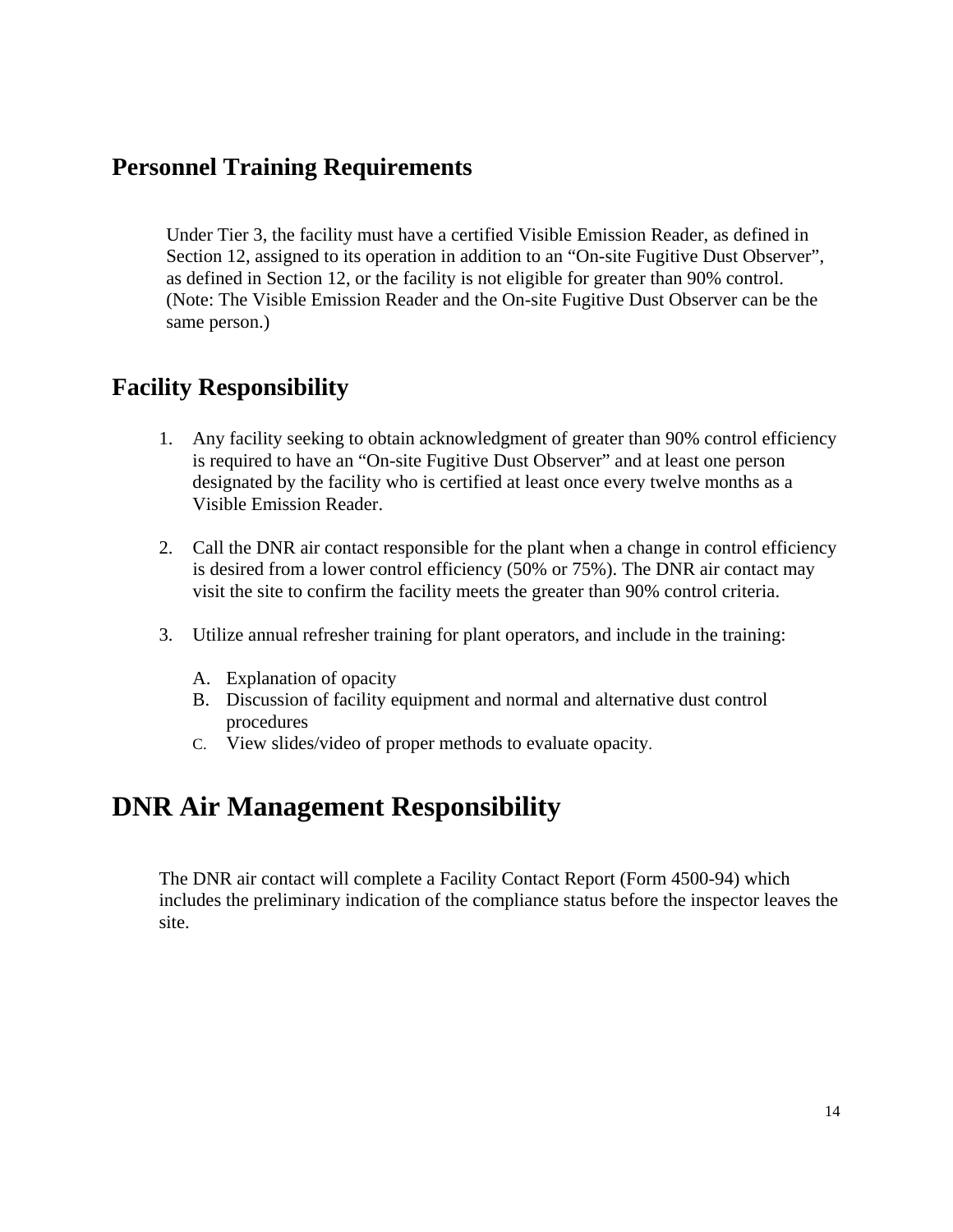## Personnel Training Requirements

Under Tier 3, the facility must have a certified Visible Emission Reader, as defined in Section 12, assigned to its operation in addition to an "On-site Fugitive Dust Observer", as defined in Section 12, or the facility is not eligible for greater than 90% control. (Note: The Visible Emission Reader and the On-site Fugitive Dust Observer can be the same person.)

## Facility Responsibility

1. Any facility seeking to obtain acknowledgment of greater than 90% control efficiency is required to have an "On-site Fugitive Dust Observer" and at least one person designated by the facility who is certified at least once every twelve months as a Visible Emission Reader.

2. Call the DNR air contact responsible for the plant when a change in control efficiency is desired from a lower control efficiency (50% or 75%). The DNR air contact may visit the site to confirm the facility meets the greater than 90% control criteria.

3. Utilize annual refresher training for plant operators, and include in the training:

   A. Explanation of opacity
   B. Discussion of facility equipment and normal and alternative dust control procedures
   C. View slides/video of proper methods to evaluate opacity.

# DNR Air Management Responsibility

The DNR air contact will complete a Facility Contact Report (Form 4500-94) which includes the preliminary indication of the compliance status before the inspector leaves the site.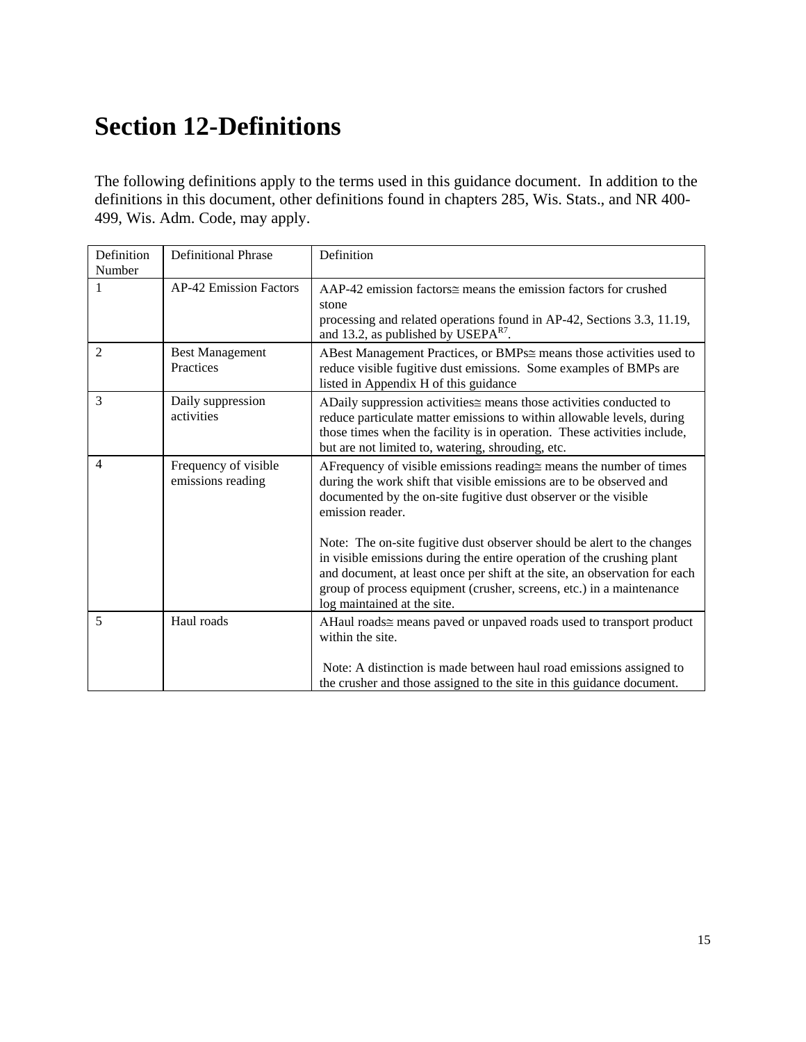# Section 12-Definitions

The following definitions apply to the terms used in this guidance document. In addition to the definitions in this document, other definitions found in chapters 285, Wis. Stats., and NR 400-499, Wis. Adm. Code, may apply.

| Definition Number | Definitional Phrase | Definition |
|---|---|---|
| 1 | AP-42 Emission Factors | AAP-42 emission factors≅ means the emission factors for crushed stone processing and related operations found in AP-42, Sections 3.3, 11.19, and 13.2, as published by USEPA[R7]. |
| 2 | Best Management Practices | ABest Management Practices, or BMPs≅ means those activities used to reduce visible fugitive dust emissions. Some examples of BMPs are listed in Appendix H of this guidance |
| 3 | Daily suppression activities | ADaily suppression activities≅ means those activities conducted to reduce particulate matter emissions to within allowable levels, during those times when the facility is in operation. These activities include, but are not limited to, watering, shrouding, etc. |
| 4 | Frequency of visible emissions reading | AFrequency of visible emissions reading≅ means the number of times during the work shift that visible emissions are to be observed and documented by the on-site fugitive dust observer or the visible emission reader.<br><br>Note: The on-site fugitive dust observer should be alert to the changes in visible emissions during the entire operation of the crushing plant and document, at least once per shift at the site, an observation for each group of process equipment (crusher, screens, etc.) in a maintenance log maintained at the site. |
| 5 | Haul roads | AHaul roads≅ means paved or unpaved roads used to transport product within the site.<br><br>Note: A distinction is made between haul road emissions assigned to the crusher and those assigned to the site in this guidance document. |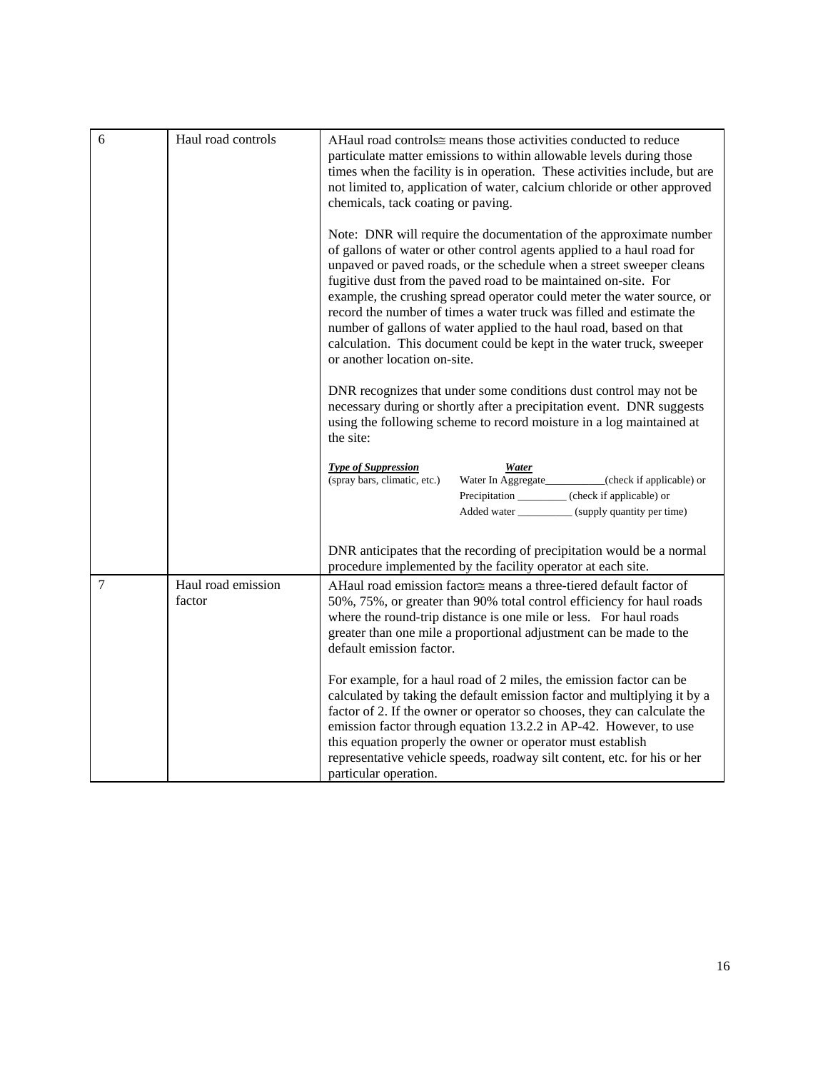| 6 | Haul road controls | AHaul road controls≅ means those activities conducted to reduce particulate matter emissions to within allowable levels during those times when the facility is in operation. These activities include, but are not limited to, application of water, calcium chloride or other approved chemicals, tack coating or paving.<br><br>Note: DNR will require the documentation of the approximate number of gallons of water or other control agents applied to a haul road for unpaved or paved roads, or the schedule when a street sweeper cleans fugitive dust from the paved road to be maintained on-site. For example, the crushing spread operator could meter the water source, or record the number of times a water truck was filled and estimate the number of gallons of water applied to the haul road, based on that calculation. This document could be kept in the water truck, sweeper or another location on-site.<br><br>DNR recognizes that under some conditions dust control may not be necessary during or shortly after a precipitation event. DNR suggests using the following scheme to record moisture in a log maintained at the site:<br><br>***Type of Suppression*** (spray bars, climatic, etc.) — ***Water***<br>Water In Aggregate__________(check if applicable) or<br>Precipitation _________ (check if applicable) or<br>Added water __________ (supply quantity per time)<br><br>DNR anticipates that the recording of precipitation would be a normal procedure implemented by the facility operator at each site. |
|---|---|---|
| 7 | Haul road emission factor | AHaul road emission factor≅ means a three-tiered default factor of 50%, 75%, or greater than 90% total control efficiency for haul roads where the round-trip distance is one mile or less. For haul roads greater than one mile a proportional adjustment can be made to the default emission factor.<br><br>For example, for a haul road of 2 miles, the emission factor can be calculated by taking the default emission factor and multiplying it by a factor of 2. If the owner or operator so chooses, they can calculate the emission factor through equation 13.2.2 in AP-42. However, to use this equation properly the owner or operator must establish representative vehicle speeds, roadway silt content, etc. for his or her particular operation. |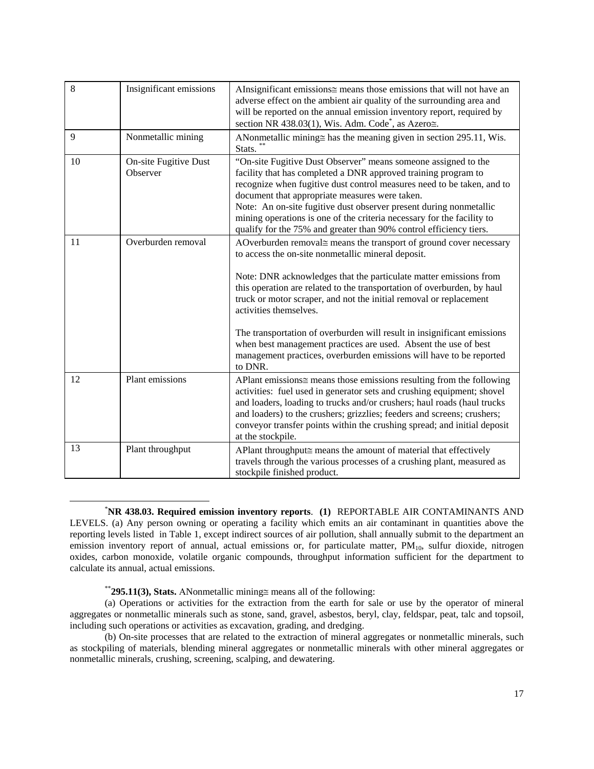| 8 | Insignificant emissions | AInsignificant emissions≅ means those emissions that will not have an adverse effect on the ambient air quality of the surrounding area and will be reported on the annual emission inventory report, required by section NR 438.03(1), Wis. Adm. Code[*], as Azero≅. |
|---|---|---|
| 9 | Nonmetallic mining | ANonmetallic mining≅ has the meaning given in section 295.11, Wis. Stats. [**] |
| 10 | On-site Fugitive Dust Observer | "On-site Fugitive Dust Observer" means someone assigned to the facility that has completed a DNR approved training program to recognize when fugitive dust control measures need to be taken, and to document that appropriate measures were taken.<br>Note: An on-site fugitive dust observer present during nonmetallic mining operations is one of the criteria necessary for the facility to qualify for the 75% and greater than 90% control efficiency tiers. |
| 11 | Overburden removal | AOverburden removal≅ means the transport of ground cover necessary to access the on-site nonmetallic mineral deposit.<br><br>Note: DNR acknowledges that the particulate matter emissions from this operation are related to the transportation of overburden, by haul truck or motor scraper, and not the initial removal or replacement activities themselves.<br><br>The transportation of overburden will result in insignificant emissions when best management practices are used. Absent the use of best management practices, overburden emissions will have to be reported to DNR. |
| 12 | Plant emissions | APlant emissions≅ means those emissions resulting from the following activities: fuel used in generator sets and crushing equipment; shovel and loaders, loading to trucks and/or crushers; haul roads (haul trucks and loaders) to the crushers; grizzlies; feeders and screens; crushers; conveyor transfer points within the crushing spread; and initial deposit at the stockpile. |
| 13 | Plant throughput | APlant throughput≅ means the amount of material that effectively travels through the various processes of a crushing plant, measured as stockpile finished product. |

[*] **NR 438.03. Required emission inventory reports**. **(1)** REPORTABLE AIR CONTAMINANTS AND LEVELS. (a) Any person owning or operating a facility which emits an air contaminant in quantities above the reporting levels listed in Table 1, except indirect sources of air pollution, shall annually submit to the department an emission inventory report of annual, actual emissions or, for particulate matter, $PM_{10}$, sulfur dioxide, nitrogen oxides, carbon monoxide, volatile organic compounds, throughput information sufficient for the department to calculate its annual, actual emissions.

[**] **295.11(3), Stats.** ANonmetallic mining≅ means all of the following:

(a) Operations or activities for the extraction from the earth for sale or use by the operator of mineral aggregates or nonmetallic minerals such as stone, sand, gravel, asbestos, beryl, clay, feldspar, peat, talc and topsoil, including such operations or activities as excavation, grading, and dredging.

(b) On-site processes that are related to the extraction of mineral aggregates or nonmetallic minerals, such as stockpiling of materials, blending mineral aggregates or nonmetallic minerals with other mineral aggregates or nonmetallic minerals, crushing, screening, scalping, and dewatering.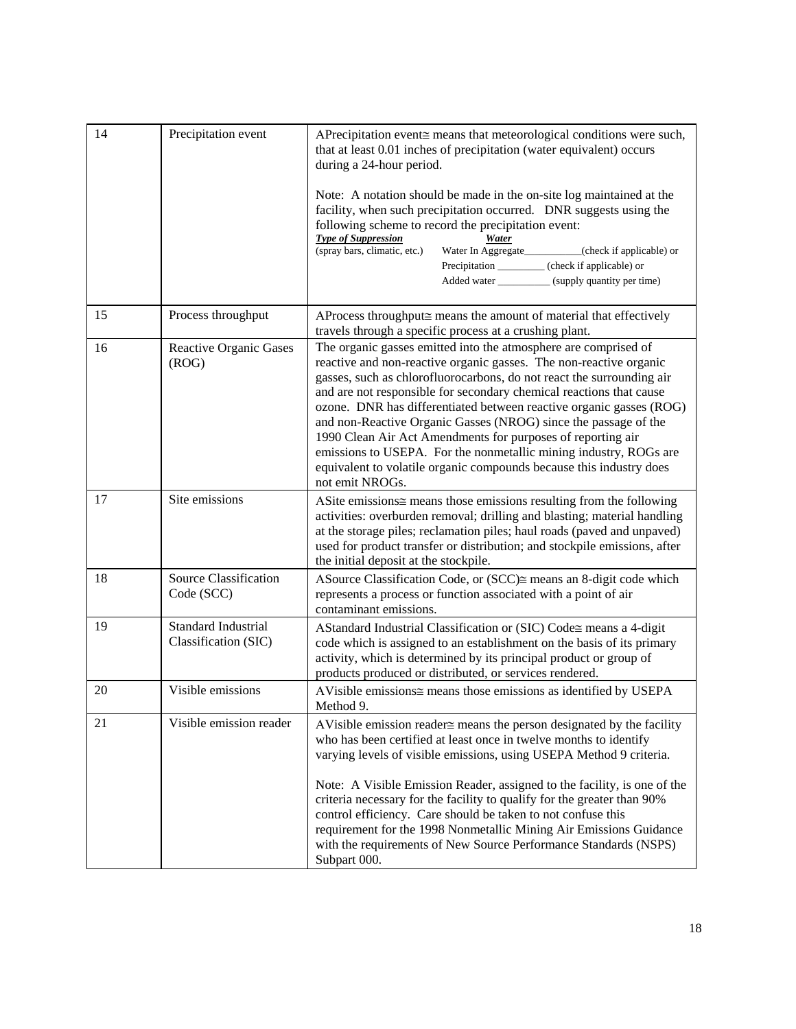| 14 | Precipitation event | APrecipitation event≅ means that meteorological conditions were such, that at least 0.01 inches of precipitation (water equivalent) occurs during a 24-hour period.<br><br>Note: A notation should be made in the on-site log maintained at the facility, when such precipitation occurred. DNR suggests using the following scheme to record the precipitation event:<br>***Type of Suppression*** (spray bars, climatic, etc.) — ***Water***<br>Water In Aggregate___________(check if applicable) or<br>Precipitation _________ (check if applicable) or<br>Added water __________ (supply quantity per time) |
|---|---|---|
| 15 | Process throughput | AProcess throughput≅ means the amount of material that effectively travels through a specific process at a crushing plant. |
| 16 | Reactive Organic Gases (ROG) | The organic gasses emitted into the atmosphere are comprised of reactive and non-reactive organic gasses. The non-reactive organic gasses, such as chlorofluorocarbons, do not react the surrounding air and are not responsible for secondary chemical reactions that cause ozone. DNR has differentiated between reactive organic gasses (ROG) and non-Reactive Organic Gasses (NROG) since the passage of the 1990 Clean Air Act Amendments for purposes of reporting air emissions to USEPA. For the nonmetallic mining industry, ROGs are equivalent to volatile organic compounds because this industry does not emit NROGs. |
| 17 | Site emissions | ASite emissions≅ means those emissions resulting from the following activities: overburden removal; drilling and blasting; material handling at the storage piles; reclamation piles; haul roads (paved and unpaved) used for product transfer or distribution; and stockpile emissions, after the initial deposit at the stockpile. |
| 18 | Source Classification Code (SCC) | ASource Classification Code, or (SCC)≅ means an 8-digit code which represents a process or function associated with a point of air contaminant emissions. |
| 19 | Standard Industrial Classification (SIC) | AStandard Industrial Classification or (SIC) Code≅ means a 4-digit code which is assigned to an establishment on the basis of its primary activity, which is determined by its principal product or group of products produced or distributed, or services rendered. |
| 20 | Visible emissions | AVisible emissions≅ means those emissions as identified by USEPA Method 9. |
| 21 | Visible emission reader | AVisible emission reader≅ means the person designated by the facility who has been certified at least once in twelve months to identify varying levels of visible emissions, using USEPA Method 9 criteria.<br><br>Note: A Visible Emission Reader, assigned to the facility, is one of the criteria necessary for the facility to qualify for the greater than 90% control efficiency. Care should be taken to not confuse this requirement for the 1998 Nonmetallic Mining Air Emissions Guidance with the requirements of New Source Performance Standards (NSPS) Subpart 000. |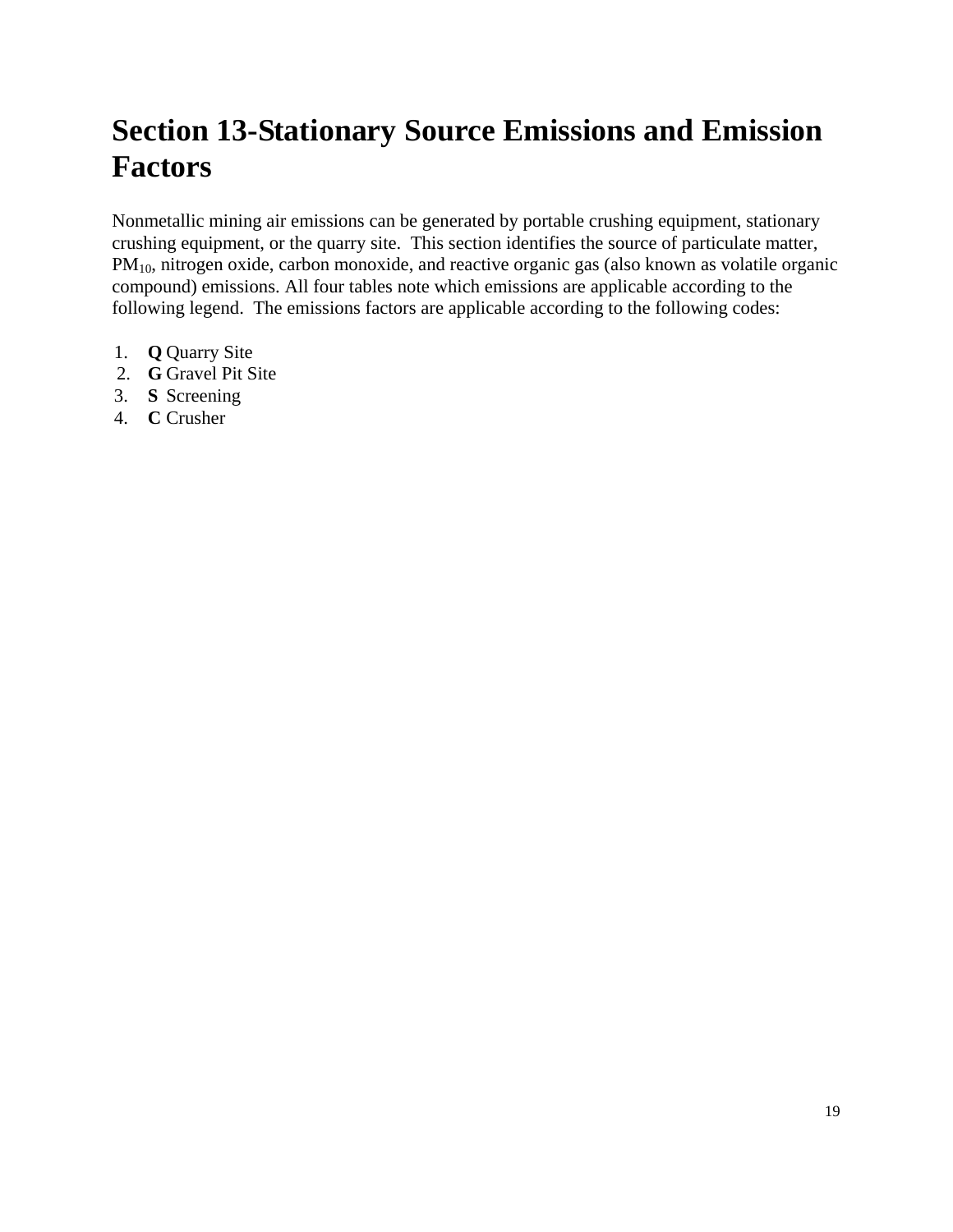# Section 13-Stationary Source Emissions and Emission Factors

Nonmetallic mining air emissions can be generated by portable crushing equipment, stationary crushing equipment, or the quarry site. This section identifies the source of particulate matter, $PM_{10}$, nitrogen oxide, carbon monoxide, and reactive organic gas (also known as volatile organic compound) emissions. All four tables note which emissions are applicable according to the following legend. The emissions factors are applicable according to the following codes:

1. **Q** Quarry Site
2. **G** Gravel Pit Site
3. **S** Screening
4. **C** Crusher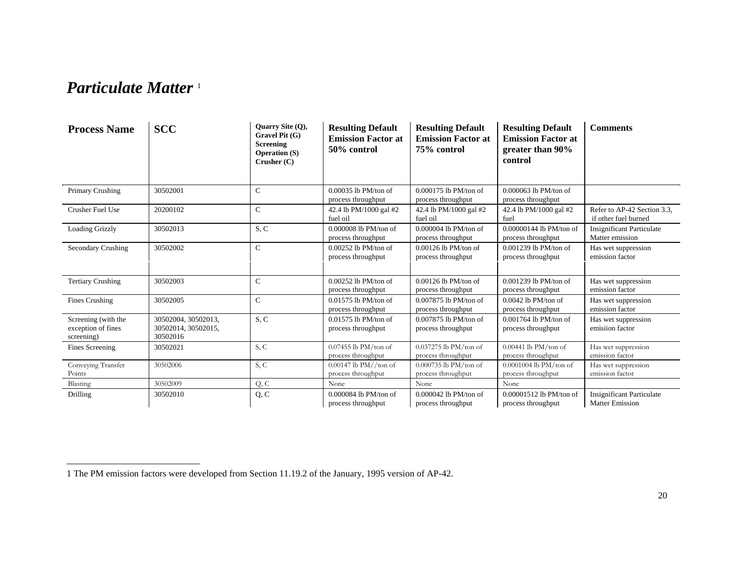# *Particulate Matter* [1]

| Process Name | SCC | Quarry Site (Q), Gravel Pit (G) Screening Operation (S) Crusher (C) | Resulting Default Emission Factor at 50% control | Resulting Default Emission Factor at 75% control | Resulting Default Emission Factor at greater than 90% control | Comments |
|---|---|---|---|---|---|---|
| Primary Crushing | 30502001 | C | 0.00035 lb PM/ton of process throughput | 0.000175 lb PM/ton of process throughput | 0.000063 lb PM/ton of process throughput | |
| Crusher Fuel Use | 20200102 | C | 42.4 lb PM/1000 gal #2 fuel oil | 42.4 lb PM/1000 gal #2 fuel oil | 42.4 lb PM/1000 gal #2 fuel | Refer to AP-42 Section 3.3, if other fuel burned |
| Loading Grizzly | 30502013 | S, C | 0.000008 lb PM/ton of process throughput | 0.000004 lb PM/ton of process throughput | 0.00000144 lb PM/ton of process throughput | Insignificant Particulate Matter emission |
| Secondary Crushing | 30502002 | C | 0.00252 lb PM/ton of process throughput | 0.00126 lb PM/ton of process throughput | 0.001239 lb PM/ton of process throughput | Has wet suppression emission factor |
| | | | | | | |
| Tertiary Crushing | 30502003 | C | 0.00252 lb PM/ton of process throughput | 0.00126 lb PM/ton of process throughput | 0.001239 lb PM/ton of process throughput | Has wet suppression emission factor |
| Fines Crushing | 30502005 | C | 0.01575 lb PM/ton of process throughput | 0.007875 lb PM/ton of process throughput | 0.0042 lb PM/ton of process throughput | Has wet suppression emission factor |
| Screening (with the exception of fines screening) | 30502004, 30502013, 30502014, 30502015, 30502016 | S, C | 0.01575 lb PM/ton of process throughput | 0.007875 lb PM/ton of process throughput | 0.001764 lb PM/ton of process throughput | Has wet suppression emisiion factor |
| Fines Screening | 30502021 | S, C | 0.07455 lb PM/ton of process throughput | 0.037275 lb PM/ton of process throughput | 0.00441 lb PM/ton of process throughput | Has wet suppression emission factor |
| Conveying Transfer Points | 30502006 | S, C | 0.00147 lb PM//ton of process throughput | 0.000735 lb PM/ton of process throughput | 0.0001004 lb PM/ton of process throughput | Has wet suppression emission factor |
| Blasting | 30502009 | Q, C | None | None | None | |
| Drilling | 30502010 | Q, C | 0.000084 lb PM/ton of process throughput | 0.000042 lb PM/ton of process throughput | 0.00001512 lb PM/ton of process throughput | Insignificant Particulate Matter Emission |

1 The PM emission factors were developed from Section 11.19.2 of the January, 1995 version of AP-42.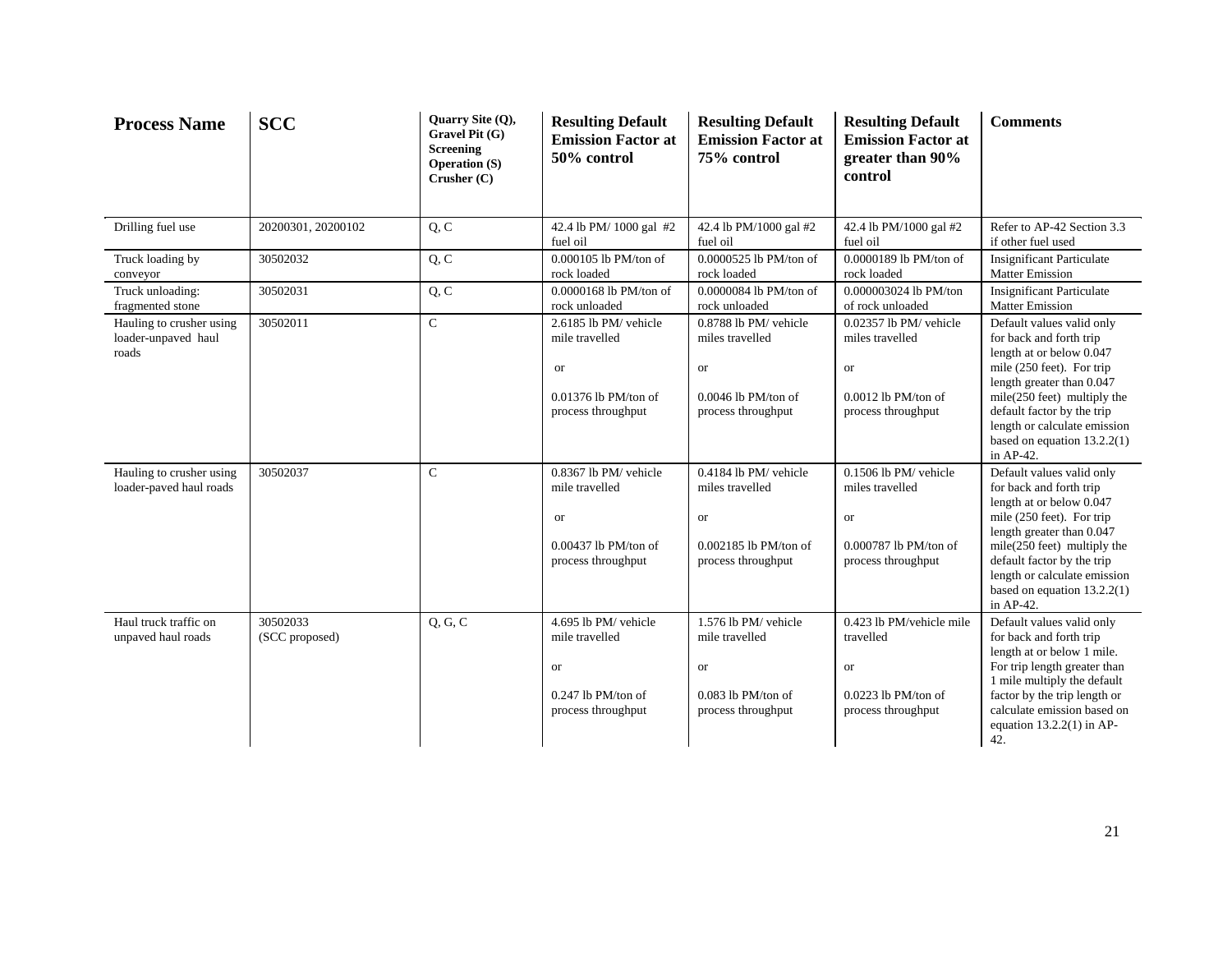| Process Name | SCC | Quarry Site (Q), Gravel Pit (G) Screening Operation (S) Crusher (C) | Resulting Default Emission Factor at 50% control | Resulting Default Emission Factor at 75% control | Resulting Default Emission Factor at greater than 90% control | Comments |
|---|---|---|---|---|---|---|
| Drilling fuel use | 20200301, 20200102 | Q, C | 42.4 lb PM/ 1000 gal #2 fuel oil | 42.4 lb PM/1000 gal #2 fuel oil | 42.4 lb PM/1000 gal #2 fuel oil | Refer to AP-42 Section 3.3 if other fuel used |
| Truck loading by conveyor | 30502032 | Q, C | 0.000105 lb PM/ton of rock loaded | 0.0000525 lb PM/ton of rock loaded | 0.0000189 lb PM/ton of rock loaded | Insignificant Particulate Matter Emission |
| Truck unloading: fragmented stone | 30502031 | Q, C | 0.0000168 lb PM/ton of rock unloaded | 0.0000084 lb PM/ton of rock unloaded | 0.000003024 lb PM/ton of rock unloaded | Insignificant Particulate Matter Emission |
| Hauling to crusher using loader-unpaved haul roads | 30502011 | C | 2.6185 lb PM/ vehicle mile travelled or 0.01376 lb PM/ton of process throughput | 0.8788 lb PM/ vehicle miles travelled or 0.0046 lb PM/ton of process throughput | 0.02357 lb PM/ vehicle miles travelled or 0.0012 lb PM/ton of process throughput | Default values valid only for back and forth trip length at or below 0.047 mile (250 feet). For trip length greater than 0.047 mile(250 feet) multiply the default factor by the trip length or calculate emission based on equation 13.2.2(1) in AP-42. |
| Hauling to crusher using loader-paved haul roads | 30502037 | C | 0.8367 lb PM/ vehicle mile travelled or 0.00437 lb PM/ton of process throughput | 0.4184 lb PM/ vehicle miles travelled or 0.002185 lb PM/ton of process throughput | 0.1506 lb PM/ vehicle miles travelled or 0.000787 lb PM/ton of process throughput | Default values valid only for back and forth trip length at or below 0.047 mile (250 feet). For trip length greater than 0.047 mile(250 feet) multiply the default factor by the trip length or calculate emission based on equation 13.2.2(1) in AP-42. |
| Haul truck traffic on unpaved haul roads | 30502033 (SCC proposed) | Q, G, C | 4.695 lb PM/ vehicle mile travelled or 0.247 lb PM/ton of process throughput | 1.576 lb PM/ vehicle mile travelled or 0.083 lb PM/ton of process throughput | 0.423 lb PM/vehicle mile travelled or 0.0223 lb PM/ton of process throughput | Default values valid only for back and forth trip length at or below 1 mile. For trip length greater than 1 mile multiply the default factor by the trip length or calculate emission based on equation 13.2.2(1) in AP-42. |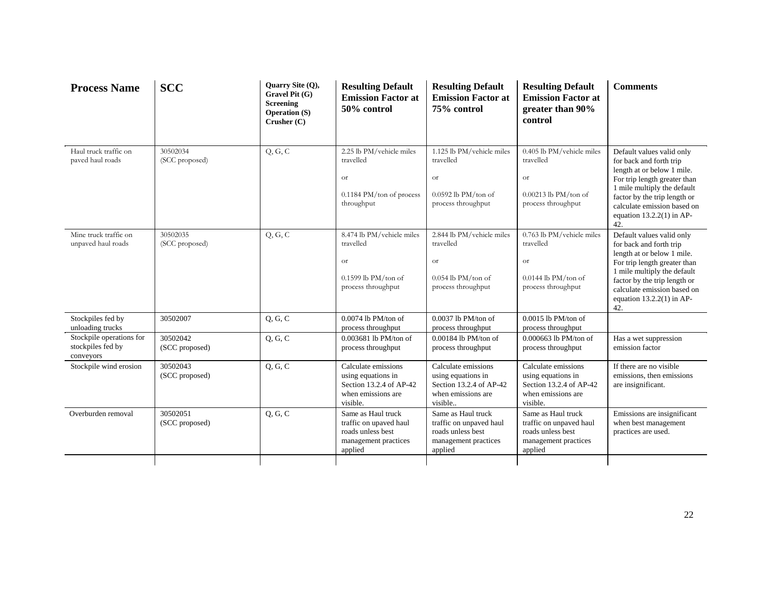| Process Name | SCC | Quarry Site (Q), Gravel Pit (G) Screening Operation (S) Crusher (C) | Resulting Default Emission Factor at 50% control | Resulting Default Emission Factor at 75% control | Resulting Default Emission Factor at greater than 90% control | Comments |
|---|---|---|---|---|---|---|
| Haul truck traffic on paved haul roads | 30502034 (SCC proposed) | Q, G, C | 2.25 lb PM/vehicle miles travelled<br><br>or<br><br>0.1184 PM/ton of process throughput | 1.125 lb PM/vehicle miles travelled<br><br>or<br><br>0.0592 lb PM/ton of process throughput | 0.405 lb PM/vehicle miles travelled<br><br>or<br><br>0.00213 lb PM/ton of process throughput | Default values valid only for back and forth trip length at or below 1 mile. For trip length greater than 1 mile multiply the default factor by the trip length or calculate emission based on equation 13.2.2(1) in AP-42. |
| Mine truck traffic on unpaved haul roads | 30502035 (SCC proposed) | Q, G, C | 8.474 lb PM/vehicle miles travelled<br><br>or<br><br>0.1599 lb PM/ton of process throughput | 2.844 lb PM/vehicle miles travelled<br><br>or<br><br>0.054 lb PM/ton of process throughput | 0.763 lb PM/vehicle miles travelled<br><br>or<br><br>0.0144 lb PM/ton of process throughput | Default values valid only for back and forth trip length at or below 1 mile. For trip length greater than 1 mile multiply the default factor by the trip length or calculate emission based on equation 13.2.2(1) in AP-42. |
| Stockpiles fed by unloading trucks | 30502007 | Q, G, C | 0.0074 lb PM/ton of process throughput | 0.0037 lb PM/ton of process throughput | 0.0015 lb PM/ton of process throughput | |
| Stockpile operations for stockpiles fed by conveyors | 30502042 (SCC proposed) | Q, G, C | 0.003681 lb PM/ton of process throughput | 0.00184 lb PM/ton of process throughput | 0.000663 lb PM/ton of process throughput | Has a wet suppression emission factor |
| Stockpile wind erosion | 30502043 (SCC proposed) | Q, G, C | Calculate emissions using equations in Section 13.2.4 of AP-42 when emissions are visible. | Calculate emissions using equations in Section 13.2.4 of AP-42 when emissions are visible.. | Calculate emissions using equations in Section 13.2.4 of AP-42 when emissions are visible. | If there are no visible emissions, then emissions are insignificant. |
| Overburden removal | 30502051 (SCC proposed) | Q, G, C | Same as Haul truck traffic on upaved haul roads unless best management practices applied | Same as Haul truck traffic on unpaved haul roads unless best management practices applied | Same as Haul truck traffic on unpaved haul roads unless best management practices applied | Emissions are insignificant when best management practices are used. |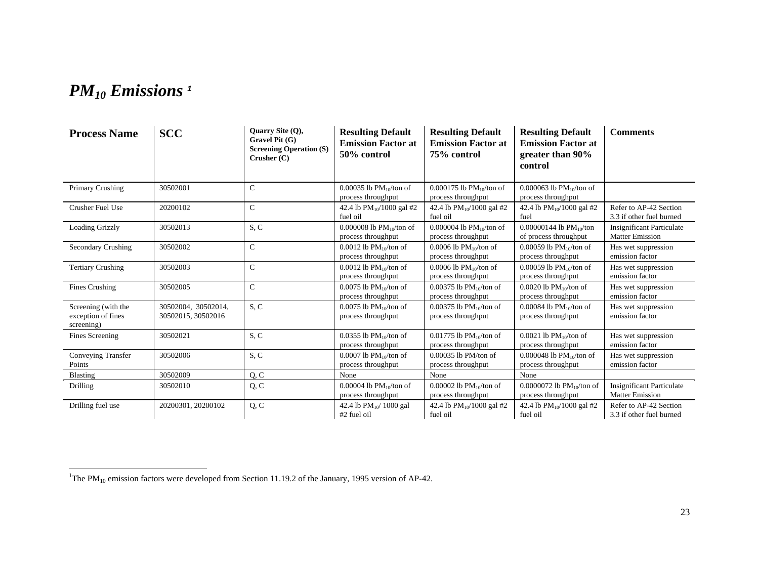# *$PM_{10}$ Emissions* [1]

| Process Name | SCC | Quarry Site (Q), Gravel Pit (G) Screening Operation (S) Crusher (C) | Resulting Default Emission Factor at 50% control | Resulting Default Emission Factor at 75% control | Resulting Default Emission Factor at greater than 90% control | Comments |
|---|---|---|---|---|---|---|
| Primary Crushing | 30502001 | C | 0.00035 lb $PM_{10}$/ton of process throughput | 0.000175 lb $PM_{10}$/ton of process throughput | 0.000063 lb $PM_{10}$/ton of process throughput | |
| Crusher Fuel Use | 20200102 | C | 42.4 lb $PM_{10}$/1000 gal #2 fuel oil | 42.4 lb $PM_{10}$/1000 gal #2 fuel oil | 42.4 lb $PM_{10}$/1000 gal #2 fuel | Refer to AP-42 Section 3.3 if other fuel burned |
| Loading Grizzly | 30502013 | S, C | 0.000008 lb $PM_{10}$/ton of process throughput | 0.000004 lb $PM_{10}$/ton of process throughput | 0.00000144 lb $PM_{10}$/ton of process throughput | Insignificant Particulate Matter Emission |
| Secondary Crushing | 30502002 | C | 0.0012 lb $PM_{10}$/ton of process throughput | 0.0006 lb $PM_{10}$/ton of process throughput | 0.00059 lb $PM_{10}$/ton of process throughput | Has wet suppression emission factor |
| Tertiary Crushing | 30502003 | C | 0.0012 lb $PM_{10}$/ton of process throughput | 0.0006 lb $PM_{10}$/ton of process throughput | 0.00059 lb $PM_{10}$/ton of process throughput | Has wet suppression emission factor |
| Fines Crushing | 30502005 | C | 0.0075 lb $PM_{10}$/ton of process throughput | 0.00375 lb $PM_{10}$/ton of process throughput | 0.0020 lb $PM_{10}$/ton of process throughput | Has wet suppression emission factor |
| Screening (with the exception of fines screening) | 30502004, 30502014, 30502015, 30502016 | S, C | 0.0075 lb $PM_{10}$/ton of process throughput | 0.00375 lb $PM_{10}$/ton of process throughput | 0.00084 lb $PM_{10}$/ton of process throughput | Has wet suppression emission factor |
| Fines Screening | 30502021 | S, C | 0.0355 lb $PM_{10}$/ton of process throughput | 0.01775 lb $PM_{10}$/ton of process throughput | 0.0021 lb $PM_{10}$/ton of process throughput | Has wet suppression emission factor |
| Conveying Transfer Points | 30502006 | S, C | 0.0007 lb $PM_{10}$/ton of process throughput | 0.00035 lb PM/ton of process throughput | 0.000048 lb $PM_{10}$/ton of process throughput | Has wet suppression emission factor |
| Blasting | 30502009 | Q, C | None | None | None | |
| Drilling | 30502010 | Q, C | 0.00004 lb $PM_{10}$/ton of process throughput | 0.00002 lb $PM_{10}$/ton of process throughput | 0.0000072 lb $PM_{10}$/ton of process throughput | Insignificant Particulate Matter Emission |
| Drilling fuel use | 20200301, 20200102 | Q, C | 42.4 lb $PM_{10}$/ 1000 gal #2 fuel oil | 42.4 lb $PM_{10}$/1000 gal #2 fuel oil | 42.4 lb $PM_{10}$/1000 gal #2 fuel oil | Refer to AP-42 Section 3.3 if other fuel burned |

[1]The $PM_{10}$ emission factors were developed from Section 11.19.2 of the January, 1995 version of AP-42.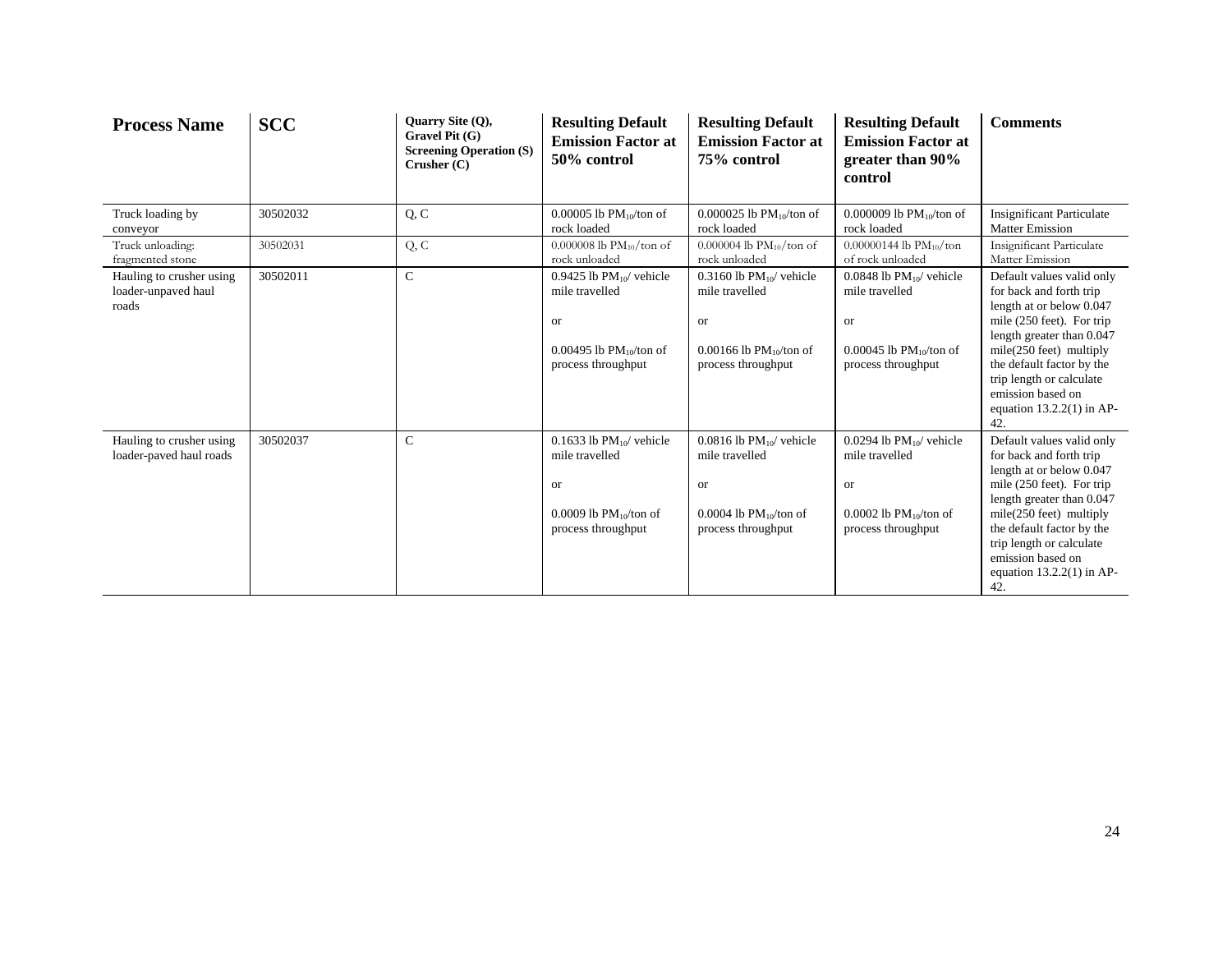| Process Name | SCC | Quarry Site (Q), Gravel Pit (G) Screening Operation (S) Crusher (C) | Resulting Default Emission Factor at 50% control | Resulting Default Emission Factor at 75% control | Resulting Default Emission Factor at greater than 90% control | Comments |
|---|---|---|---|---|---|---|
| Truck loading by conveyor | 30502032 | Q, C | 0.00005 lb $PM_{10}$/ton of rock loaded | 0.000025 lb $PM_{10}$/ton of rock loaded | 0.000009 lb $PM_{10}$/ton of rock loaded | Insignificant Particulate Matter Emission |
| Truck unloading: fragmented stone | 30502031 | Q, C | 0.000008 lb $PM_{10}$/ton of rock unloaded | 0.000004 lb $PM_{10}$/ton of rock unloaded | 0.00000144 lb $PM_{10}$/ton of rock unloaded | Insignificant Particulate Matter Emission |
| Hauling to crusher using loader-unpaved haul roads | 30502011 | C | 0.9425 lb $PM_{10}$/ vehicle mile travelled<br><br>or<br><br>0.00495 lb $PM_{10}$/ton of process throughput | 0.3160 lb $PM_{10}$/ vehicle mile travelled<br><br>or<br><br>0.00166 lb $PM_{10}$/ton of process throughput | 0.0848 lb $PM_{10}$/ vehicle mile travelled<br><br>or<br><br>0.00045 lb $PM_{10}$/ton of process throughput | Default values valid only for back and forth trip length at or below 0.047 mile (250 feet). For trip length greater than 0.047 mile(250 feet) multiply the default factor by the trip length or calculate emission based on equation 13.2.2(1) in AP-42. |
| Hauling to crusher using loader-paved haul roads | 30502037 | C | 0.1633 lb $PM_{10}$/ vehicle mile travelled<br><br>or<br><br>0.0009 lb $PM_{10}$/ton of process throughput | 0.0816 lb $PM_{10}$/ vehicle mile travelled<br><br>or<br><br>0.0004 lb $PM_{10}$/ton of process throughput | 0.0294 lb $PM_{10}$/ vehicle mile travelled<br><br>or<br><br>0.0002 lb $PM_{10}$/ton of process throughput | Default values valid only for back and forth trip length at or below 0.047 mile (250 feet). For trip length greater than 0.047 mile(250 feet) multiply the default factor by the trip length or calculate emission based on equation 13.2.2(1) in AP-42. |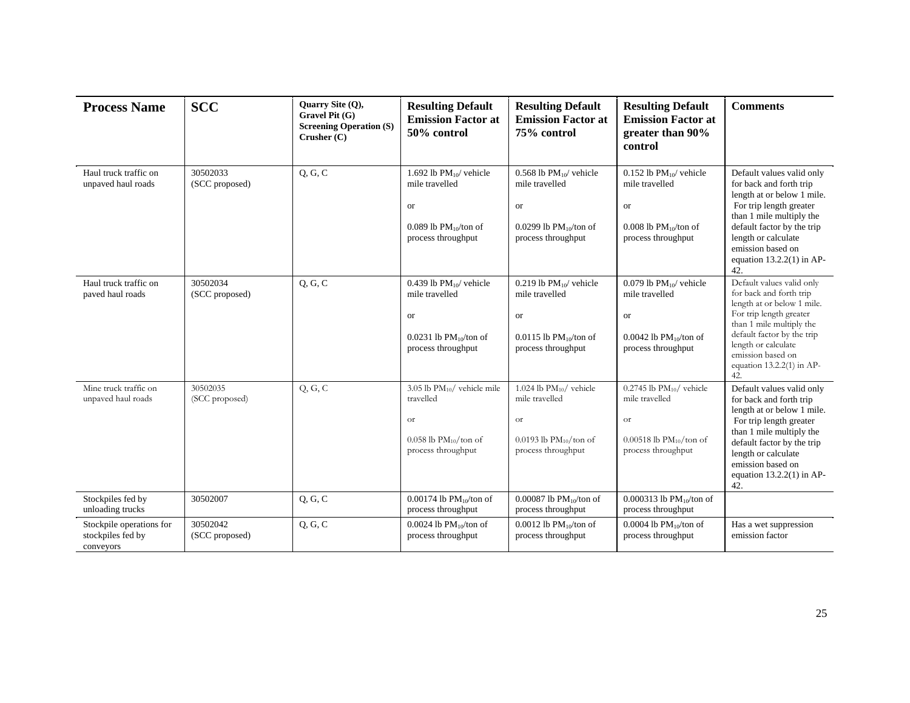| Process Name | SCC | Quarry Site (Q), Gravel Pit (G) Screening Operation (S) Crusher (C) | Resulting Default Emission Factor at 50% control | Resulting Default Emission Factor at 75% control | Resulting Default Emission Factor at greater than 90% control | Comments |
|---|---|---|---|---|---|---|
| Haul truck traffic on unpaved haul roads | 30502033 (SCC proposed) | Q, G, C | 1.692 lb $PM_{10}$/ vehicle mile travelled<br><br>or<br><br>0.089 lb $PM_{10}$/ton of process throughput | 0.568 lb $PM_{10}$/ vehicle mile travelled<br><br>or<br><br>0.0299 lb $PM_{10}$/ton of process throughput | 0.152 lb $PM_{10}$/ vehicle mile travelled<br><br>or<br><br>0.008 lb $PM_{10}$/ton of process throughput | Default values valid only for back and forth trip length at or below 1 mile. For trip length greater than 1 mile multiply the default factor by the trip length or calculate emission based on equation 13.2.2(1) in AP-42. |
| Haul truck traffic on paved haul roads | 30502034 (SCC proposed) | Q, G, C | 0.439 lb $PM_{10}$/ vehicle mile travelled<br><br>or<br><br>0.0231 lb $PM_{10}$/ton of process throughput | 0.219 lb $PM_{10}$/ vehicle mile travelled<br><br>or<br><br>0.0115 lb $PM_{10}$/ton of process throughput | 0.079 lb $PM_{10}$/ vehicle mile travelled<br><br>or<br><br>0.0042 lb $PM_{10}$/ton of process throughput | Default values valid only for back and forth trip length at or below 1 mile. For trip length greater than 1 mile multiply the default factor by the trip length or calculate emission based on equation 13.2.2(1) in AP-42. |
| Mine truck traffic on unpaved haul roads | 30502035 (SCC proposed) | Q, G, C | 3.05 lb $PM_{10}$/ vehicle mile travelled<br><br>or<br><br>0.058 lb $PM_{10}$/ton of process throughput | 1.024 lb $PM_{10}$/ vehicle mile travelled<br><br>or<br><br>0.0193 lb $PM_{10}$/ton of process throughput | 0.2745 lb $PM_{10}$/ vehicle mile travelled<br><br>or<br><br>0.00518 lb $PM_{10}$/ton of process throughput | Default values valid only for back and forth trip length at or below 1 mile. For trip length greater than 1 mile multiply the default factor by the trip length or calculate emission based on equation 13.2.2(1) in AP-42. |
| Stockpiles fed by unloading trucks | 30502007 | Q, G, C | 0.00174 lb $PM_{10}$/ton of process throughput | 0.00087 lb $PM_{10}$/ton of process throughput | 0.000313 lb $PM_{10}$/ton of process throughput | |
| Stockpile operations for stockpiles fed by conveyors | 30502042 (SCC proposed) | Q, G, C | 0.0024 lb $PM_{10}$/ton of process throughput | 0.0012 lb $PM_{10}$/ton of process throughput | 0.0004 lb $PM_{10}$/ton of process throughput | Has a wet suppression emission factor |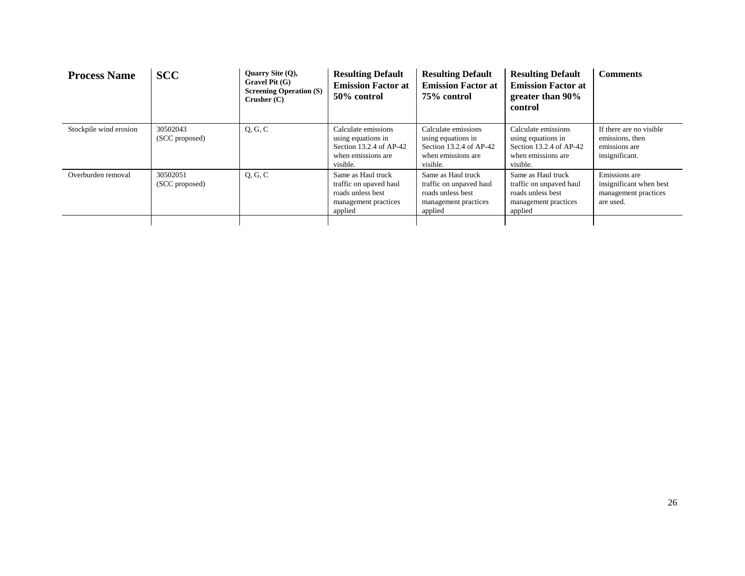| Process Name | SCC | Quarry Site (Q), Gravel Pit (G) Screening Operation (S) Crusher (C) | Resulting Default Emission Factor at 50% control | Resulting Default Emission Factor at 75% control | Resulting Default Emission Factor at greater than 90% control | Comments |
|---|---|---|---|---|---|---|
| Stockpile wind erosion | 30502043 (SCC proposed) | Q, G, C | Calculate emissions using equations in Section 13.2.4 of AP-42 when emissions are visible. | Calculate emissions using equations in Section 13.2.4 of AP-42 when emissions are visible. | Calculate emissions using equations in Section 13.2.4 of AP-42 when emissions are visible. | If there are no visible emissions, then emissions are insignificant. |
| Overburden removal | 30502051 (SCC proposed) | Q, G, C | Same as Haul truck traffic on upaved haul roads unless best management practices applied | Same as Haul truck traffic on unpaved haul roads unless best management practices applied | Same as Haul truck traffic on unpaved haul roads unless best management practices applied | Emissions are insignificant when best management practices are used. |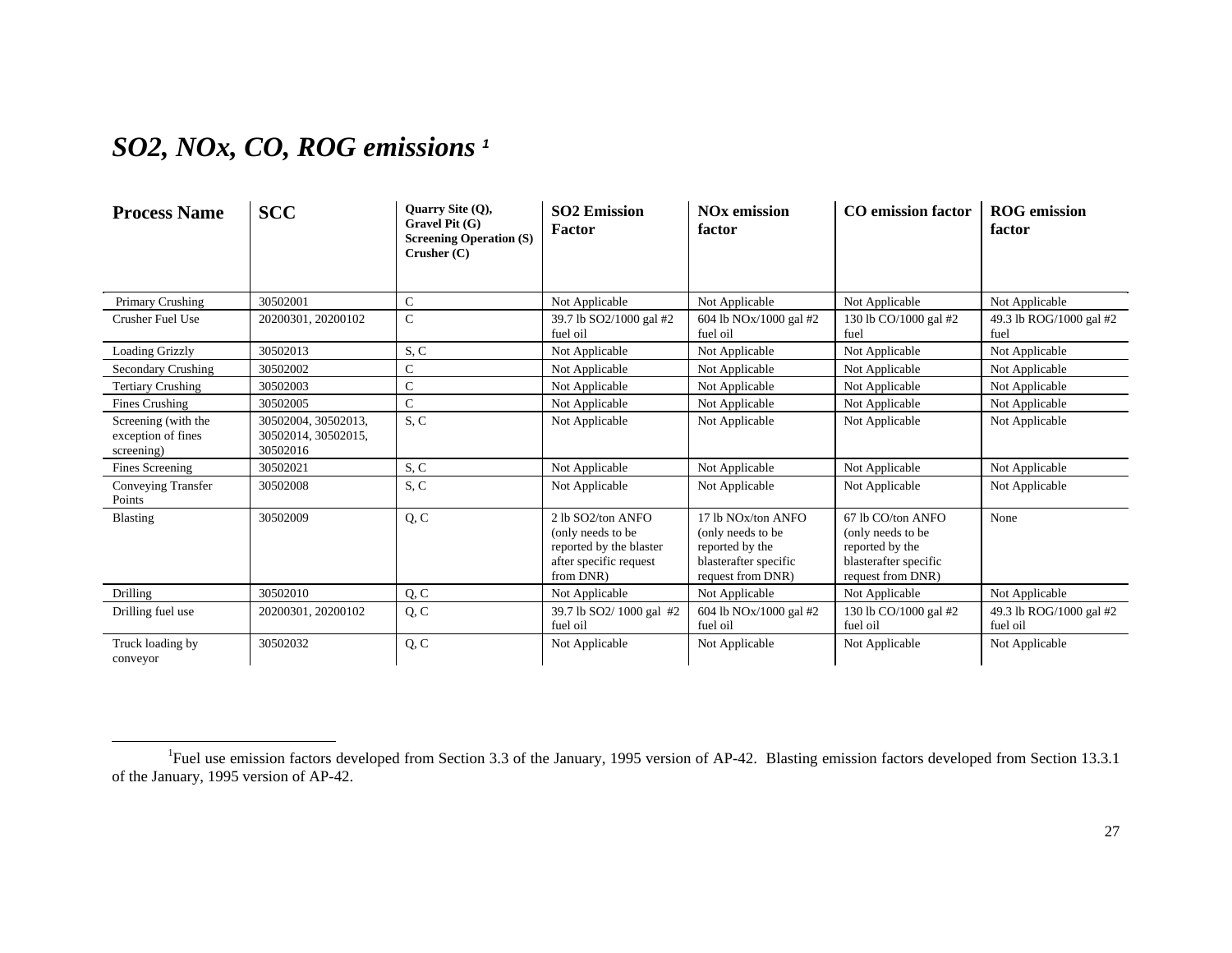## *$SO_2$, $NO_x$, CO, ROG emissions* [1]

| Process Name | SCC | Quarry Site (Q), Gravel Pit (G) Screening Operation (S) Crusher (C) | SO2 Emission Factor | NOx emission factor | CO emission factor | ROG emission factor |
|---|---|---|---|---|---|---|
| Primary Crushing | 30502001 | C | Not Applicable | Not Applicable | Not Applicable | Not Applicable |
| Crusher Fuel Use | 20200301, 20200102 | C | 39.7 lb SO2/1000 gal #2 fuel oil | 604 lb NOx/1000 gal #2 fuel oil | 130 lb CO/1000 gal #2 fuel | 49.3 lb ROG/1000 gal #2 fuel |
| Loading Grizzly | 30502013 | S, C | Not Applicable | Not Applicable | Not Applicable | Not Applicable |
| Secondary Crushing | 30502002 | C | Not Applicable | Not Applicable | Not Applicable | Not Applicable |
| Tertiary Crushing | 30502003 | C | Not Applicable | Not Applicable | Not Applicable | Not Applicable |
| Fines Crushing | 30502005 | C | Not Applicable | Not Applicable | Not Applicable | Not Applicable |
| Screening (with the exception of fines screening) | 30502004, 30502013, 30502014, 30502015, 30502016 | S, C | Not Applicable | Not Applicable | Not Applicable | Not Applicable |
| Fines Screening | 30502021 | S, C | Not Applicable | Not Applicable | Not Applicable | Not Applicable |
| Conveying Transfer Points | 30502008 | S, C | Not Applicable | Not Applicable | Not Applicable | Not Applicable |
| Blasting | 30502009 | Q, C | 2 lb SO2/ton ANFO (only needs to be reported by the blaster after specific request from DNR) | 17 lb NOx/ton ANFO (only needs to be reported by the blasterafter specific request from DNR) | 67 lb CO/ton ANFO (only needs to be reported by the blasterafter specific request from DNR) | None |
| Drilling | 30502010 | Q, C | Not Applicable | Not Applicable | Not Applicable | Not Applicable |
| Drilling fuel use | 20200301, 20200102 | Q, C | 39.7 lb SO2/ 1000 gal #2 fuel oil | 604 lb NOx/1000 gal #2 fuel oil | 130 lb CO/1000 gal #2 fuel oil | 49.3 lb ROG/1000 gal #2 fuel oil |
| Truck loading by conveyor | 30502032 | Q, C | Not Applicable | Not Applicable | Not Applicable | Not Applicable |

[1] Fuel use emission factors developed from Section 3.3 of the January, 1995 version of AP-42. Blasting emission factors developed from Section 13.3.1 of the January, 1995 version of AP-42.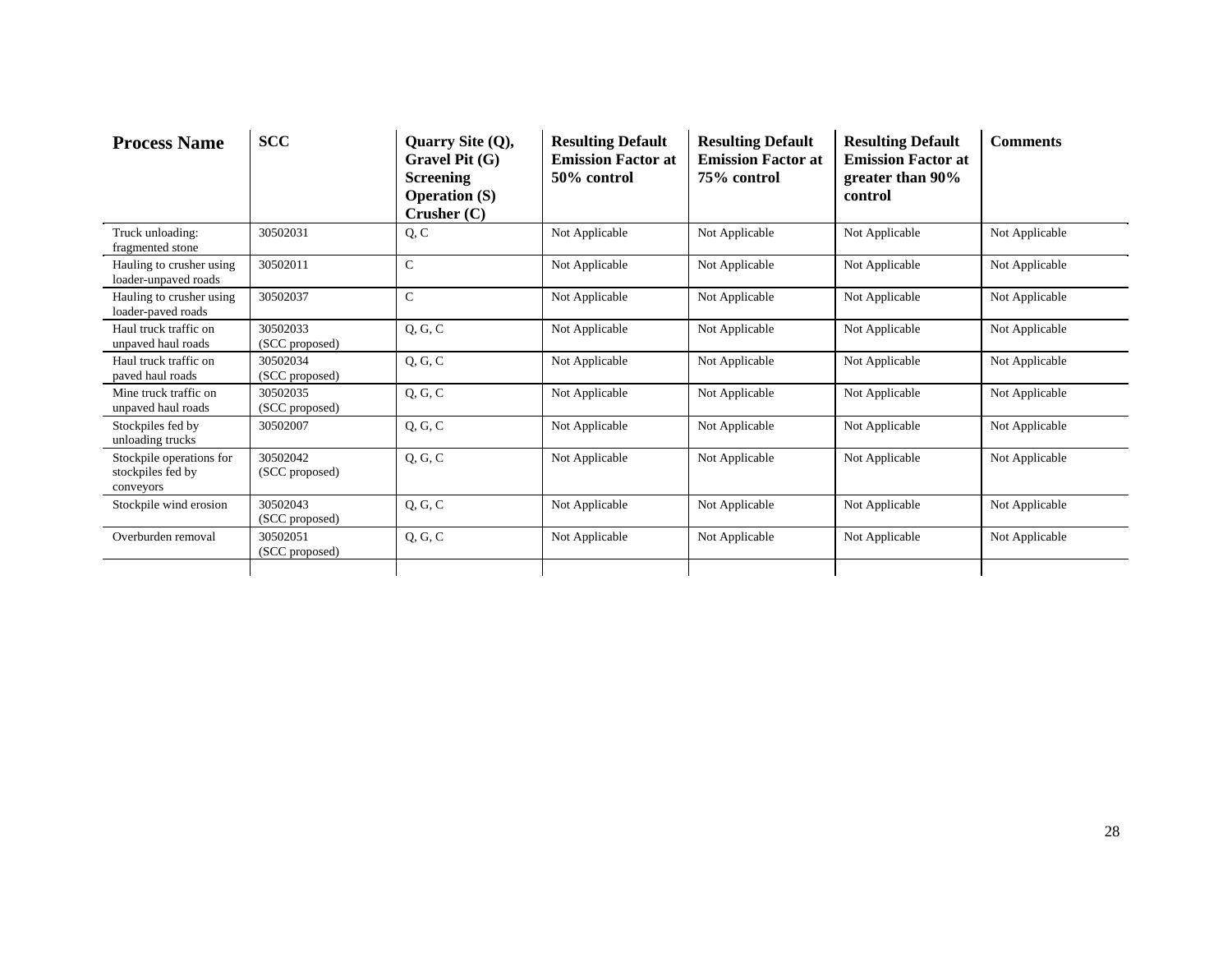| Process Name | SCC | Quarry Site (Q), Gravel Pit (G) Screening Operation (S) Crusher (C) | Resulting Default Emission Factor at 50% control | Resulting Default Emission Factor at 75% control | Resulting Default Emission Factor at greater than 90% control | Comments |
|---|---|---|---|---|---|---|
| Truck unloading: fragmented stone | 30502031 | Q, C | Not Applicable | Not Applicable | Not Applicable | Not Applicable |
| Hauling to crusher using loader-unpaved roads | 30502011 | C | Not Applicable | Not Applicable | Not Applicable | Not Applicable |
| Hauling to crusher using loader-paved roads | 30502037 | C | Not Applicable | Not Applicable | Not Applicable | Not Applicable |
| Haul truck traffic on unpaved haul roads | 30502033 (SCC proposed) | Q, G, C | Not Applicable | Not Applicable | Not Applicable | Not Applicable |
| Haul truck traffic on paved haul roads | 30502034 (SCC proposed) | Q, G, C | Not Applicable | Not Applicable | Not Applicable | Not Applicable |
| Mine truck traffic on unpaved haul roads | 30502035 (SCC proposed) | Q, G, C | Not Applicable | Not Applicable | Not Applicable | Not Applicable |
| Stockpiles fed by unloading trucks | 30502007 | Q, G, C | Not Applicable | Not Applicable | Not Applicable | Not Applicable |
| Stockpile operations for stockpiles fed by conveyors | 30502042 (SCC proposed) | Q, G, C | Not Applicable | Not Applicable | Not Applicable | Not Applicable |
| Stockpile wind erosion | 30502043 (SCC proposed) | Q, G, C | Not Applicable | Not Applicable | Not Applicable | Not Applicable |
| Overburden removal | 30502051 (SCC proposed) | Q, G, C | Not Applicable | Not Applicable | Not Applicable | Not Applicable |
| | | | | | | |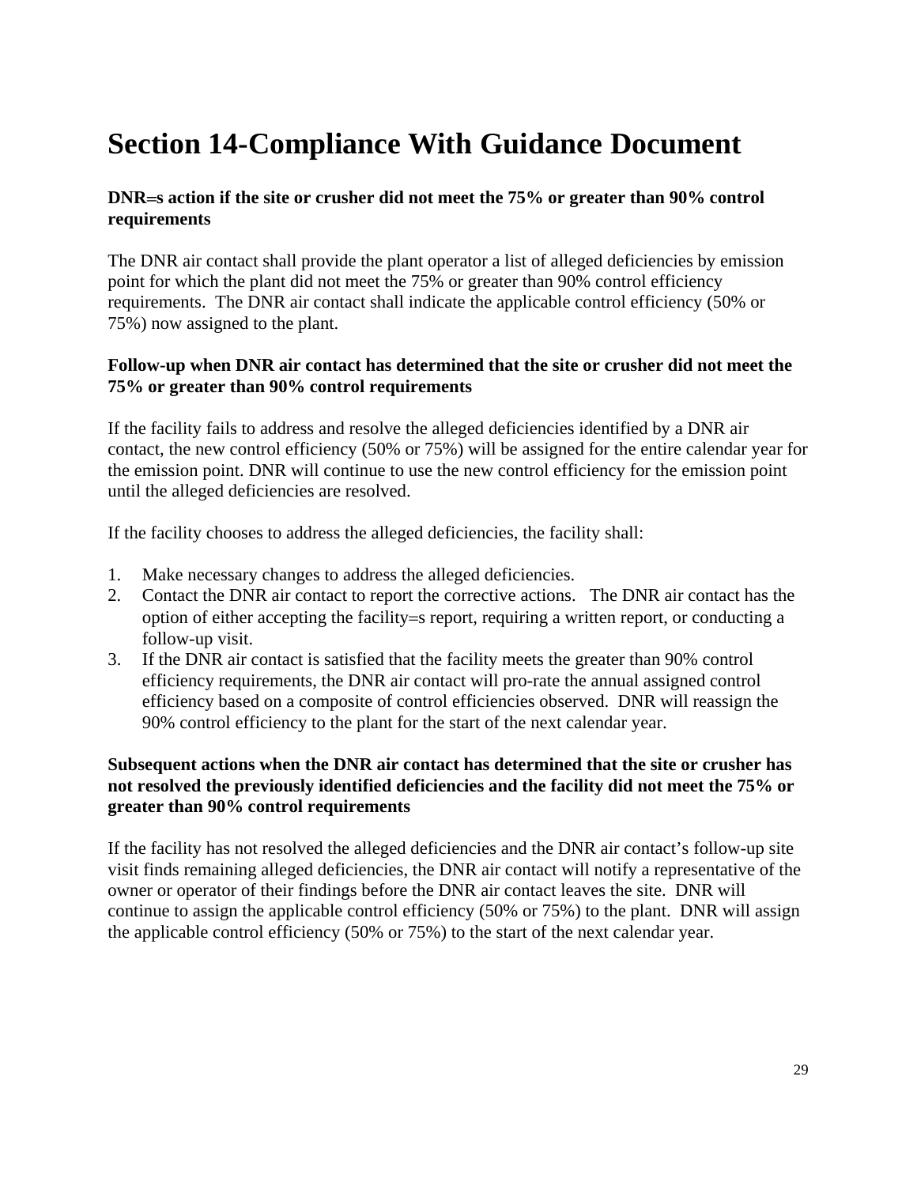# Section 14-Compliance With Guidance Document

**DNR=s action if the site or crusher did not meet the 75% or greater than 90% control requirements**

The DNR air contact shall provide the plant operator a list of alleged deficiencies by emission point for which the plant did not meet the 75% or greater than 90% control efficiency requirements. The DNR air contact shall indicate the applicable control efficiency (50% or 75%) now assigned to the plant.

**Follow-up when DNR air contact has determined that the site or crusher did not meet the 75% or greater than 90% control requirements**

If the facility fails to address and resolve the alleged deficiencies identified by a DNR air contact, the new control efficiency (50% or 75%) will be assigned for the entire calendar year for the emission point. DNR will continue to use the new control efficiency for the emission point until the alleged deficiencies are resolved.

If the facility chooses to address the alleged deficiencies, the facility shall:

1. Make necessary changes to address the alleged deficiencies.
2. Contact the DNR air contact to report the corrective actions. The DNR air contact has the option of either accepting the facility=s report, requiring a written report, or conducting a follow-up visit.
3. If the DNR air contact is satisfied that the facility meets the greater than 90% control efficiency requirements, the DNR air contact will pro-rate the annual assigned control efficiency based on a composite of control efficiencies observed. DNR will reassign the 90% control efficiency to the plant for the start of the next calendar year.

**Subsequent actions when the DNR air contact has determined that the site or crusher has not resolved the previously identified deficiencies and the facility did not meet the 75% or greater than 90% control requirements**

If the facility has not resolved the alleged deficiencies and the DNR air contact's follow-up site visit finds remaining alleged deficiencies, the DNR air contact will notify a representative of the owner or operator of their findings before the DNR air contact leaves the site. DNR will continue to assign the applicable control efficiency (50% or 75%) to the plant. DNR will assign the applicable control efficiency (50% or 75%) to the start of the next calendar year.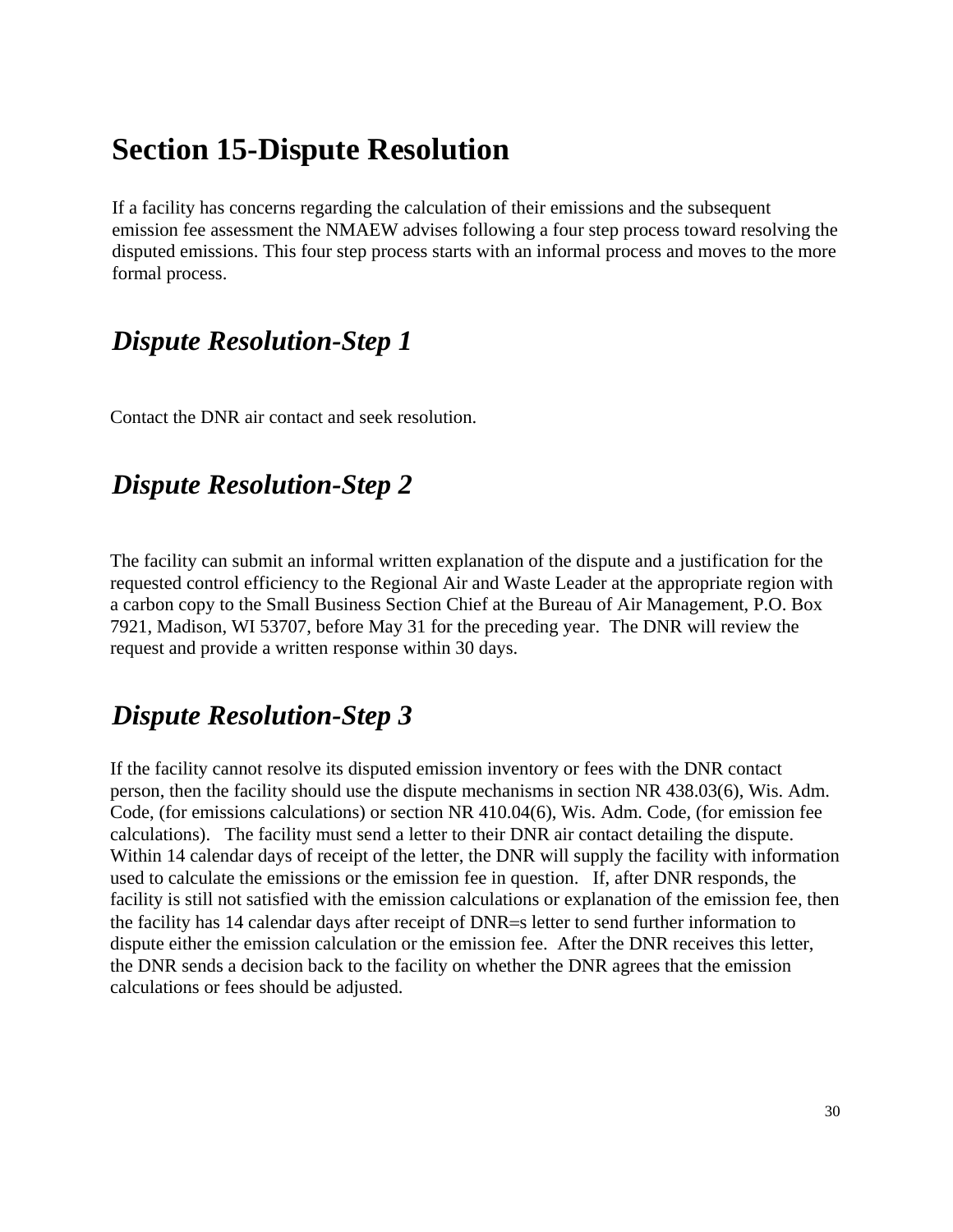# Section 15-Dispute Resolution

If a facility has concerns regarding the calculation of their emissions and the subsequent emission fee assessment the NMAEW advises following a four step process toward resolving the disputed emissions. This four step process starts with an informal process and moves to the more formal process.

## *Dispute Resolution-Step 1*

Contact the DNR air contact and seek resolution.

## *Dispute Resolution-Step 2*

The facility can submit an informal written explanation of the dispute and a justification for the requested control efficiency to the Regional Air and Waste Leader at the appropriate region with a carbon copy to the Small Business Section Chief at the Bureau of Air Management, P.O. Box 7921, Madison, WI 53707, before May 31 for the preceding year. The DNR will review the request and provide a written response within 30 days.

## *Dispute Resolution-Step 3*

If the facility cannot resolve its disputed emission inventory or fees with the DNR contact person, then the facility should use the dispute mechanisms in section NR 438.03(6), Wis. Adm. Code, (for emissions calculations) or section NR 410.04(6), Wis. Adm. Code, (for emission fee calculations). The facility must send a letter to their DNR air contact detailing the dispute. Within 14 calendar days of receipt of the letter, the DNR will supply the facility with information used to calculate the emissions or the emission fee in question. If, after DNR responds, the facility is still not satisfied with the emission calculations or explanation of the emission fee, then the facility has 14 calendar days after receipt of DNR=s letter to send further information to dispute either the emission calculation or the emission fee. After the DNR receives this letter, the DNR sends a decision back to the facility on whether the DNR agrees that the emission calculations or fees should be adjusted.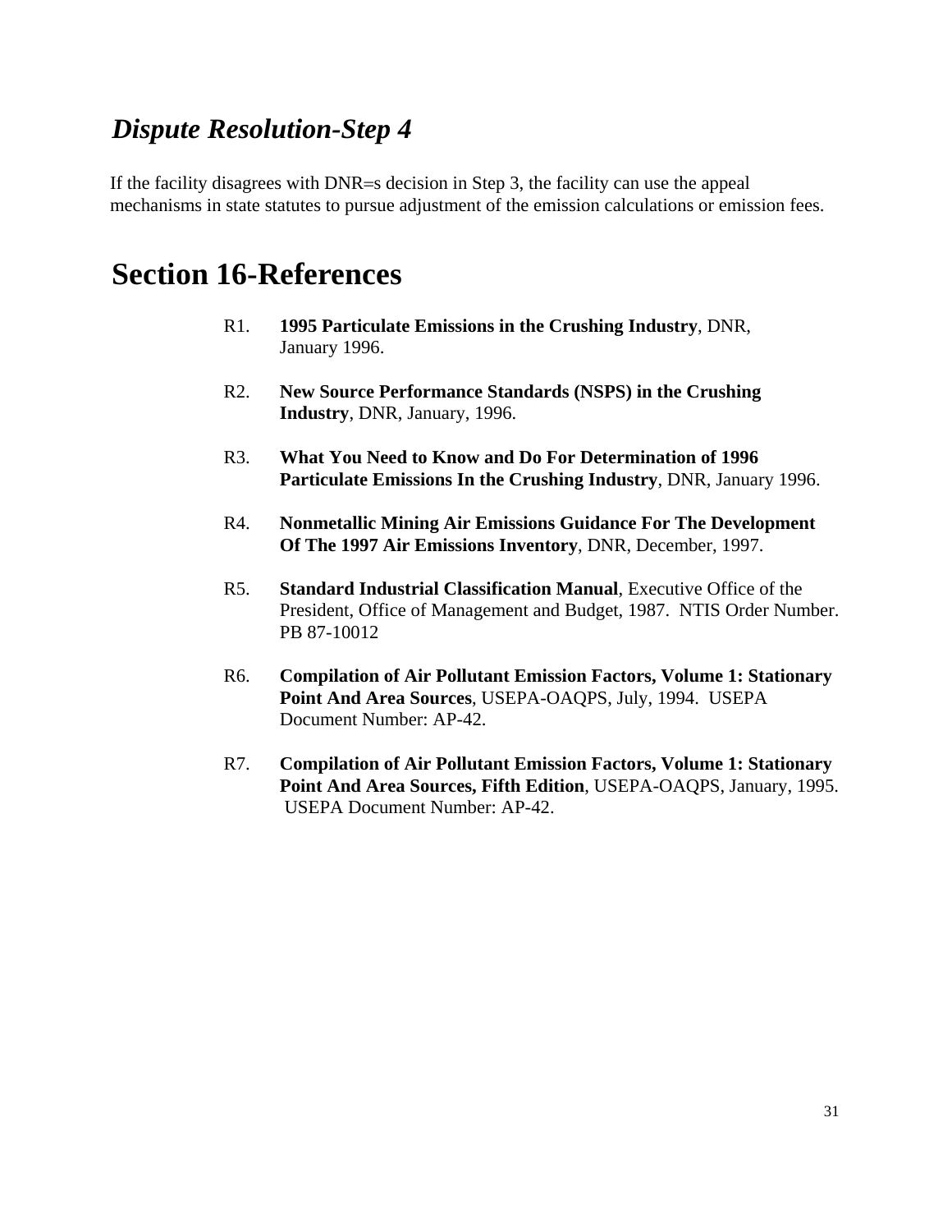## *Dispute Resolution-Step 4*

If the facility disagrees with DNR=s decision in Step 3, the facility can use the appeal mechanisms in state statutes to pursue adjustment of the emission calculations or emission fees.

# Section 16-References

R1. **1995 Particulate Emissions in the Crushing Industry**, DNR, January 1996.

R2. **New Source Performance Standards (NSPS) in the Crushing Industry**, DNR, January, 1996.

R3. **What You Need to Know and Do For Determination of 1996 Particulate Emissions In the Crushing Industry**, DNR, January 1996.

R4. **Nonmetallic Mining Air Emissions Guidance For The Development Of The 1997 Air Emissions Inventory**, DNR, December, 1997.

R5. **Standard Industrial Classification Manual**, Executive Office of the President, Office of Management and Budget, 1987. NTIS Order Number. PB 87-10012

R6. **Compilation of Air Pollutant Emission Factors, Volume 1: Stationary Point And Area Sources**, USEPA-OAQPS, July, 1994. USEPA Document Number: AP-42.

R7. **Compilation of Air Pollutant Emission Factors, Volume 1: Stationary Point And Area Sources, Fifth Edition**, USEPA-OAQPS, January, 1995. USEPA Document Number: AP-42.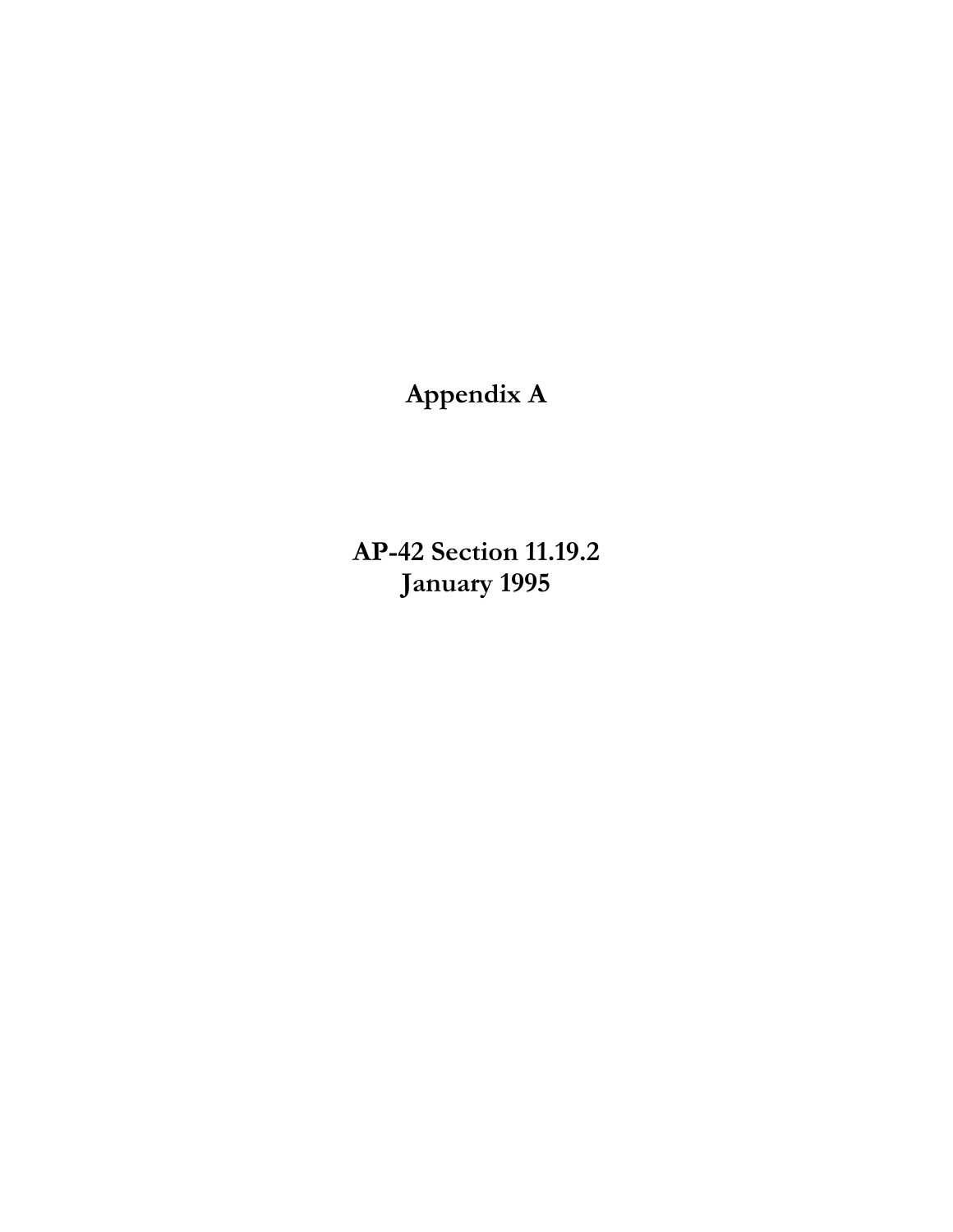# Appendix A

# AP-42 Section 11.19.2
# January 1995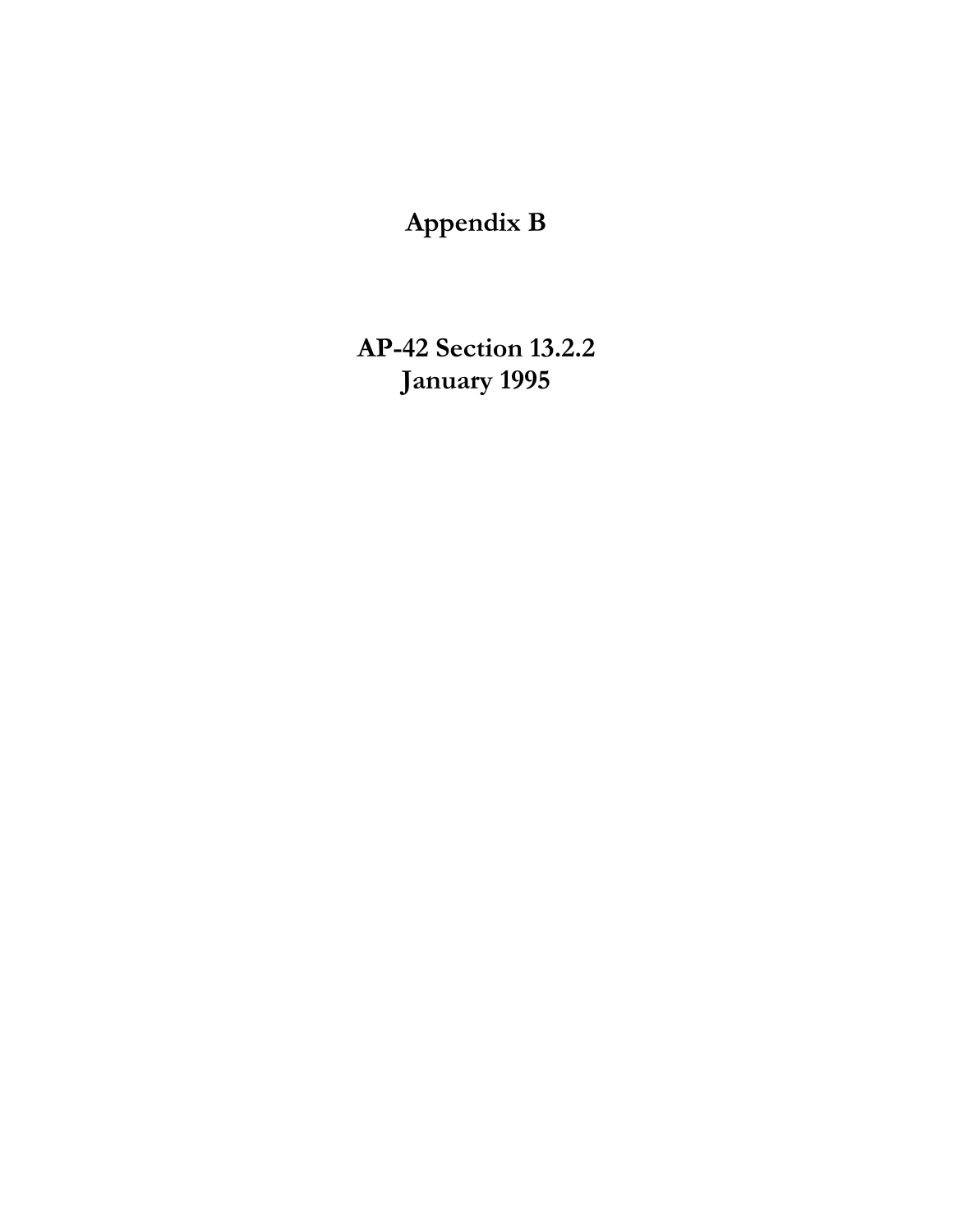# Appendix B

## AP-42 Section 13.2.2
## January 1995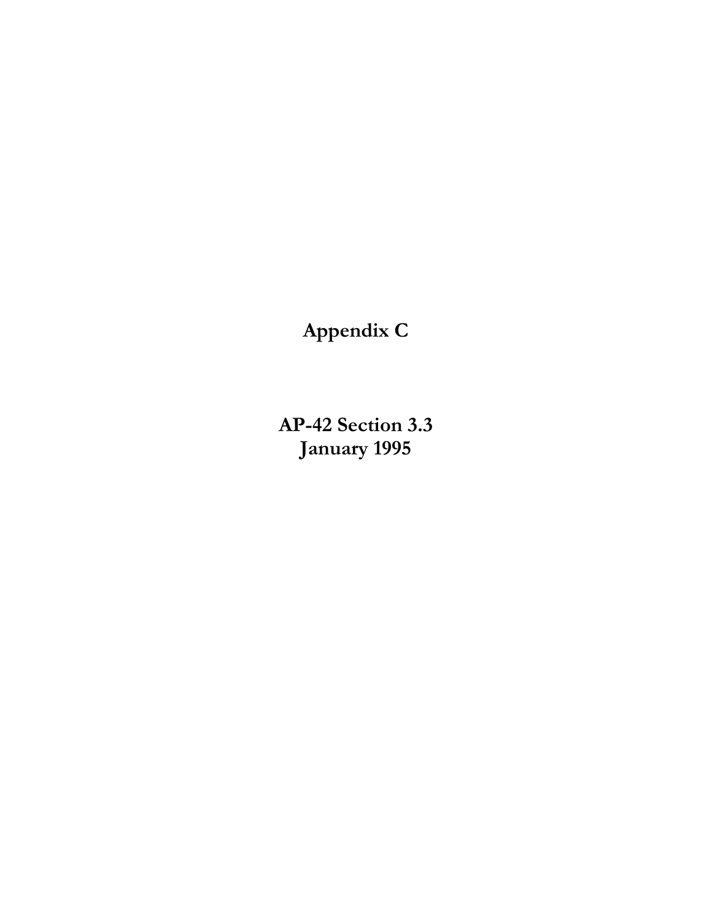# Appendix C

## AP-42 Section 3.3
## January 1995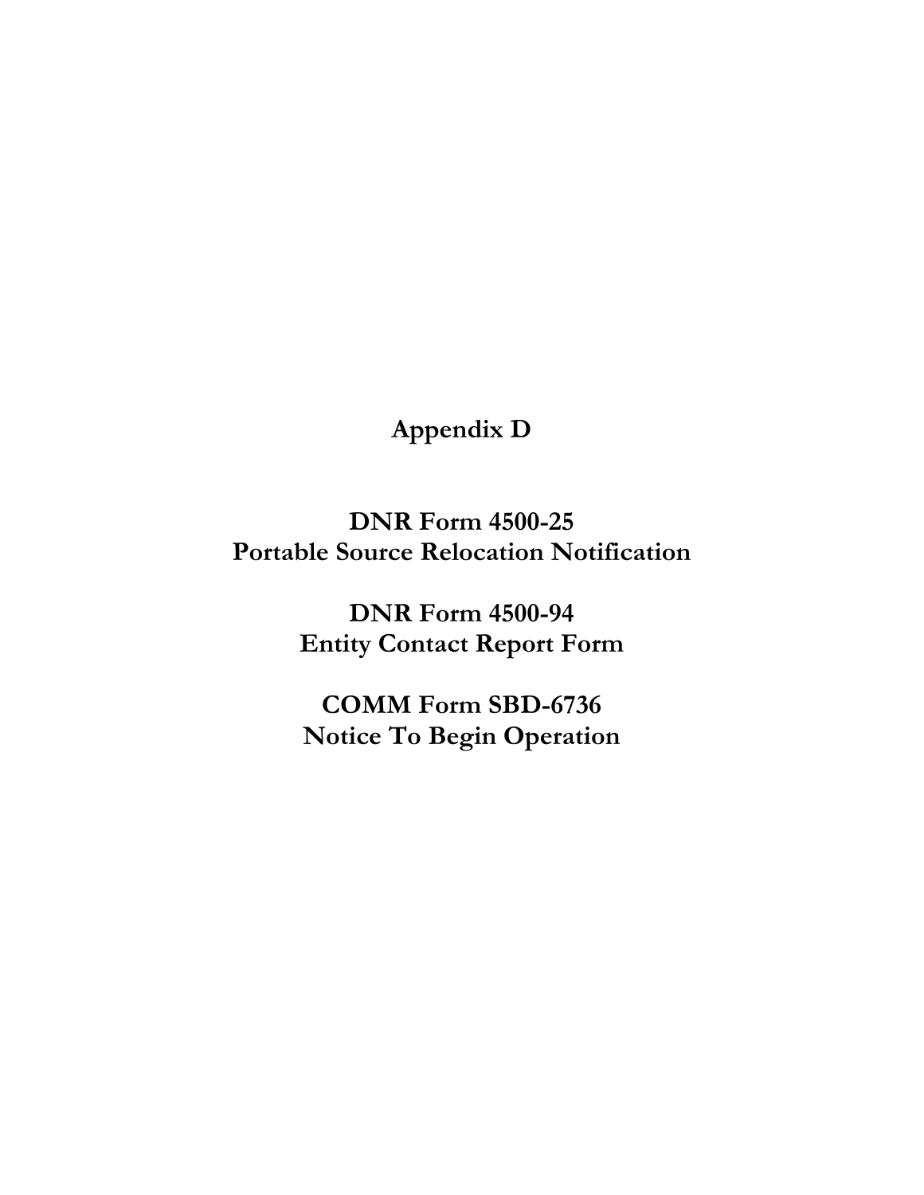# Appendix D

## DNR Form 4500-25
## Portable Source Relocation Notification

## DNR Form 4500-94
## Entity Contact Report Form

## COMM Form SBD-6736
## Notice To Begin Operation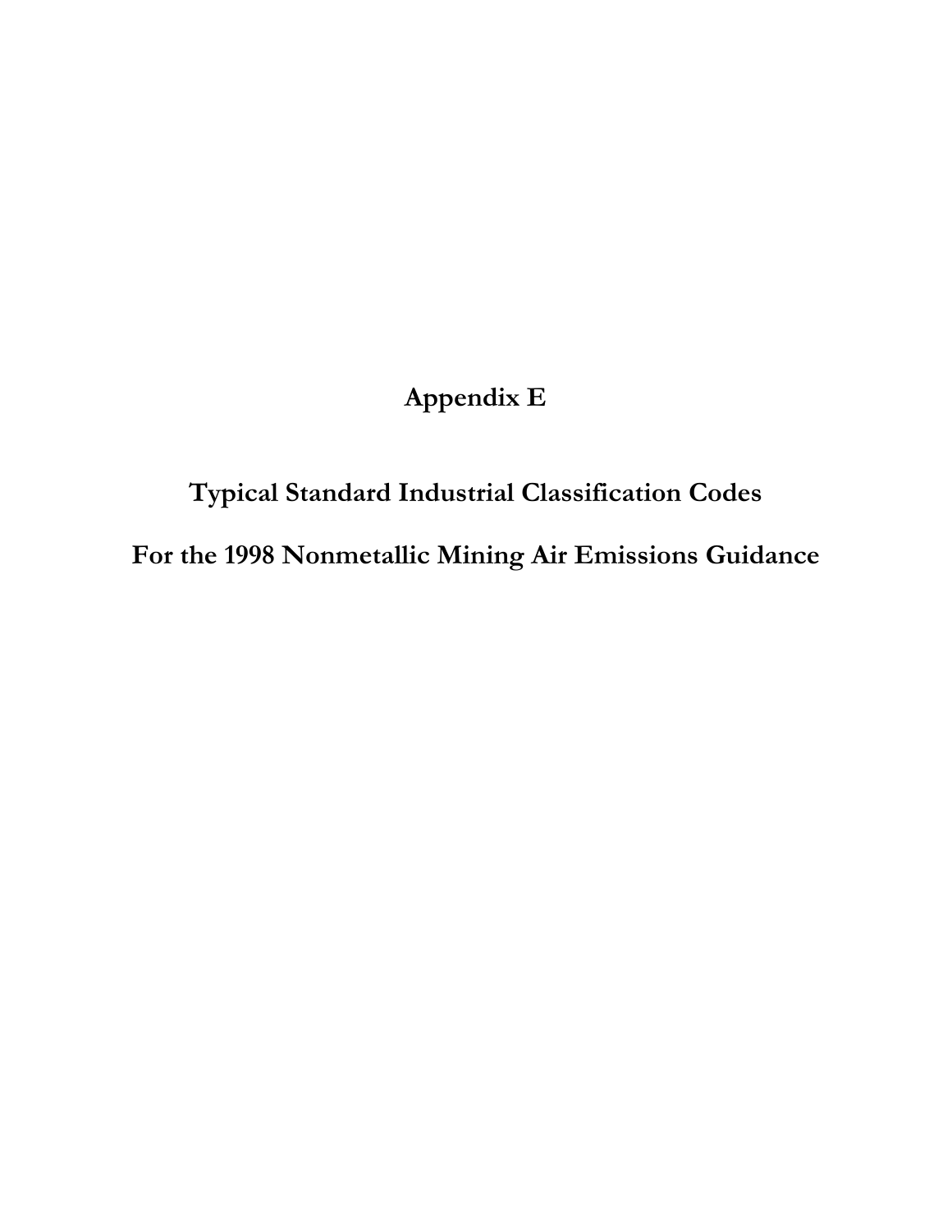# Appendix E

## Typical Standard Industrial Classification Codes

## For the 1998 Nonmetallic Mining Air Emissions Guidance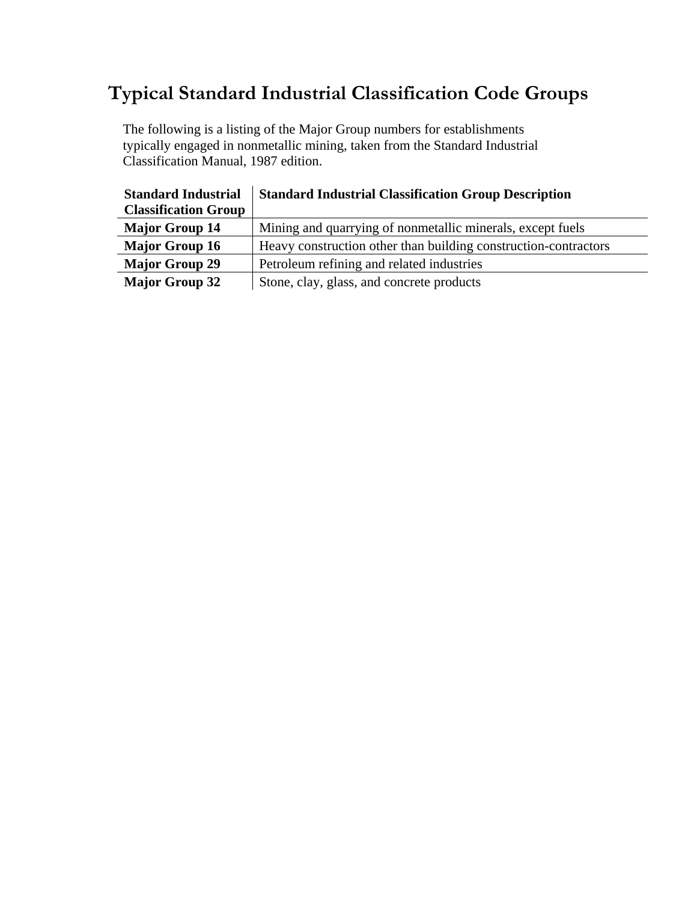# Typical Standard Industrial Classification Code Groups

The following is a listing of the Major Group numbers for establishments typically engaged in nonmetallic mining, taken from the Standard Industrial Classification Manual, 1987 edition.

| Standard Industrial Classification Group | Standard Industrial Classification Group Description |
|---|---|
| **Major Group 14** | Mining and quarrying of nonmetallic minerals, except fuels |
| **Major Group 16** | Heavy construction other than building construction-contractors |
| **Major Group 29** | Petroleum refining and related industries |
| **Major Group 32** | Stone, clay, glass, and concrete products |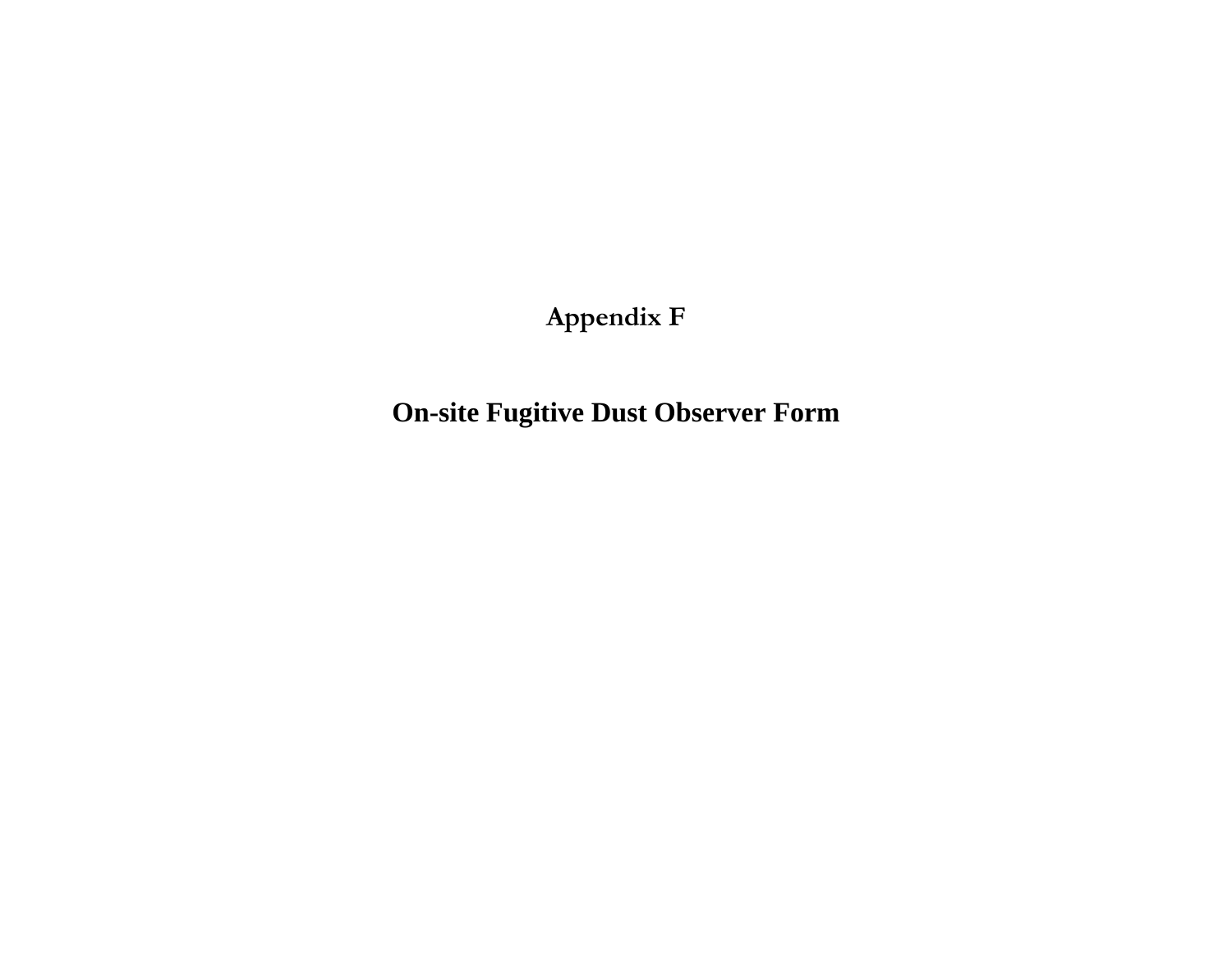# Appendix F

## On-site Fugitive Dust Observer Form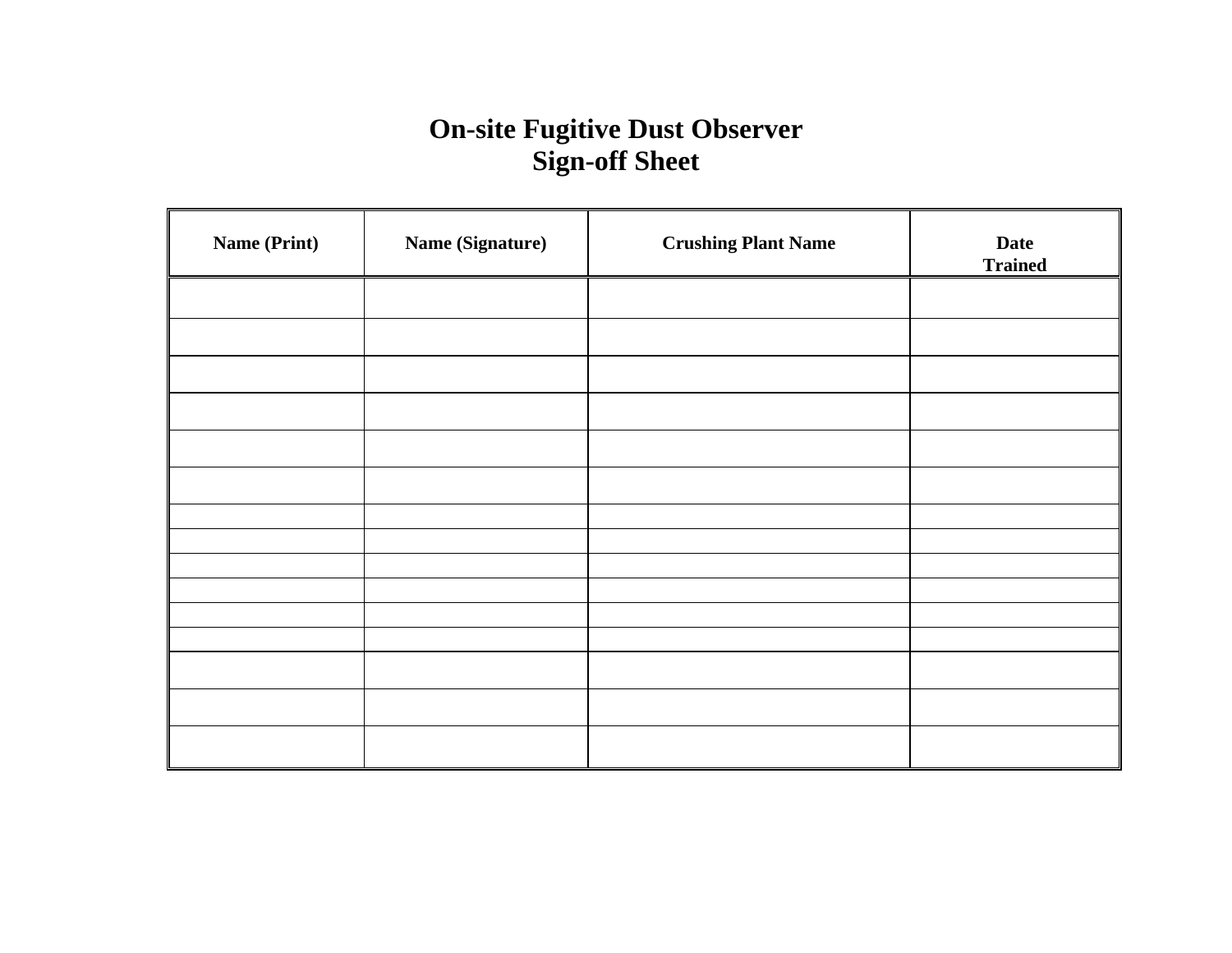# On-site Fugitive Dust Observer
# Sign-off Sheet

| Name (Print) | Name (Signature) | Crushing Plant Name | Date Trained |
|---|---|---|---|
| | | | |
| | | | |
| | | | |
| | | | |
| | | | |
| | | | |
| | | | |
| | | | |
| | | | |
| | | | |
| | | | |
| | | | |
| | | | |
| | | | |
| | | | |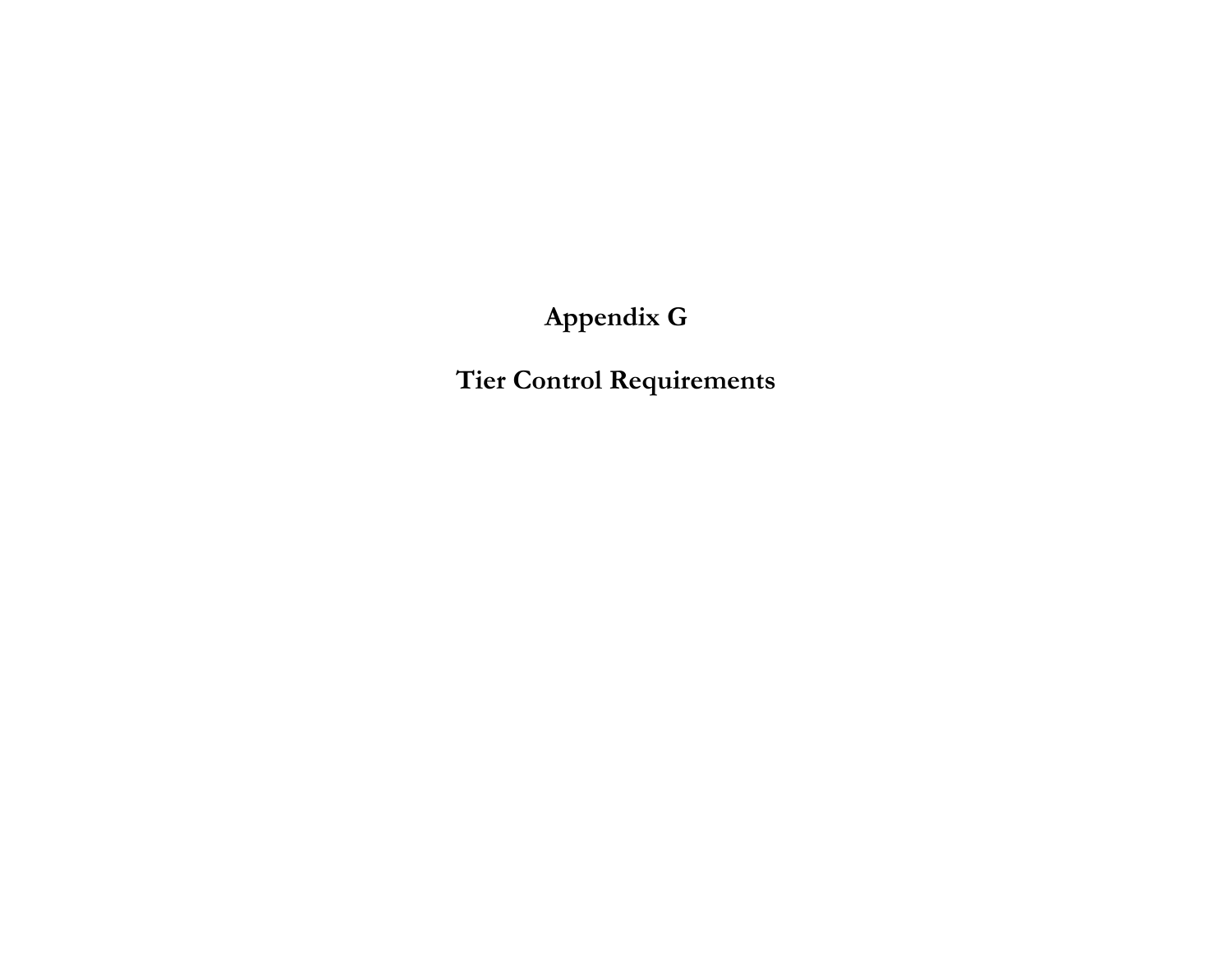# Appendix G

# Tier Control Requirements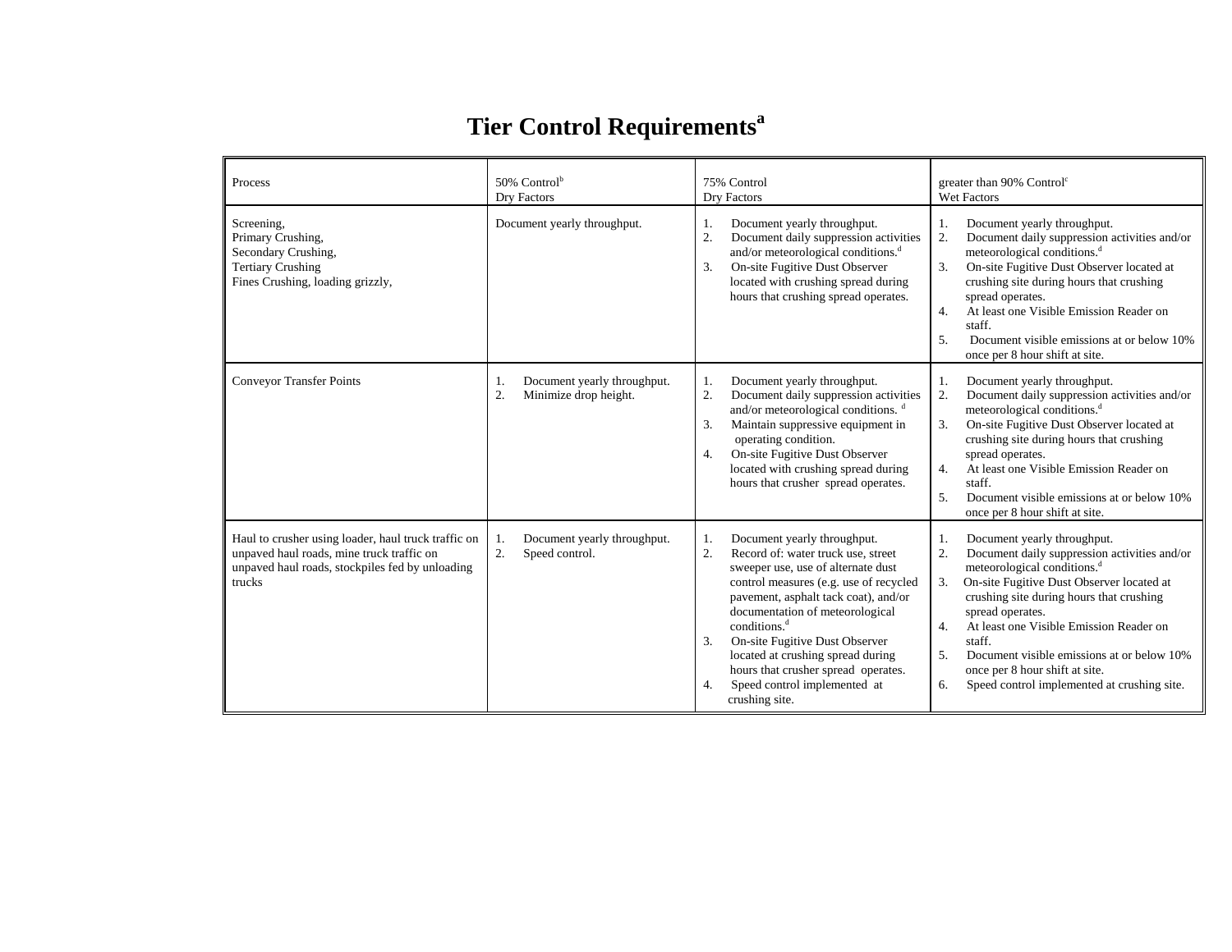# Tier Control Requirements[a]

| Process | 50% Control[b] Dry Factors | 75% Control Dry Factors | greater than 90% Control[c] Wet Factors |
|---|---|---|---|
| Screening,<br>Primary Crushing,<br>Secondary Crushing,<br>Tertiary Crushing<br>Fines Crushing, loading grizzly, | Document yearly throughput. | 1. Document yearly throughput.<br>2. Document daily suppression activities and/or meteorological conditions.[d]<br>3. On-site Fugitive Dust Observer located with crushing spread during hours that crushing spread operates. | 1. Document yearly throughput.<br>2. Document daily suppression activities and/or meteorological conditions.[d]<br>3. On-site Fugitive Dust Observer located at crushing site during hours that crushing spread operates.<br>4. At least one Visible Emission Reader on staff.<br>5. Document visible emissions at or below 10% once per 8 hour shift at site. |
| Conveyor Transfer Points | 1. Document yearly throughput.<br>2. Minimize drop height. | 1. Document yearly throughput.<br>2. Document daily suppression activities and/or meteorological conditions. [d]<br>3. Maintain suppressive equipment in operating condition.<br>4. On-site Fugitive Dust Observer located with crushing spread during hours that crusher spread operates. | 1. Document yearly throughput.<br>2. Document daily suppression activities and/or meteorological conditions.[d]<br>3. On-site Fugitive Dust Observer located at crushing site during hours that crushing spread operates.<br>4. At least one Visible Emission Reader on staff.<br>5. Document visible emissions at or below 10% once per 8 hour shift at site. |
| Haul to crusher using loader, haul truck traffic on unpaved haul roads, mine truck traffic on unpaved haul roads, stockpiles fed by unloading trucks | 1. Document yearly throughput.<br>2. Speed control. | 1. Document yearly throughput.<br>2. Record of: water truck use, street sweeper use, use of alternate dust control measures (e.g. use of recycled pavement, asphalt tack coat), and/or documentation of meteorological conditions.[d]<br>3. On-site Fugitive Dust Observer located at crushing spread during hours that crusher spread operates.<br>4. Speed control implemented at crushing site. | 1. Document yearly throughput.<br>2. Document daily suppression activities and/or meteorological conditions.[d]<br>3. On-site Fugitive Dust Observer located at crushing site during hours that crushing spread operates.<br>4. At least one Visible Emission Reader on staff.<br>5. Document visible emissions at or below 10% once per 8 hour shift at site.<br>6. Speed control implemented at crushing site. |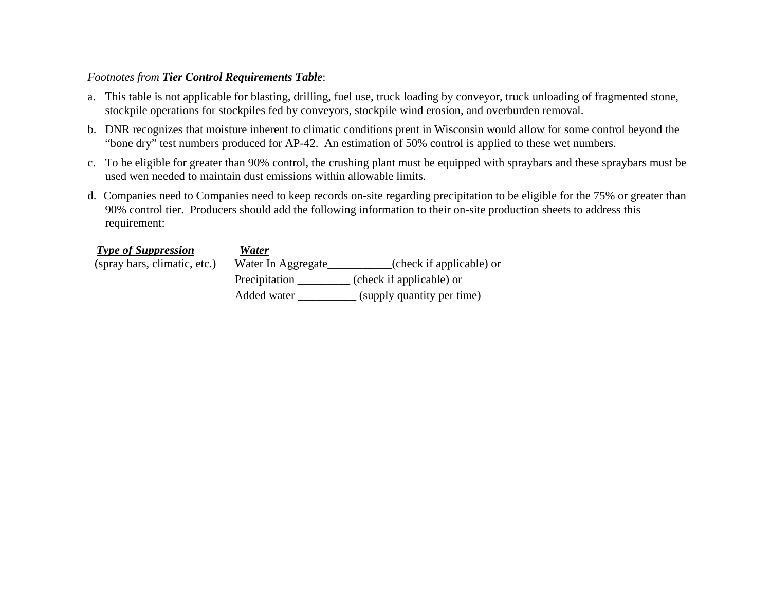*Footnotes from* ***Tier Control Requirements Table***:

a. This table is not applicable for blasting, drilling, fuel use, truck loading by conveyor, truck unloading of fragmented stone, stockpile operations for stockpiles fed by conveyors, stockpile wind erosion, and overburden removal.

b. DNR recognizes that moisture inherent to climatic conditions prent in Wisconsin would allow for some control beyond the "bone dry" test numbers produced for AP-42. An estimation of 50% control is applied to these wet numbers.

c. To be eligible for greater than 90% control, the crushing plant must be equipped with spraybars and these spraybars must be used wen needed to maintain dust emissions within allowable limits.

d. Companies need to Companies need to keep records on-site regarding precipitation to be eligible for the 75% or greater than 90% control tier. Producers should add the following information to their on-site production sheets to address this requirement:

| ***Type of Suppression*** | ***Water*** |
|---|---|
| (spray bars, climatic, etc.) | Water In Aggregate___________(check if applicable) or |
| | Precipitation _________ (check if applicable) or |
| | Added water __________ (supply quantity per time) |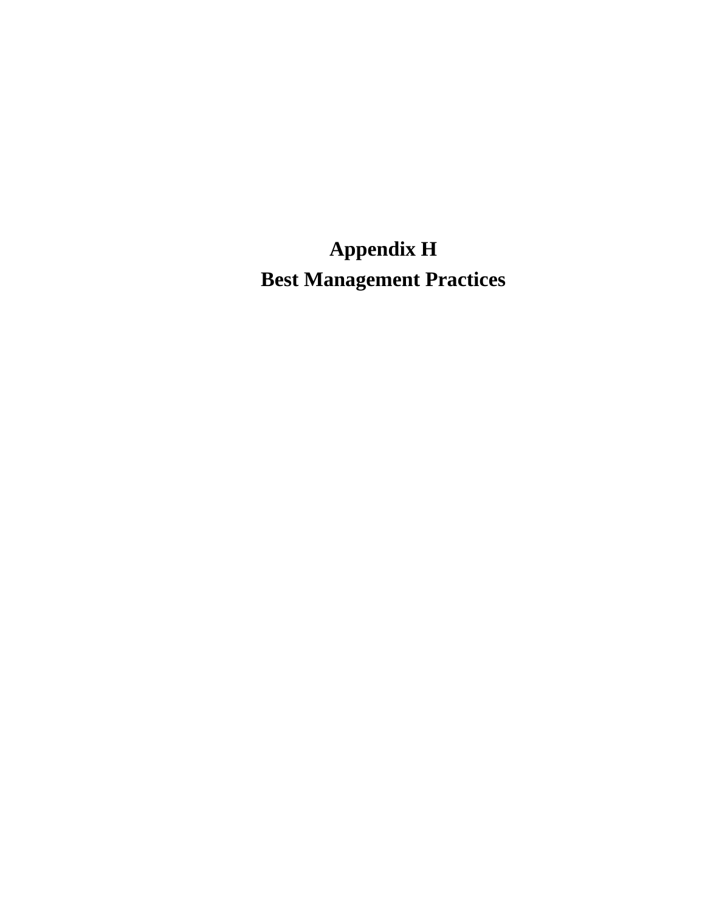# Appendix H
# Best Management Practices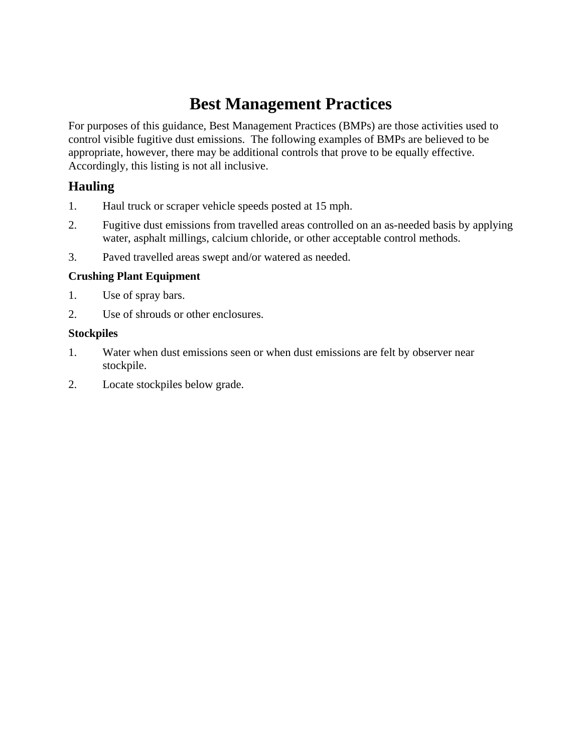# Best Management Practices

For purposes of this guidance, Best Management Practices (BMPs) are those activities used to control visible fugitive dust emissions. The following examples of BMPs are believed to be appropriate, however, there may be additional controls that prove to be equally effective. Accordingly, this listing is not all inclusive.

## Hauling

1. Haul truck or scraper vehicle speeds posted at 15 mph.
2. Fugitive dust emissions from travelled areas controlled on an as-needed basis by applying water, asphalt millings, calcium chloride, or other acceptable control methods.
3. Paved travelled areas swept and/or watered as needed.

### Crushing Plant Equipment

1. Use of spray bars.
2. Use of shrouds or other enclosures.

### Stockpiles

1. Water when dust emissions seen or when dust emissions are felt by observer near stockpile.
2. Locate stockpiles below grade.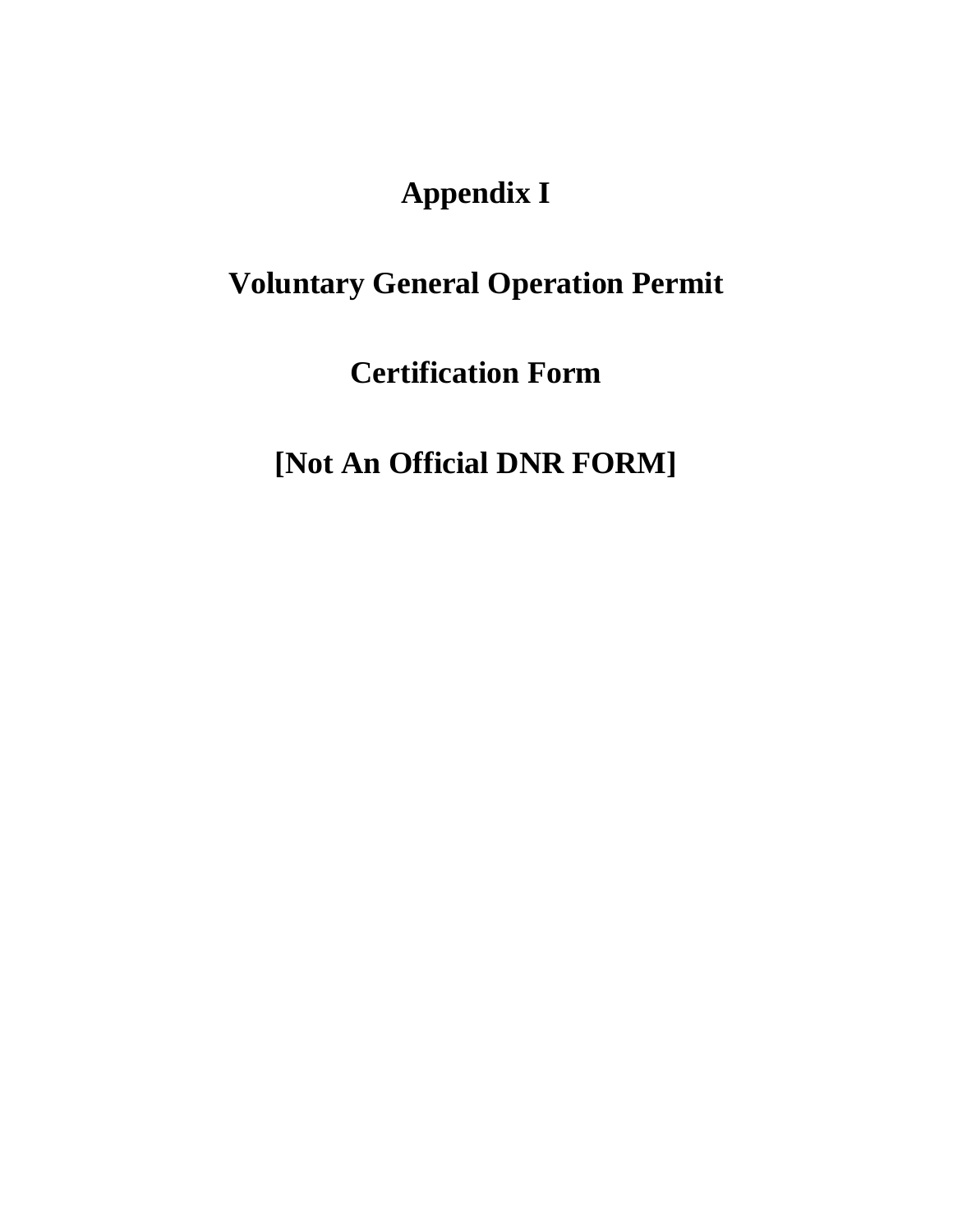# Appendix I

# Voluntary General Operation Permit

# Certification Form

# [Not An Official DNR FORM]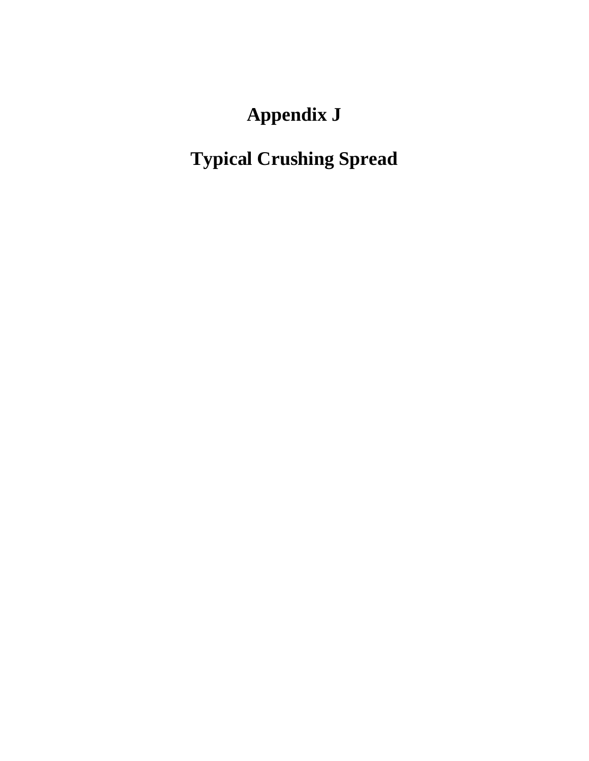# Appendix J

# Typical Crushing Spread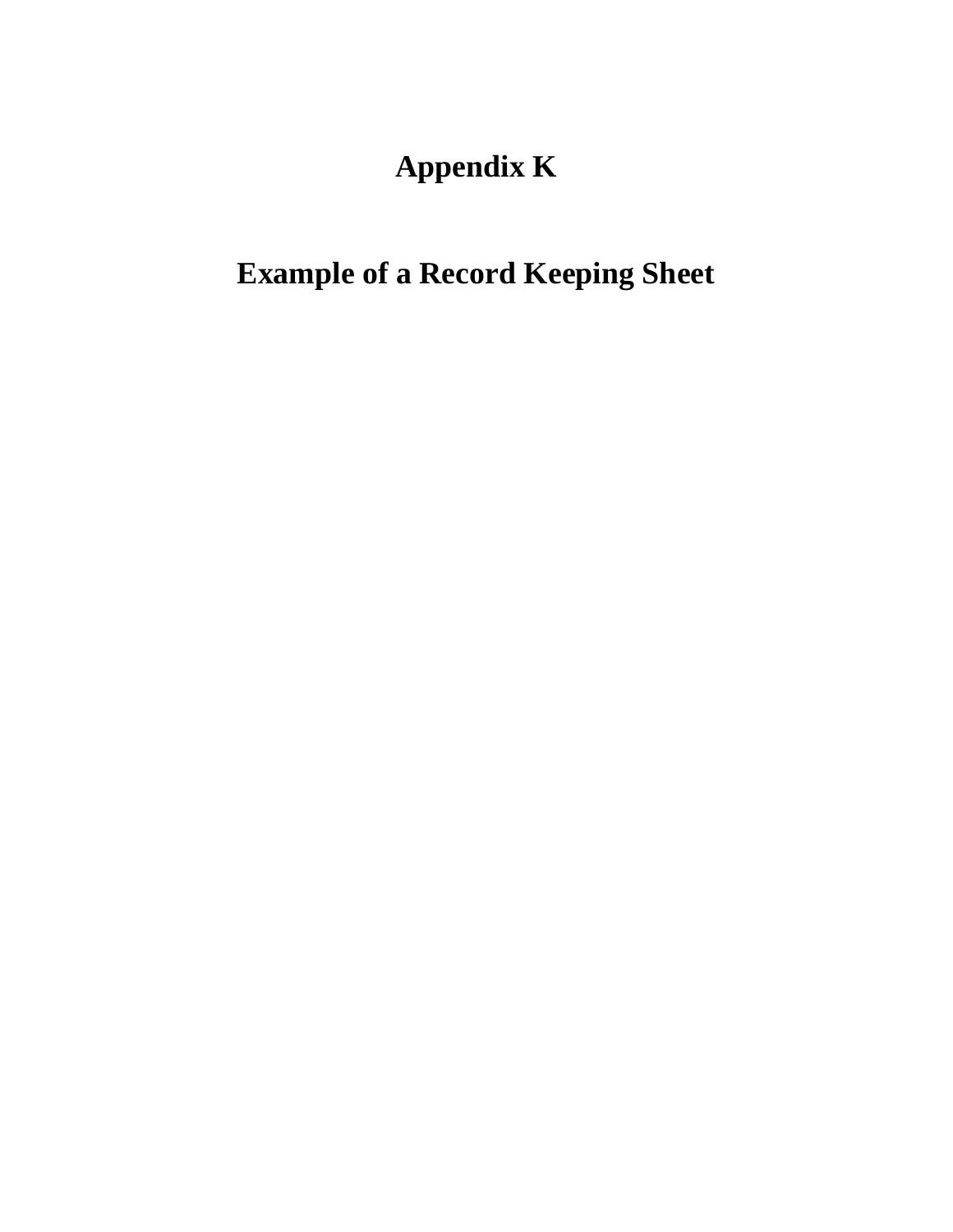# Appendix K

# Example of a Record Keeping Sheet